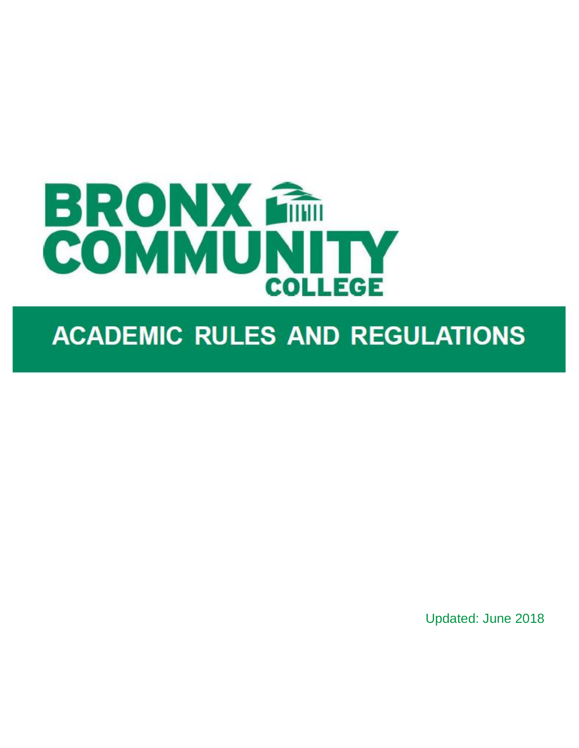# BRONX COMMUNITY COLLEGE

# ACADEMIC RULES AND REGULATIONS

Updated: June 2018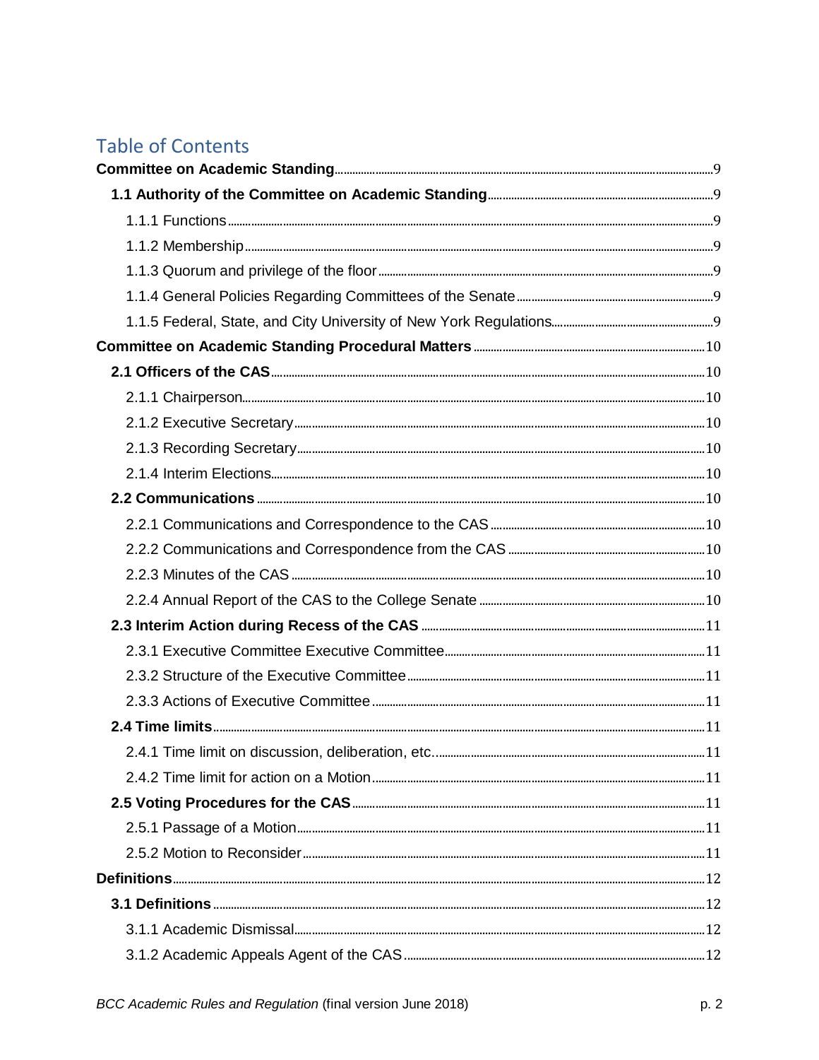# Table of Contents

**Committee on Academic Standing** ..... 9

- **1.1 Authority of the Committee on Academic Standing** ..... 9
  - 1.1.1 Functions ..... 9
  - 1.1.2 Membership ..... 9
  - 1.1.3 Quorum and privilege of the floor ..... 9
  - 1.1.4 General Policies Regarding Committees of the Senate ..... 9
  - 1.1.5 Federal, State, and City University of New York Regulations ..... 9

**Committee on Academic Standing Procedural Matters** ..... 10

- **2.1 Officers of the CAS** ..... 10
  - 2.1.1 Chairperson ..... 10
  - 2.1.2 Executive Secretary ..... 10
  - 2.1.3 Recording Secretary ..... 10
  - 2.1.4 Interim Elections ..... 10
- **2.2 Communications** ..... 10
  - 2.2.1 Communications and Correspondence to the CAS ..... 10
  - 2.2.2 Communications and Correspondence from the CAS ..... 10
  - 2.2.3 Minutes of the CAS ..... 10
  - 2.2.4 Annual Report of the CAS to the College Senate ..... 10
- **2.3 Interim Action during Recess of the CAS** ..... 11
  - 2.3.1 Executive Committee Executive Committee ..... 11
  - 2.3.2 Structure of the Executive Committee ..... 11
  - 2.3.3 Actions of Executive Committee ..... 11
- **2.4 Time limits** ..... 11
  - 2.4.1 Time limit on discussion, deliberation, etc. ..... 11
  - 2.4.2 Time limit for action on a Motion ..... 11
- **2.5 Voting Procedures for the CAS** ..... 11
  - 2.5.1 Passage of a Motion ..... 11
  - 2.5.2 Motion to Reconsider ..... 11

**Definitions** ..... 12

- **3.1 Definitions** ..... 12
  - 3.1.1 Academic Dismissal ..... 12
  - 3.1.2 Academic Appeals Agent of the CAS ..... 12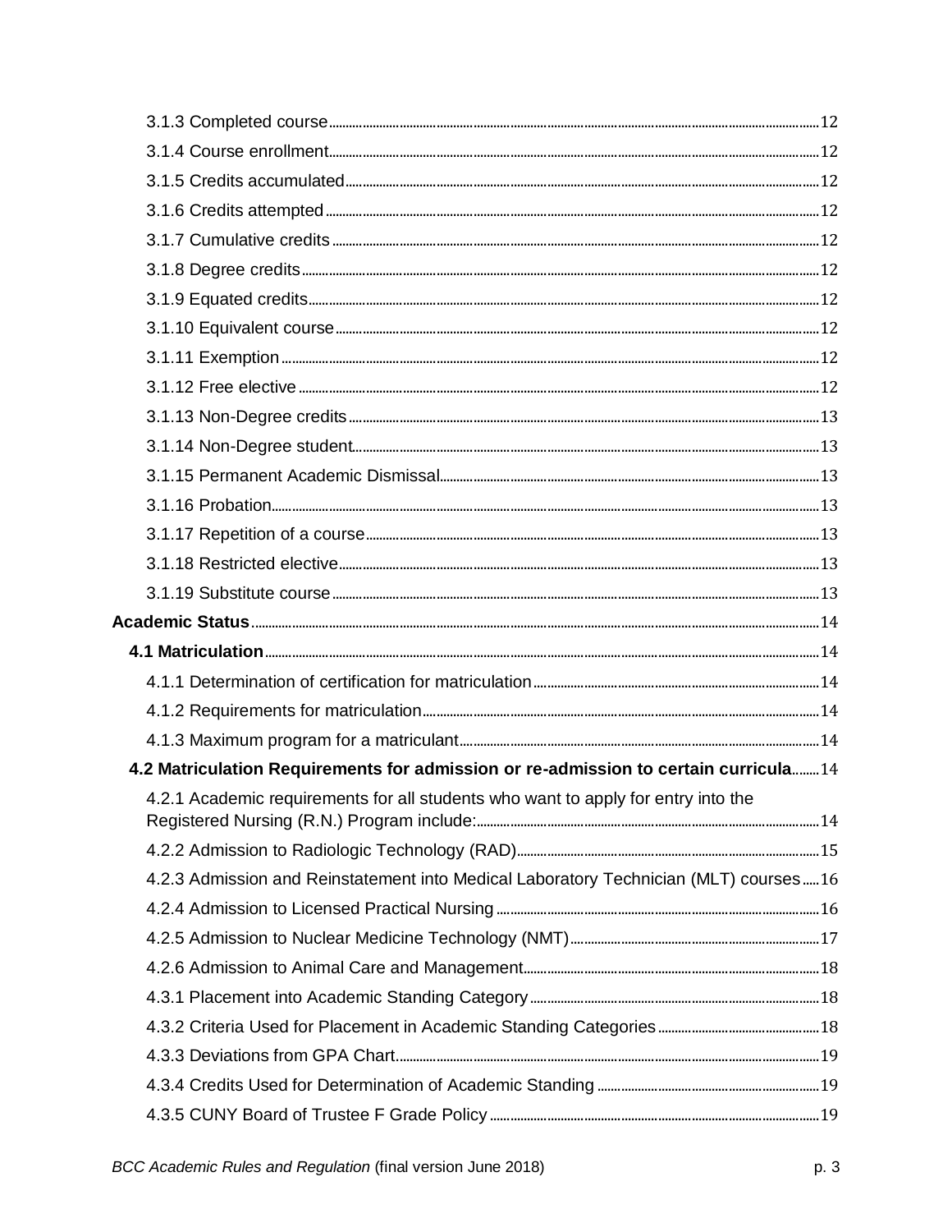3.1.3 Completed course ..... 12

3.1.4 Course enrollment ..... 12

3.1.5 Credits accumulated ..... 12

3.1.6 Credits attempted ..... 12

3.1.7 Cumulative credits ..... 12

3.1.8 Degree credits ..... 12

3.1.9 Equated credits ..... 12

3.1.10 Equivalent course ..... 12

3.1.11 Exemption ..... 12

3.1.12 Free elective ..... 12

3.1.13 Non-Degree credits ..... 13

3.1.14 Non-Degree student ..... 13

3.1.15 Permanent Academic Dismissal ..... 13

3.1.16 Probation ..... 13

3.1.17 Repetition of a course ..... 13

3.1.18 Restricted elective ..... 13

3.1.19 Substitute course ..... 13

**Academic Status** ..... 14

**4.1 Matriculation** ..... 14

4.1.1 Determination of certification for matriculation ..... 14

4.1.2 Requirements for matriculation ..... 14

4.1.3 Maximum program for a matriculant ..... 14

**4.2 Matriculation Requirements for admission or re-admission to certain curricula** ..... 14

4.2.1 Academic requirements for all students who want to apply for entry into the Registered Nursing (R.N.) Program include: ..... 14

4.2.2 Admission to Radiologic Technology (RAD) ..... 15

4.2.3 Admission and Reinstatement into Medical Laboratory Technician (MLT) courses ..... 16

4.2.4 Admission to Licensed Practical Nursing ..... 16

4.2.5 Admission to Nuclear Medicine Technology (NMT) ..... 17

4.2.6 Admission to Animal Care and Management ..... 18

4.3.1 Placement into Academic Standing Category ..... 18

4.3.2 Criteria Used for Placement in Academic Standing Categories ..... 18

4.3.3 Deviations from GPA Chart ..... 19

4.3.4 Credits Used for Determination of Academic Standing ..... 19

4.3.5 CUNY Board of Trustee F Grade Policy ..... 19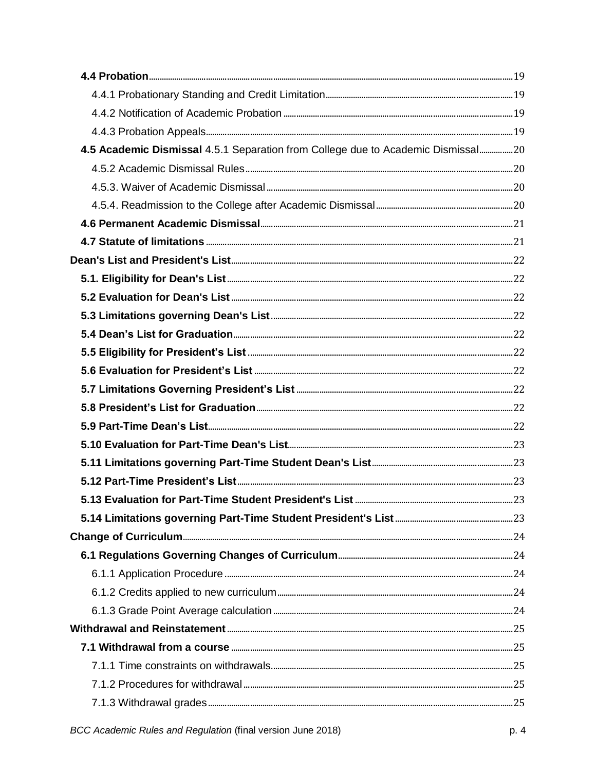**4.4 Probation** ........ 19

4.4.1 Probationary Standing and Credit Limitation ........ 19

4.4.2 Notification of Academic Probation ........ 19

4.4.3 Probation Appeals ........ 19

**4.5 Academic Dismissal** 4.5.1 Separation from College due to Academic Dismissal ........ 20

4.5.2 Academic Dismissal Rules ........ 20

4.5.3. Waiver of Academic Dismissal ........ 20

4.5.4. Readmission to the College after Academic Dismissal ........ 20

**4.6 Permanent Academic Dismissal** ........ 21

**4.7 Statute of limitations** ........ 21

**Dean's List and President's List** ........ 22

**5.1. Eligibility for Dean's List** ........ 22

**5.2 Evaluation for Dean's List** ........ 22

**5.3 Limitations governing Dean's List** ........ 22

**5.4 Dean's List for Graduation** ........ 22

**5.5 Eligibility for President's List** ........ 22

**5.6 Evaluation for President's List** ........ 22

**5.7 Limitations Governing President's List** ........ 22

**5.8 President's List for Graduation** ........ 22

**5.9 Part-Time Dean's List** ........ 22

**5.10 Evaluation for Part-Time Dean's List** ........ 23

**5.11 Limitations governing Part-Time Student Dean's List** ........ 23

**5.12 Part-Time President's List** ........ 23

**5.13 Evaluation for Part-Time Student President's List** ........ 23

**5.14 Limitations governing Part-Time Student President's List** ........ 23

**Change of Curriculum** ........ 24

**6.1 Regulations Governing Changes of Curriculum** ........ 24

6.1.1 Application Procedure ........ 24

6.1.2 Credits applied to new curriculum ........ 24

6.1.3 Grade Point Average calculation ........ 24

**Withdrawal and Reinstatement** ........ 25

**7.1 Withdrawal from a course** ........ 25

7.1.1 Time constraints on withdrawals ........ 25

7.1.2 Procedures for withdrawal ........ 25

7.1.3 Withdrawal grades ........ 25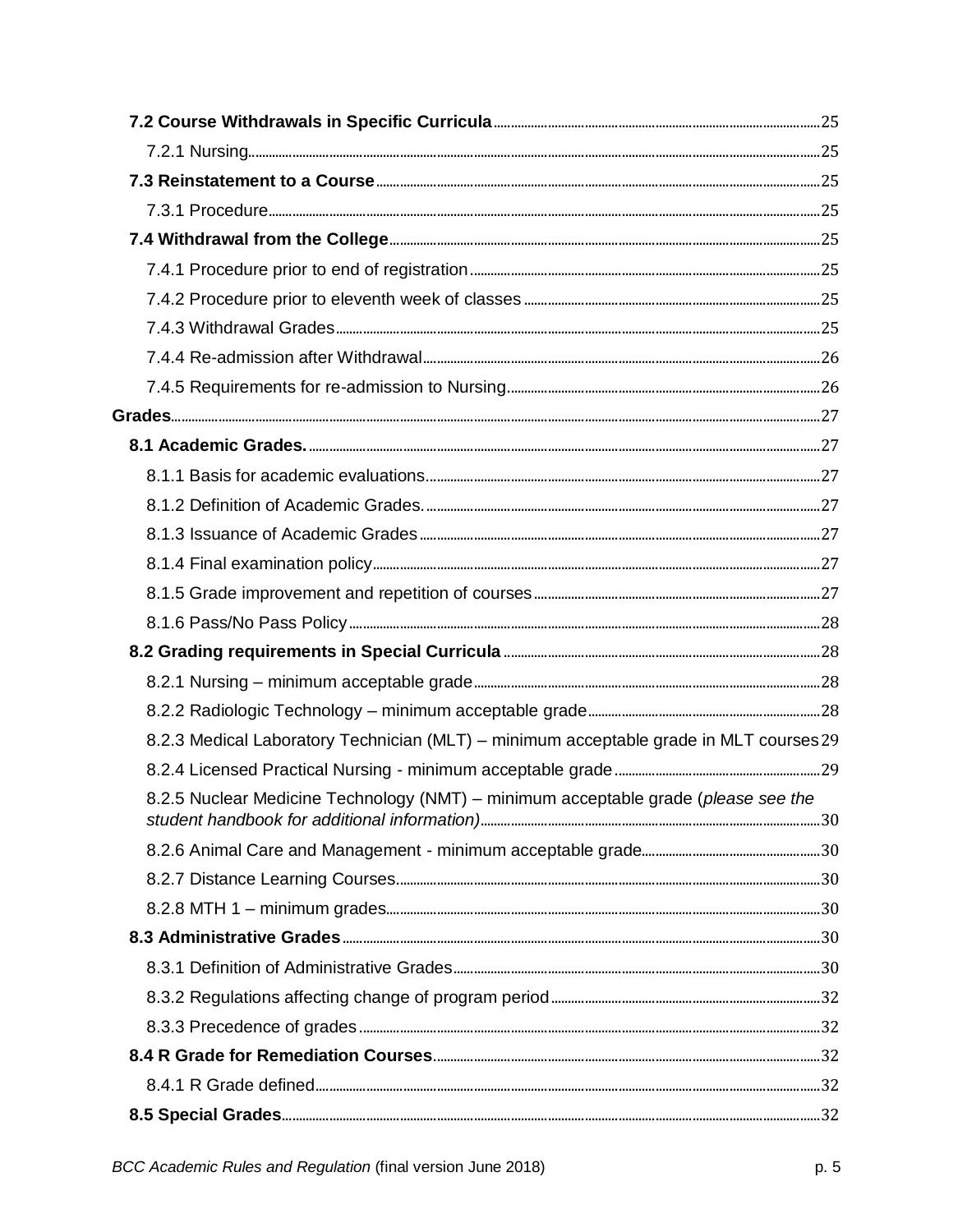**7.2 Course Withdrawals in Specific Curricula** 25

7.2.1 Nursing 25

**7.3 Reinstatement to a Course** 25

7.3.1 Procedure 25

**7.4 Withdrawal from the College** 25

7.4.1 Procedure prior to end of registration 25

7.4.2 Procedure prior to eleventh week of classes 25

7.4.3 Withdrawal Grades 25

7.4.4 Re-admission after Withdrawal 26

7.4.5 Requirements for re-admission to Nursing 26

**Grades** 27

**8.1 Academic Grades.** 27

8.1.1 Basis for academic evaluations 27

8.1.2 Definition of Academic Grades. 27

8.1.3 Issuance of Academic Grades 27

8.1.4 Final examination policy 27

8.1.5 Grade improvement and repetition of courses 27

8.1.6 Pass/No Pass Policy 28

**8.2 Grading requirements in Special Curricula** 28

8.2.1 Nursing – minimum acceptable grade 28

8.2.2 Radiologic Technology – minimum acceptable grade 28

8.2.3 Medical Laboratory Technician (MLT) – minimum acceptable grade in MLT courses 29

8.2.4 Licensed Practical Nursing - minimum acceptable grade 29

8.2.5 Nuclear Medicine Technology (NMT) – minimum acceptable grade (*please see the student handbook for additional information)* 30

8.2.6 Animal Care and Management - minimum acceptable grade 30

8.2.7 Distance Learning Courses 30

8.2.8 MTH 1 – minimum grades 30

**8.3 Administrative Grades** 30

8.3.1 Definition of Administrative Grades 30

8.3.2 Regulations affecting change of program period 32

8.3.3 Precedence of grades 32

**8.4 R Grade for Remediation Courses** 32

8.4.1 R Grade defined 32

**8.5 Special Grades** 32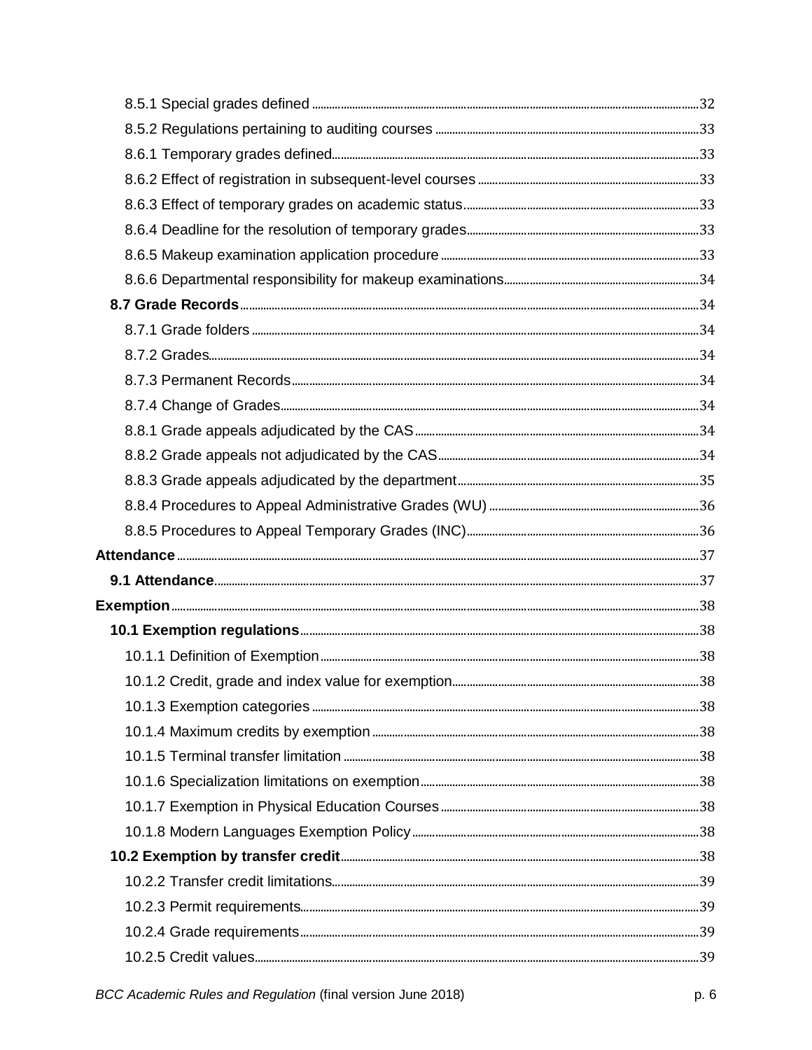8.5.1 Special grades defined ....................................................................................................32

8.5.2 Regulations pertaining to auditing courses ..........................................................................33

8.6.1 Temporary grades defined......................................................................................................33

8.6.2 Effect of registration in subsequent-level courses .................................................................33

8.6.3 Effect of temporary grades on academic status......................................................................33

8.6.4 Deadline for the resolution of temporary grades.....................................................................33

8.6.5 Makeup examination application procedure ..........................................................................33

8.6.6 Departmental responsibility for makeup examinations............................................................34

**8.7 Grade Records**..........................................................................................................................34

8.7.1 Grade folders ...........................................................................................................................34

8.7.2 Grades.......................................................................................................................................34

8.7.3 Permanent Records...................................................................................................................34

8.7.4 Change of Grades......................................................................................................................34

8.8.1 Grade appeals adjudicated by the CAS......................................................................................34

8.8.2 Grade appeals not adjudicated by the CAS.................................................................................34

8.8.3 Grade appeals adjudicated by the department...........................................................................35

8.8.4 Procedures to Appeal Administrative Grades (WU) ...................................................................36

8.8.5 Procedures to Appeal Temporary Grades (INC)..........................................................................36

**Attendance**.......................................................................................................................................37

**9.1 Attendance**..................................................................................................................................37

**Exemption**........................................................................................................................................38

**10.1 Exemption regulations**...............................................................................................................38

10.1.1 Definition of Exemption.............................................................................................................38

10.1.2 Credit, grade and index value for exemption..............................................................................38

10.1.3 Exemption categories ................................................................................................................38

10.1.4 Maximum credits by exemption ................................................................................................38

10.1.5 Terminal transfer limitation ........................................................................................................38

10.1.6 Specialization limitations on exemption......................................................................................38

10.1.7 Exemption in Physical Education Courses ..................................................................................38

10.1.8 Modern Languages Exemption Policy.........................................................................................38

**10.2 Exemption by transfer credit**......................................................................................................38

10.2.2 Transfer credit limitations............................................................................................................39

10.2.3 Permit requirements...................................................................................................................39

10.2.4 Grade requirements....................................................................................................................39

10.2.5 Credit values...............................................................................................................................39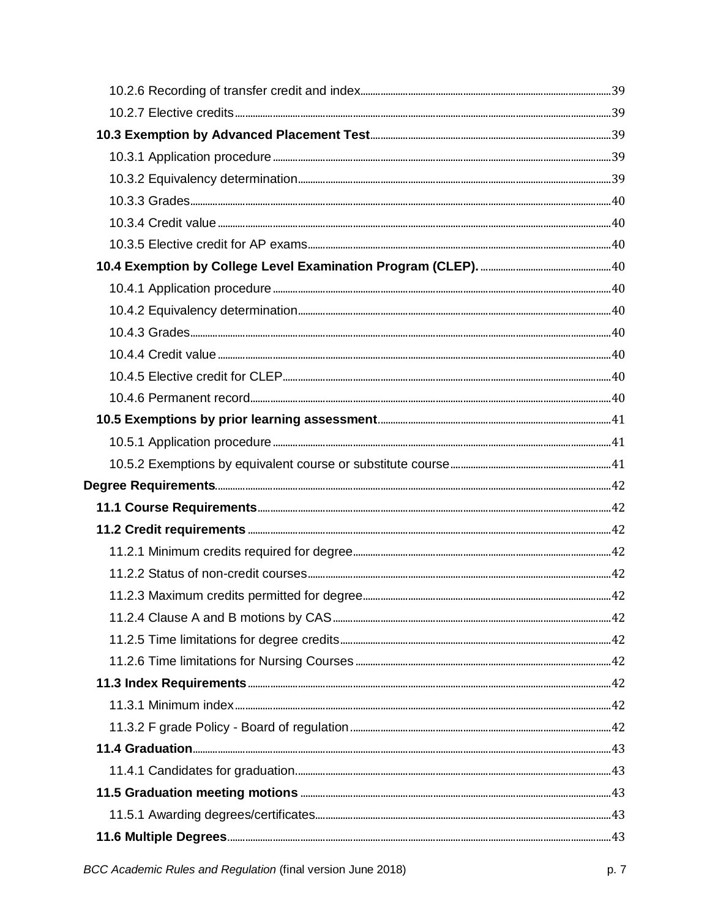10.2.6 Recording of transfer credit and index ........ 39

10.2.7 Elective credits ........ 39

**10.3 Exemption by Advanced Placement Test** ........ 39

10.3.1 Application procedure ........ 39

10.3.2 Equivalency determination ........ 39

10.3.3 Grades ........ 40

10.3.4 Credit value ........ 40

10.3.5 Elective credit for AP exams ........ 40

**10.4 Exemption by College Level Examination Program (CLEP).** ........ 40

10.4.1 Application procedure ........ 40

10.4.2 Equivalency determination ........ 40

10.4.3 Grades ........ 40

10.4.4 Credit value ........ 40

10.4.5 Elective credit for CLEP ........ 40

10.4.6 Permanent record ........ 40

**10.5 Exemptions by prior learning assessment** ........ 41

10.5.1 Application procedure ........ 41

10.5.2 Exemptions by equivalent course or substitute course ........ 41

**Degree Requirements** ........ 42

**11.1 Course Requirements** ........ 42

**11.2 Credit requirements** ........ 42

11.2.1 Minimum credits required for degree ........ 42

11.2.2 Status of non-credit courses ........ 42

11.2.3 Maximum credits permitted for degree ........ 42

11.2.4 Clause A and B motions by CAS ........ 42

11.2.5 Time limitations for degree credits ........ 42

11.2.6 Time limitations for Nursing Courses ........ 42

**11.3 Index Requirements** ........ 42

11.3.1 Minimum index ........ 42

11.3.2 F grade Policy - Board of regulation ........ 42

**11.4 Graduation** ........ 43

11.4.1 Candidates for graduation ........ 43

**11.5 Graduation meeting motions** ........ 43

11.5.1 Awarding degrees/certificates ........ 43

**11.6 Multiple Degrees** ........ 43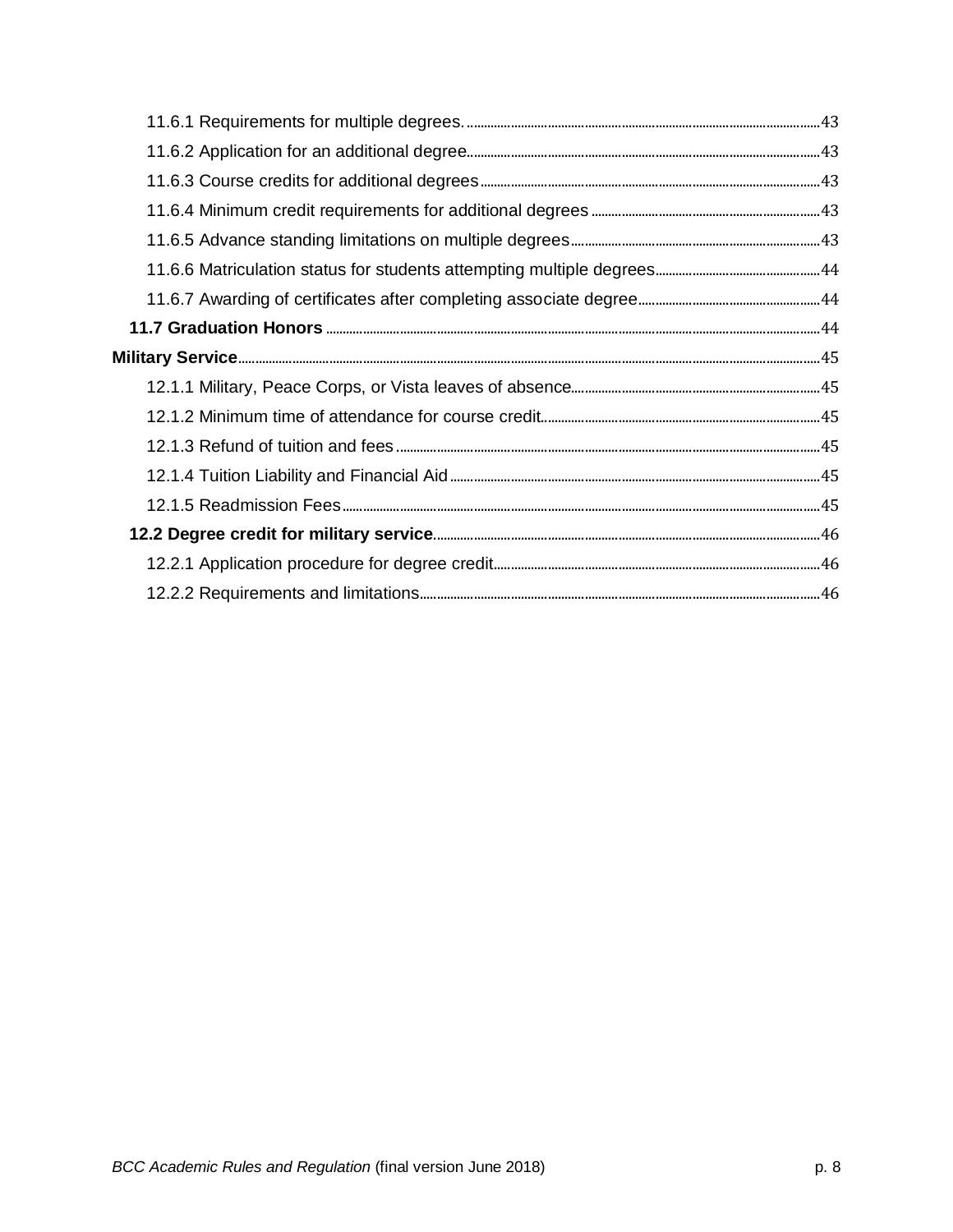11.6.1 Requirements for multiple degrees. ....................................................................................... 43

11.6.2 Application for an additional degree....................................................................................... 43

11.6.3 Course credits for additional degrees ..................................................................................... 43

11.6.4 Minimum credit requirements for additional degrees ............................................................ 43

11.6.5 Advance standing limitations on multiple degrees.................................................................. 43

11.6.6 Matriculation status for students attempting multiple degrees ............................................. 44

11.6.7 Awarding of certificates after completing associate degree ................................................... 44

**11.7 Graduation Honors** ..................................................................................................................... 44

**Military Service**.................................................................................................................................. 45

12.1.1 Military, Peace Corps, or Vista leaves of absence.................................................................... 45

12.1.2 Minimum time of attendance for course credit....................................................................... 45

12.1.3 Refund of tuition and fees ........................................................................................................ 45

12.1.4 Tuition Liability and Financial Aid ............................................................................................ 45

12.1.5 Readmission Fees ..................................................................................................................... 45

**12.2 Degree credit for military service**.................................................................................................. 46

12.2.1 Application procedure for degree credit................................................................................... 46

12.2.2 Requirements and limitations................................................................................................... 46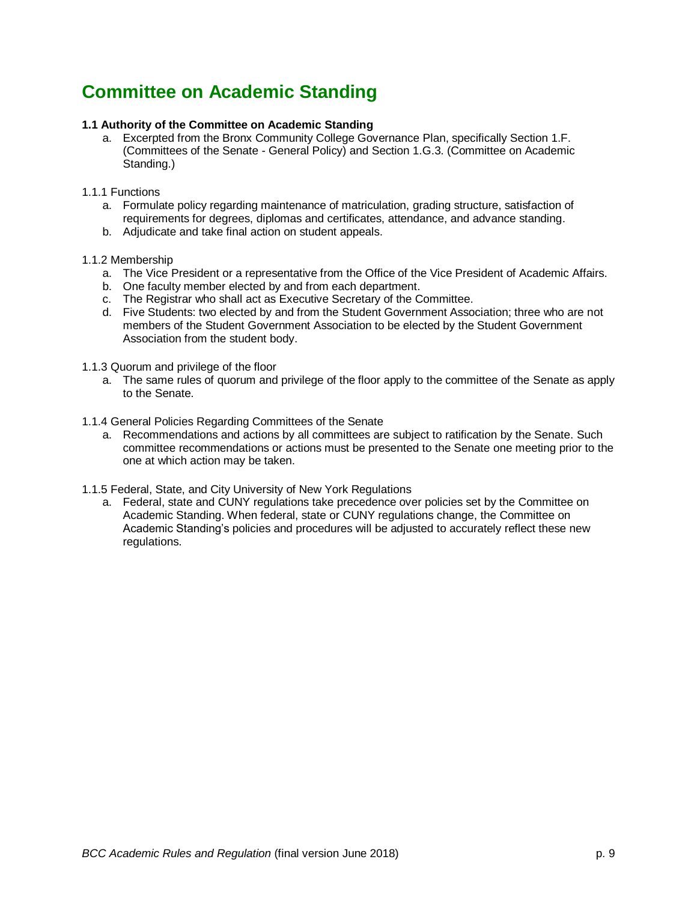# Committee on Academic Standing

**1.1 Authority of the Committee on Academic Standing**

a. Excerpted from the Bronx Community College Governance Plan, specifically Section 1.F. (Committees of the Senate - General Policy) and Section 1.G.3. (Committee on Academic Standing.)

1.1.1 Functions

a. Formulate policy regarding maintenance of matriculation, grading structure, satisfaction of requirements for degrees, diplomas and certificates, attendance, and advance standing.
b. Adjudicate and take final action on student appeals.

1.1.2 Membership

a. The Vice President or a representative from the Office of the Vice President of Academic Affairs.
b. One faculty member elected by and from each department.
c. The Registrar who shall act as Executive Secretary of the Committee.
d. Five Students: two elected by and from the Student Government Association; three who are not members of the Student Government Association to be elected by the Student Government Association from the student body.

1.1.3 Quorum and privilege of the floor

a. The same rules of quorum and privilege of the floor apply to the committee of the Senate as apply to the Senate.

1.1.4 General Policies Regarding Committees of the Senate

a. Recommendations and actions by all committees are subject to ratification by the Senate. Such committee recommendations or actions must be presented to the Senate one meeting prior to the one at which action may be taken.

1.1.5 Federal, State, and City University of New York Regulations

a. Federal, state and CUNY regulations take precedence over policies set by the Committee on Academic Standing. When federal, state or CUNY regulations change, the Committee on Academic Standing's policies and procedures will be adjusted to accurately reflect these new regulations.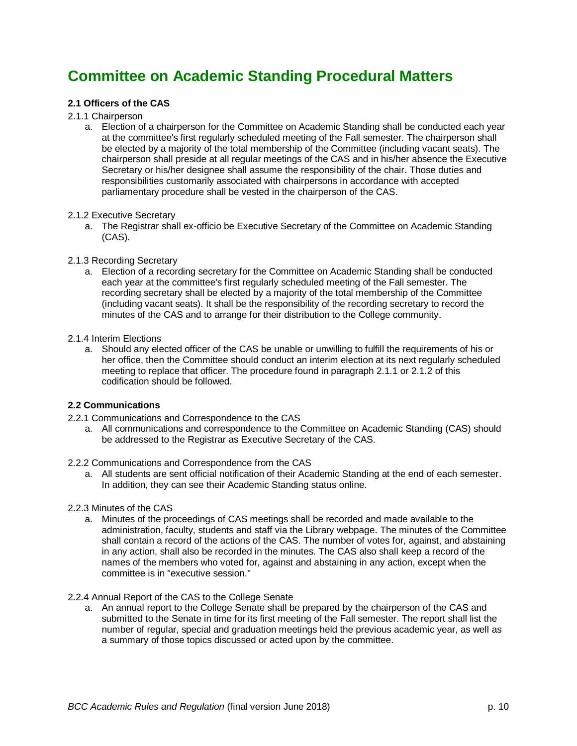# Committee on Academic Standing Procedural Matters

**2.1 Officers of the CAS**

2.1.1 Chairperson

a. Election of a chairperson for the Committee on Academic Standing shall be conducted each year at the committee's first regularly scheduled meeting of the Fall semester. The chairperson shall be elected by a majority of the total membership of the Committee (including vacant seats). The chairperson shall preside at all regular meetings of the CAS and in his/her absence the Executive Secretary or his/her designee shall assume the responsibility of the chair. Those duties and responsibilities customarily associated with chairpersons in accordance with accepted parliamentary procedure shall be vested in the chairperson of the CAS.

2.1.2 Executive Secretary

a. The Registrar shall ex-officio be Executive Secretary of the Committee on Academic Standing (CAS).

2.1.3 Recording Secretary

a. Election of a recording secretary for the Committee on Academic Standing shall be conducted each year at the committee's first regularly scheduled meeting of the Fall semester. The recording secretary shall be elected by a majority of the total membership of the Committee (including vacant seats). It shall be the responsibility of the recording secretary to record the minutes of the CAS and to arrange for their distribution to the College community.

2.1.4 Interim Elections

a. Should any elected officer of the CAS be unable or unwilling to fulfill the requirements of his or her office, then the Committee should conduct an interim election at its next regularly scheduled meeting to replace that officer. The procedure found in paragraph 2.1.1 or 2.1.2 of this codification should be followed.

**2.2 Communications**

2.2.1 Communications and Correspondence to the CAS

a. All communications and correspondence to the Committee on Academic Standing (CAS) should be addressed to the Registrar as Executive Secretary of the CAS.

2.2.2 Communications and Correspondence from the CAS

a. All students are sent official notification of their Academic Standing at the end of each semester. In addition, they can see their Academic Standing status online.

2.2.3 Minutes of the CAS

a. Minutes of the proceedings of CAS meetings shall be recorded and made available to the administration, faculty, students and staff via the Library webpage. The minutes of the Committee shall contain a record of the actions of the CAS. The number of votes for, against, and abstaining in any action, shall also be recorded in the minutes. The CAS also shall keep a record of the names of the members who voted for, against and abstaining in any action, except when the committee is in "executive session."

2.2.4 Annual Report of the CAS to the College Senate

a. An annual report to the College Senate shall be prepared by the chairperson of the CAS and submitted to the Senate in time for its first meeting of the Fall semester. The report shall list the number of regular, special and graduation meetings held the previous academic year, as well as a summary of those topics discussed or acted upon by the committee.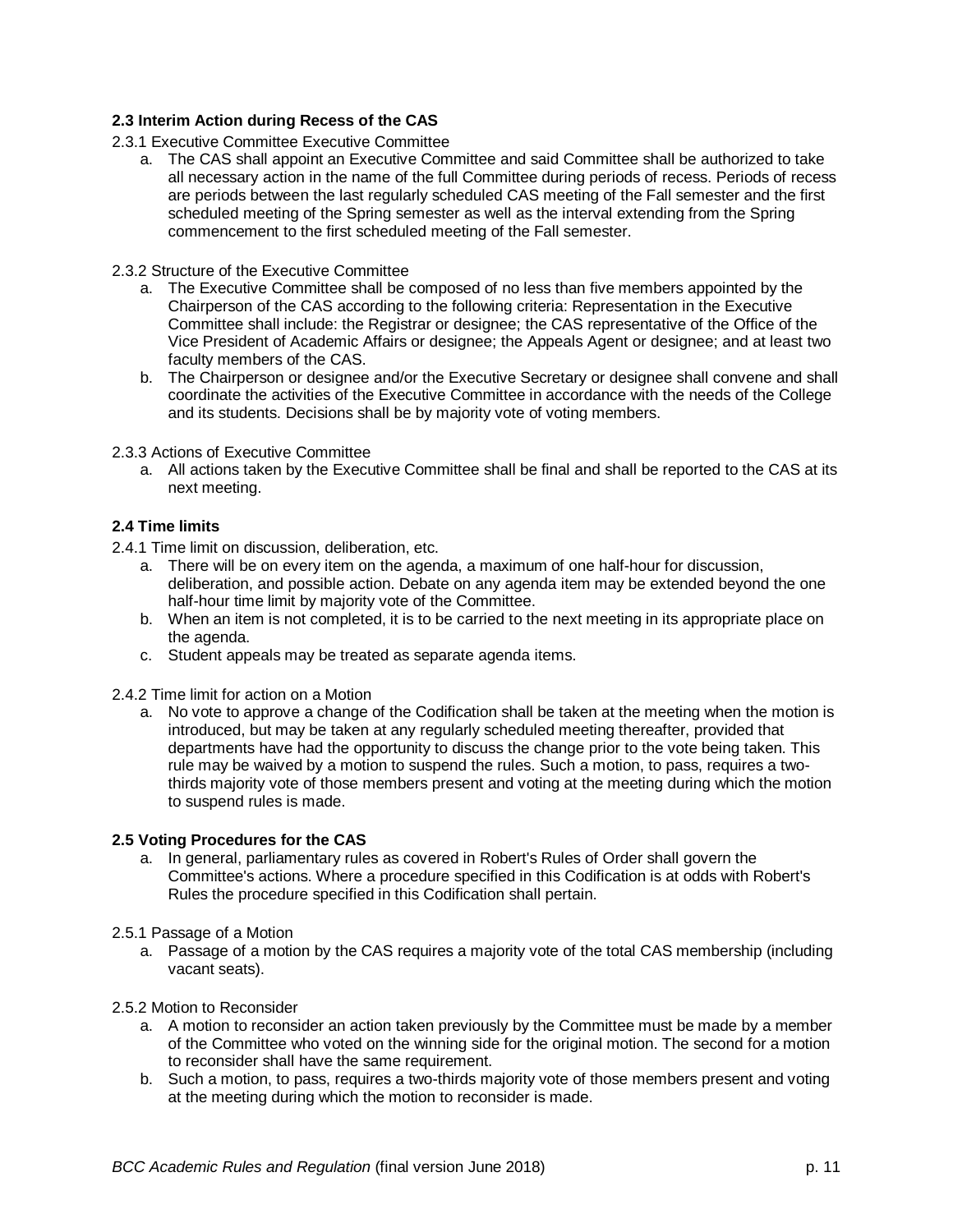### 2.3 Interim Action during Recess of the CAS

2.3.1 Executive Committee Executive Committee

a. The CAS shall appoint an Executive Committee and said Committee shall be authorized to take all necessary action in the name of the full Committee during periods of recess. Periods of recess are periods between the last regularly scheduled CAS meeting of the Fall semester and the first scheduled meeting of the Spring semester as well as the interval extending from the Spring commencement to the first scheduled meeting of the Fall semester.

2.3.2 Structure of the Executive Committee

a. The Executive Committee shall be composed of no less than five members appointed by the Chairperson of the CAS according to the following criteria: Representation in the Executive Committee shall include: the Registrar or designee; the CAS representative of the Office of the Vice President of Academic Affairs or designee; the Appeals Agent or designee; and at least two faculty members of the CAS.
b. The Chairperson or designee and/or the Executive Secretary or designee shall convene and shall coordinate the activities of the Executive Committee in accordance with the needs of the College and its students. Decisions shall be by majority vote of voting members.

2.3.3 Actions of Executive Committee

a. All actions taken by the Executive Committee shall be final and shall be reported to the CAS at its next meeting.

### 2.4 Time limits

2.4.1 Time limit on discussion, deliberation, etc.

a. There will be on every item on the agenda, a maximum of one half-hour for discussion, deliberation, and possible action. Debate on any agenda item may be extended beyond the one half-hour time limit by majority vote of the Committee.
b. When an item is not completed, it is to be carried to the next meeting in its appropriate place on the agenda.
c. Student appeals may be treated as separate agenda items.

2.4.2 Time limit for action on a Motion

a. No vote to approve a change of the Codification shall be taken at the meeting when the motion is introduced, but may be taken at any regularly scheduled meeting thereafter, provided that departments have had the opportunity to discuss the change prior to the vote being taken. This rule may be waived by a motion to suspend the rules. Such a motion, to pass, requires a two-thirds majority vote of those members present and voting at the meeting during which the motion to suspend rules is made.

### 2.5 Voting Procedures for the CAS

a. In general, parliamentary rules as covered in Robert's Rules of Order shall govern the Committee's actions. Where a procedure specified in this Codification is at odds with Robert's Rules the procedure specified in this Codification shall pertain.

2.5.1 Passage of a Motion

a. Passage of a motion by the CAS requires a majority vote of the total CAS membership (including vacant seats).

2.5.2 Motion to Reconsider

a. A motion to reconsider an action taken previously by the Committee must be made by a member of the Committee who voted on the winning side for the original motion. The second for a motion to reconsider shall have the same requirement.
b. Such a motion, to pass, requires a two-thirds majority vote of those members present and voting at the meeting during which the motion to reconsider is made.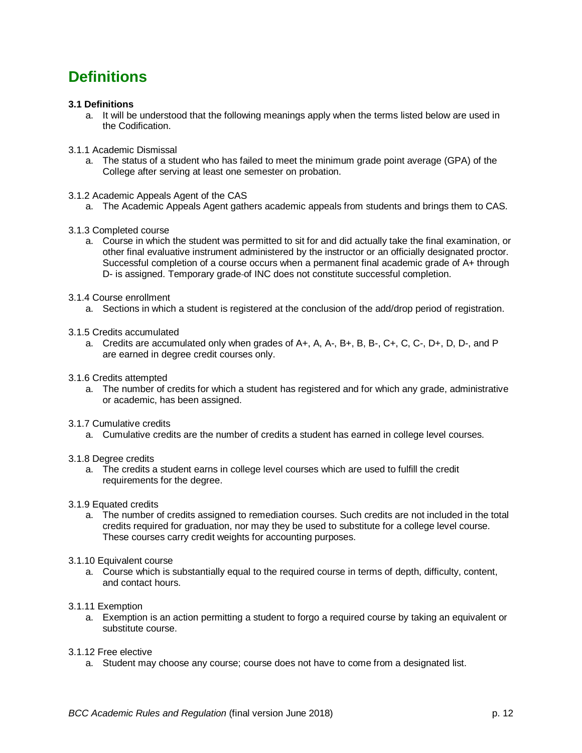# Definitions

**3.1 Definitions**

a. It will be understood that the following meanings apply when the terms listed below are used in the Codification.

3.1.1 Academic Dismissal

a. The status of a student who has failed to meet the minimum grade point average (GPA) of the College after serving at least one semester on probation.

3.1.2 Academic Appeals Agent of the CAS

a. The Academic Appeals Agent gathers academic appeals from students and brings them to CAS.

3.1.3 Completed course

a. Course in which the student was permitted to sit for and did actually take the final examination, or other final evaluative instrument administered by the instructor or an officially designated proctor. Successful completion of a course occurs when a permanent final academic grade of A+ through D- is assigned. Temporary grade of INC does not constitute successful completion.

3.1.4 Course enrollment

a. Sections in which a student is registered at the conclusion of the add/drop period of registration.

3.1.5 Credits accumulated

a. Credits are accumulated only when grades of A+, A, A-, B+, B, B-, C+, C, C-, D+, D, D-, and P are earned in degree credit courses only.

3.1.6 Credits attempted

a. The number of credits for which a student has registered and for which any grade, administrative or academic, has been assigned.

3.1.7 Cumulative credits

a. Cumulative credits are the number of credits a student has earned in college level courses.

3.1.8 Degree credits

a. The credits a student earns in college level courses which are used to fulfill the credit requirements for the degree.

3.1.9 Equated credits

a. The number of credits assigned to remediation courses. Such credits are not included in the total credits required for graduation, nor may they be used to substitute for a college level course. These courses carry credit weights for accounting purposes.

3.1.10 Equivalent course

a. Course which is substantially equal to the required course in terms of depth, difficulty, content, and contact hours.

3.1.11 Exemption

a. Exemption is an action permitting a student to forgo a required course by taking an equivalent or substitute course.

3.1.12 Free elective

a. Student may choose any course; course does not have to come from a designated list.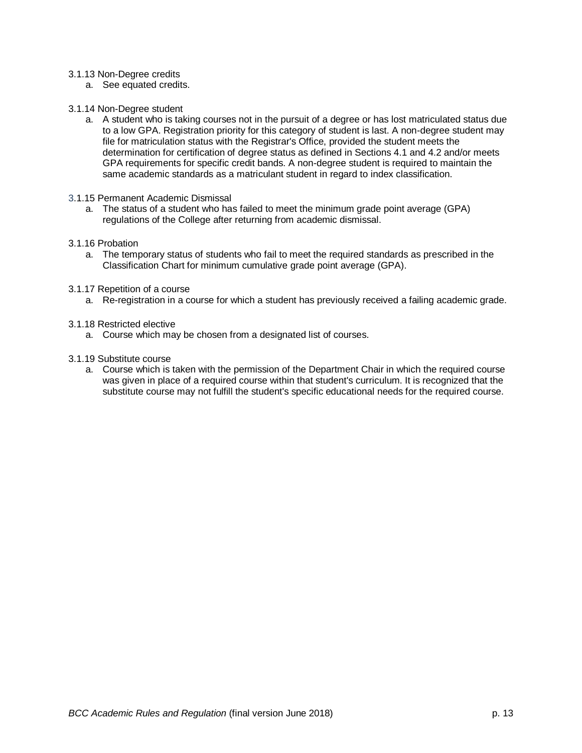3.1.13 Non-Degree credits

a. See equated credits.

3.1.14 Non-Degree student

a. A student who is taking courses not in the pursuit of a degree or has lost matriculated status due to a low GPA. Registration priority for this category of student is last. A non-degree student may file for matriculation status with the Registrar's Office, provided the student meets the determination for certification of degree status as defined in Sections 4.1 and 4.2 and/or meets GPA requirements for specific credit bands. A non-degree student is required to maintain the same academic standards as a matriculant student in regard to index classification.

3.1.15 Permanent Academic Dismissal

a. The status of a student who has failed to meet the minimum grade point average (GPA) regulations of the College after returning from academic dismissal.

3.1.16 Probation

a. The temporary status of students who fail to meet the required standards as prescribed in the Classification Chart for minimum cumulative grade point average (GPA).

3.1.17 Repetition of a course

a. Re-registration in a course for which a student has previously received a failing academic grade.

3.1.18 Restricted elective

a. Course which may be chosen from a designated list of courses.

3.1.19 Substitute course

a. Course which is taken with the permission of the Department Chair in which the required course was given in place of a required course within that student's curriculum. It is recognized that the substitute course may not fulfill the student's specific educational needs for the required course.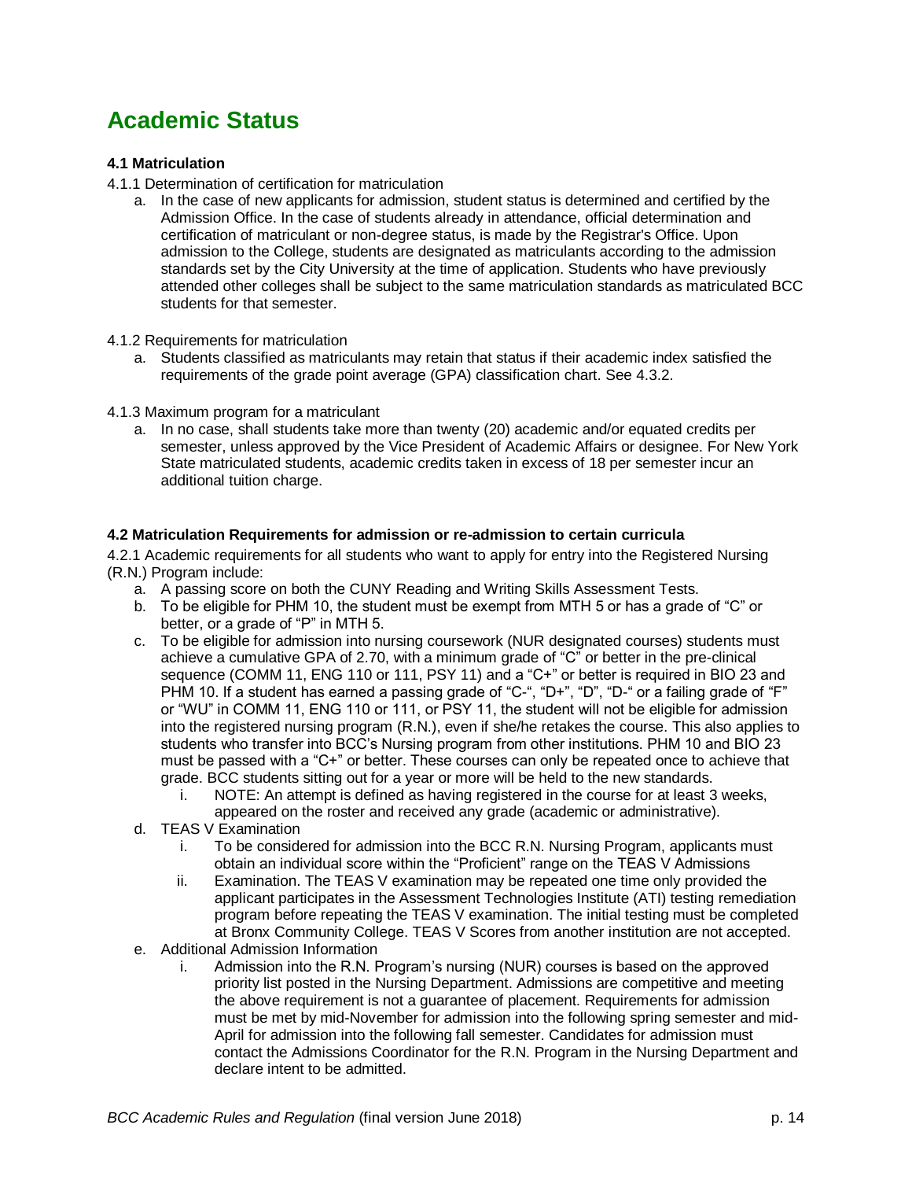# Academic Status

### 4.1 Matriculation

4.1.1 Determination of certification for matriculation

a. In the case of new applicants for admission, student status is determined and certified by the Admission Office. In the case of students already in attendance, official determination and certification of matriculant or non-degree status, is made by the Registrar's Office. Upon admission to the College, students are designated as matriculants according to the admission standards set by the City University at the time of application. Students who have previously attended other colleges shall be subject to the same matriculation standards as matriculated BCC students for that semester.

4.1.2 Requirements for matriculation

a. Students classified as matriculants may retain that status if their academic index satisfied the requirements of the grade point average (GPA) classification chart. See 4.3.2.

4.1.3 Maximum program for a matriculant

a. In no case, shall students take more than twenty (20) academic and/or equated credits per semester, unless approved by the Vice President of Academic Affairs or designee. For New York State matriculated students, academic credits taken in excess of 18 per semester incur an additional tuition charge.

### 4.2 Matriculation Requirements for admission or re-admission to certain curricula

4.2.1 Academic requirements for all students who want to apply for entry into the Registered Nursing (R.N.) Program include:

a. A passing score on both the CUNY Reading and Writing Skills Assessment Tests.
b. To be eligible for PHM 10, the student must be exempt from MTH 5 or has a grade of "C" or better, or a grade of "P" in MTH 5.
c. To be eligible for admission into nursing coursework (NUR designated courses) students must achieve a cumulative GPA of 2.70, with a minimum grade of "C" or better in the pre-clinical sequence (COMM 11, ENG 110 or 111, PSY 11) and a "C+" or better is required in BIO 23 and PHM 10. If a student has earned a passing grade of "C-", "D+", "D", "D-" or a failing grade of "F" or "WU" in COMM 11, ENG 110 or 111, or PSY 11, the student will not be eligible for admission into the registered nursing program (R.N.), even if she/he retakes the course. This also applies to students who transfer into BCC's Nursing program from other institutions. PHM 10 and BIO 23 must be passed with a "C+" or better. These courses can only be repeated once to achieve that grade. BCC students sitting out for a year or more will be held to the new standards.
    i. NOTE: An attempt is defined as having registered in the course for at least 3 weeks, appeared on the roster and received any grade (academic or administrative).
d. TEAS V Examination
    i. To be considered for admission into the BCC R.N. Nursing Program, applicants must obtain an individual score within the "Proficient" range on the TEAS V Admissions
    ii. Examination. The TEAS V examination may be repeated one time only provided the applicant participates in the Assessment Technologies Institute (ATI) testing remediation program before repeating the TEAS V examination. The initial testing must be completed at Bronx Community College. TEAS V Scores from another institution are not accepted.
e. Additional Admission Information
    i. Admission into the R.N. Program's nursing (NUR) courses is based on the approved priority list posted in the Nursing Department. Admissions are competitive and meeting the above requirement is not a guarantee of placement. Requirements for admission must be met by mid-November for admission into the following spring semester and mid-April for admission into the following fall semester. Candidates for admission must contact the Admissions Coordinator for the R.N. Program in the Nursing Department and declare intent to be admitted.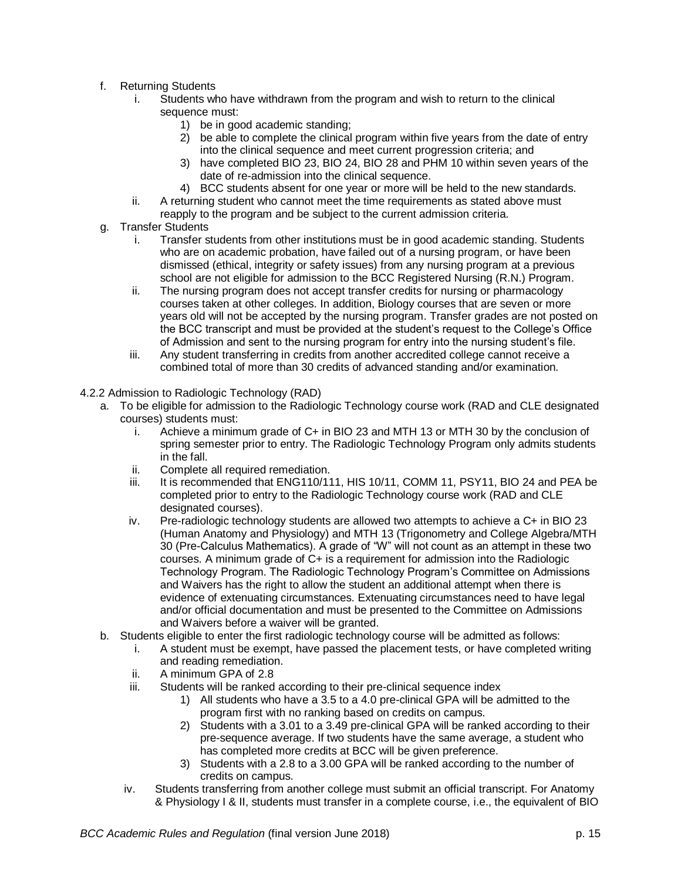f. Returning Students
    i. Students who have withdrawn from the program and wish to return to the clinical sequence must:
        1) be in good academic standing;
        2) be able to complete the clinical program within five years from the date of entry into the clinical sequence and meet current progression criteria; and
        3) have completed BIO 23, BIO 24, BIO 28 and PHM 10 within seven years of the date of re-admission into the clinical sequence.
        4) BCC students absent for one year or more will be held to the new standards.
    ii. A returning student who cannot meet the time requirements as stated above must reapply to the program and be subject to the current admission criteria.

g. Transfer Students
    i. Transfer students from other institutions must be in good academic standing. Students who are on academic probation, have failed out of a nursing program, or have been dismissed (ethical, integrity or safety issues) from any nursing program at a previous school are not eligible for admission to the BCC Registered Nursing (R.N.) Program.
    ii. The nursing program does not accept transfer credits for nursing or pharmacology courses taken at other colleges. In addition, Biology courses that are seven or more years old will not be accepted by the nursing program. Transfer grades are not posted on the BCC transcript and must be provided at the student's request to the College's Office of Admission and sent to the nursing program for entry into the nursing student's file.
    iii. Any student transferring in credits from another accredited college cannot receive a combined total of more than 30 credits of advanced standing and/or examination.

4.2.2 Admission to Radiologic Technology (RAD)

a. To be eligible for admission to the Radiologic Technology course work (RAD and CLE designated courses) students must:
    i. Achieve a minimum grade of C+ in BIO 23 and MTH 13 or MTH 30 by the conclusion of spring semester prior to entry. The Radiologic Technology Program only admits students in the fall.
    ii. Complete all required remediation.
    iii. It is recommended that ENG110/111, HIS 10/11, COMM 11, PSY11, BIO 24 and PEA be completed prior to entry to the Radiologic Technology course work (RAD and CLE designated courses).
    iv. Pre-radiologic technology students are allowed two attempts to achieve a C+ in BIO 23 (Human Anatomy and Physiology) and MTH 13 (Trigonometry and College Algebra/MTH 30 (Pre-Calculus Mathematics). A grade of "W" will not count as an attempt in these two courses. A minimum grade of C+ is a requirement for admission into the Radiologic Technology Program. The Radiologic Technology Program's Committee on Admissions and Waivers has the right to allow the student an additional attempt when there is evidence of extenuating circumstances. Extenuating circumstances need to have legal and/or official documentation and must be presented to the Committee on Admissions and Waivers before a waiver will be granted.

b. Students eligible to enter the first radiologic technology course will be admitted as follows:
    i. A student must be exempt, have passed the placement tests, or have completed writing and reading remediation.
    ii. A minimum GPA of 2.8
    iii. Students will be ranked according to their pre-clinical sequence index
        1) All students who have a 3.5 to a 4.0 pre-clinical GPA will be admitted to the program first with no ranking based on credits on campus.
        2) Students with a 3.01 to a 3.49 pre-clinical GPA will be ranked according to their pre-sequence average. If two students have the same average, a student who has completed more credits at BCC will be given preference.
        3) Students with a 2.8 to a 3.00 GPA will be ranked according to the number of credits on campus.
    iv. Students transferring from another college must submit an official transcript. For Anatomy & Physiology I & II, students must transfer in a complete course, i.e., the equivalent of BIO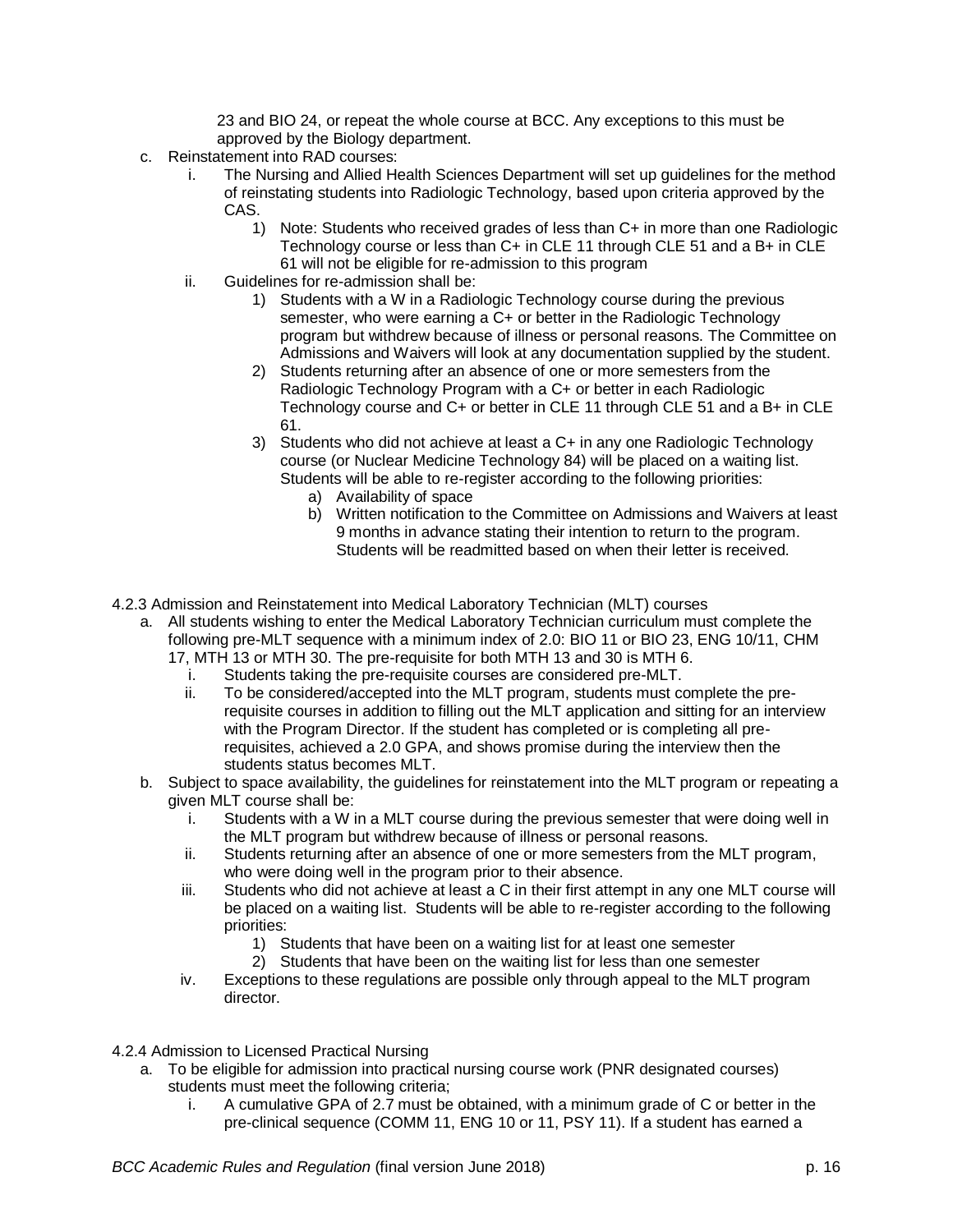23 and BIO 24, or repeat the whole course at BCC. Any exceptions to this must be approved by the Biology department.

c. Reinstatement into RAD courses:
   i. The Nursing and Allied Health Sciences Department will set up guidelines for the method of reinstating students into Radiologic Technology, based upon criteria approved by the CAS.
      1) Note: Students who received grades of less than C+ in more than one Radiologic Technology course or less than C+ in CLE 11 through CLE 51 and a B+ in CLE 61 will not be eligible for re-admission to this program
   ii. Guidelines for re-admission shall be:
      1) Students with a W in a Radiologic Technology course during the previous semester, who were earning a C+ or better in the Radiologic Technology program but withdrew because of illness or personal reasons. The Committee on Admissions and Waivers will look at any documentation supplied by the student.
      2) Students returning after an absence of one or more semesters from the Radiologic Technology Program with a C+ or better in each Radiologic Technology course and C+ or better in CLE 11 through CLE 51 and a B+ in CLE 61.
      3) Students who did not achieve at least a C+ in any one Radiologic Technology course (or Nuclear Medicine Technology 84) will be placed on a waiting list. Students will be able to re-register according to the following priorities:
         a) Availability of space
         b) Written notification to the Committee on Admissions and Waivers at least 9 months in advance stating their intention to return to the program. Students will be readmitted based on when their letter is received.

4.2.3 Admission and Reinstatement into Medical Laboratory Technician (MLT) courses

a. All students wishing to enter the Medical Laboratory Technician curriculum must complete the following pre-MLT sequence with a minimum index of 2.0: BIO 11 or BIO 23, ENG 10/11, CHM 17, MTH 13 or MTH 30. The pre-requisite for both MTH 13 and 30 is MTH 6.
   i. Students taking the pre-requisite courses are considered pre-MLT.
   ii. To be considered/accepted into the MLT program, students must complete the pre-requisite courses in addition to filling out the MLT application and sitting for an interview with the Program Director. If the student has completed or is completing all pre-requisites, achieved a 2.0 GPA, and shows promise during the interview then the students status becomes MLT.
b. Subject to space availability, the guidelines for reinstatement into the MLT program or repeating a given MLT course shall be:
   i. Students with a W in a MLT course during the previous semester that were doing well in the MLT program but withdrew because of illness or personal reasons.
   ii. Students returning after an absence of one or more semesters from the MLT program, who were doing well in the program prior to their absence.
   iii. Students who did not achieve at least a C in their first attempt in any one MLT course will be placed on a waiting list. Students will be able to re-register according to the following priorities:
      1) Students that have been on a waiting list for at least one semester
      2) Students that have been on the waiting list for less than one semester
   iv. Exceptions to these regulations are possible only through appeal to the MLT program director.

4.2.4 Admission to Licensed Practical Nursing

a. To be eligible for admission into practical nursing course work (PNR designated courses) students must meet the following criteria;
   i. A cumulative GPA of 2.7 must be obtained, with a minimum grade of C or better in the pre-clinical sequence (COMM 11, ENG 10 or 11, PSY 11). If a student has earned a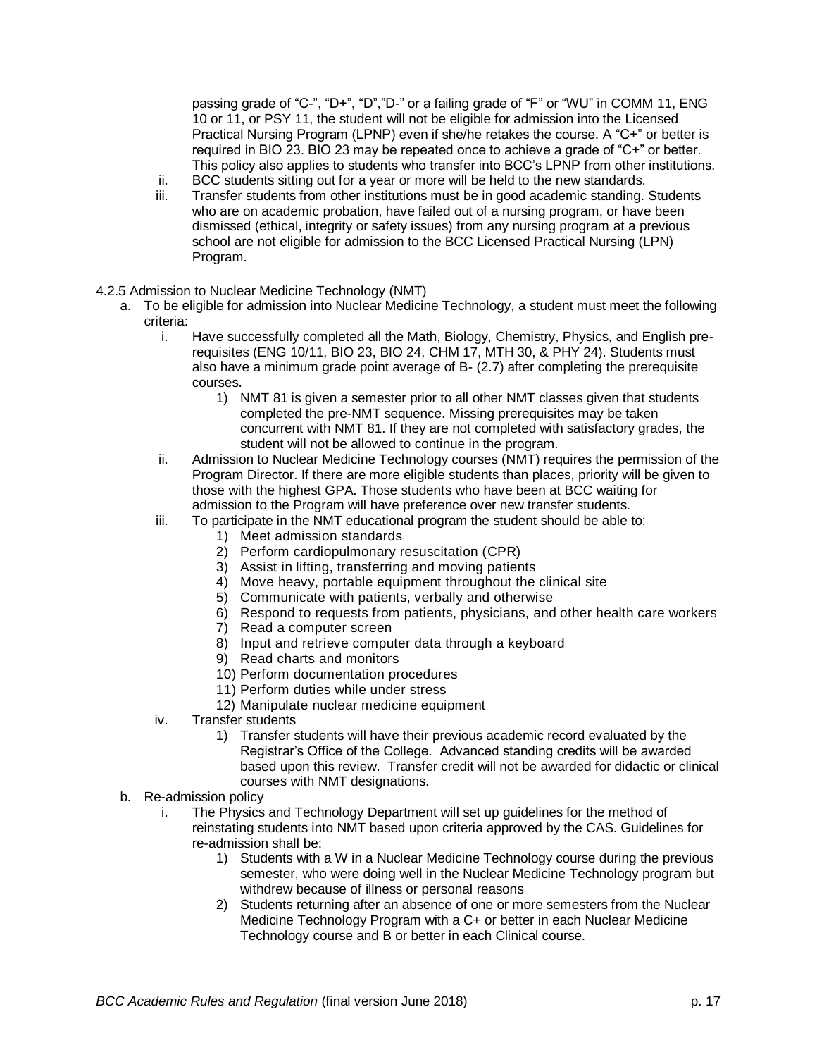passing grade of "C-", "D+", "D","D-" or a failing grade of "F" or "WU" in COMM 11, ENG 10 or 11, or PSY 11, the student will not be eligible for admission into the Licensed Practical Nursing Program (LPNP) even if she/he retakes the course. A "C+" or better is required in BIO 23. BIO 23 may be repeated once to achieve a grade of "C+" or better. This policy also applies to students who transfer into BCC's LPNP from other institutions.

ii. BCC students sitting out for a year or more will be held to the new standards.

iii. Transfer students from other institutions must be in good academic standing. Students who are on academic probation, have failed out of a nursing program, or have been dismissed (ethical, integrity or safety issues) from any nursing program at a previous school are not eligible for admission to the BCC Licensed Practical Nursing (LPN) Program.

4.2.5 Admission to Nuclear Medicine Technology (NMT)

a. To be eligible for admission into Nuclear Medicine Technology, a student must meet the following criteria:
   - i. Have successfully completed all the Math, Biology, Chemistry, Physics, and English pre-requisites (ENG 10/11, BIO 23, BIO 24, CHM 17, MTH 30, & PHY 24). Students must also have a minimum grade point average of B- (2.7) after completing the prerequisite courses.
     1) NMT 81 is given a semester prior to all other NMT classes given that students completed the pre-NMT sequence. Missing prerequisites may be taken concurrent with NMT 81. If they are not completed with satisfactory grades, the student will not be allowed to continue in the program.
   - ii. Admission to Nuclear Medicine Technology courses (NMT) requires the permission of the Program Director. If there are more eligible students than places, priority will be given to those with the highest GPA. Those students who have been at BCC waiting for admission to the Program will have preference over new transfer students.
   - iii. To participate in the NMT educational program the student should be able to:
     1) Meet admission standards
     2) Perform cardiopulmonary resuscitation (CPR)
     3) Assist in lifting, transferring and moving patients
     4) Move heavy, portable equipment throughout the clinical site
     5) Communicate with patients, verbally and otherwise
     6) Respond to requests from patients, physicians, and other health care workers
     7) Read a computer screen
     8) Input and retrieve computer data through a keyboard
     9) Read charts and monitors
     10) Perform documentation procedures
     11) Perform duties while under stress
     12) Manipulate nuclear medicine equipment
   - iv. Transfer students
     1) Transfer students will have their previous academic record evaluated by the Registrar's Office of the College. Advanced standing credits will be awarded based upon this review. Transfer credit will not be awarded for didactic or clinical courses with NMT designations.

b. Re-admission policy
   - i. The Physics and Technology Department will set up guidelines for the method of reinstating students into NMT based upon criteria approved by the CAS. Guidelines for re-admission shall be:
     1) Students with a W in a Nuclear Medicine Technology course during the previous semester, who were doing well in the Nuclear Medicine Technology program but withdrew because of illness or personal reasons
     2) Students returning after an absence of one or more semesters from the Nuclear Medicine Technology Program with a C+ or better in each Nuclear Medicine Technology course and B or better in each Clinical course.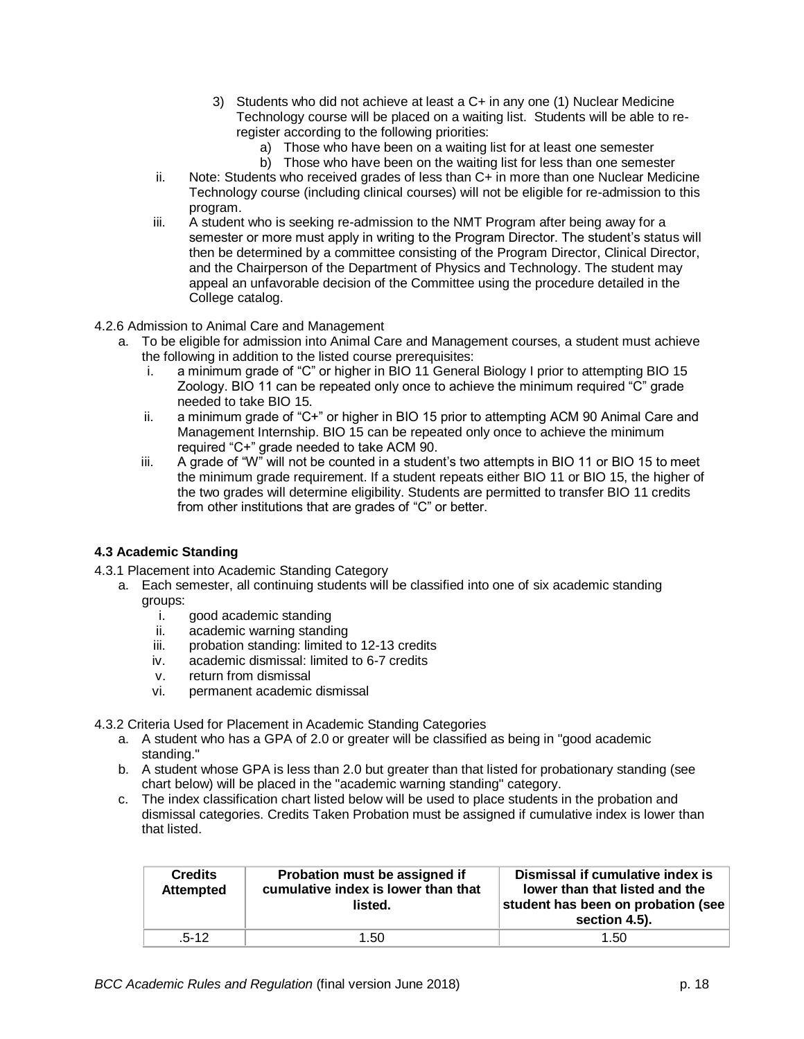3) Students who did not achieve at least a C+ in any one (1) Nuclear Medicine Technology course will be placed on a waiting list. Students will be able to re-register according to the following priorities:
    a) Those who have been on a waiting list for at least one semester
    b) Those who have been on the waiting list for less than one semester

ii. Note: Students who received grades of less than C+ in more than one Nuclear Medicine Technology course (including clinical courses) will not be eligible for re-admission to this program.

iii. A student who is seeking re-admission to the NMT Program after being away for a semester or more must apply in writing to the Program Director. The student's status will then be determined by a committee consisting of the Program Director, Clinical Director, and the Chairperson of the Department of Physics and Technology. The student may appeal an unfavorable decision of the Committee using the procedure detailed in the College catalog.

4.2.6 Admission to Animal Care and Management

a. To be eligible for admission into Animal Care and Management courses, a student must achieve the following in addition to the listed course prerequisites:
    i. a minimum grade of "C" or higher in BIO 11 General Biology I prior to attempting BIO 15 Zoology. BIO 11 can be repeated only once to achieve the minimum required "C" grade needed to take BIO 15.
    ii. a minimum grade of "C+" or higher in BIO 15 prior to attempting ACM 90 Animal Care and Management Internship. BIO 15 can be repeated only once to achieve the minimum required "C+" grade needed to take ACM 90.
    iii. A grade of "W" will not be counted in a student's two attempts in BIO 11 or BIO 15 to meet the minimum grade requirement. If a student repeats either BIO 11 or BIO 15, the higher of the two grades will determine eligibility. Students are permitted to transfer BIO 11 credits from other institutions that are grades of "C" or better.

### 4.3 Academic Standing

4.3.1 Placement into Academic Standing Category

a. Each semester, all continuing students will be classified into one of six academic standing groups:
    i. good academic standing
    ii. academic warning standing
    iii. probation standing: limited to 12-13 credits
    iv. academic dismissal: limited to 6-7 credits
    v. return from dismissal
    vi. permanent academic dismissal

4.3.2 Criteria Used for Placement in Academic Standing Categories

a. A student who has a GPA of 2.0 or greater will be classified as being in "good academic standing."
b. A student whose GPA is less than 2.0 but greater than that listed for probationary standing (see chart below) will be placed in the "academic warning standing" category.
c. The index classification chart listed below will be used to place students in the probation and dismissal categories. Credits Taken Probation must be assigned if cumulative index is lower than that listed.

| Credits Attempted | Probation must be assigned if cumulative index is lower than that listed. | Dismissal if cumulative index is lower than that listed and the student has been on probation (see section 4.5). |
|---|---|---|
| .5-12 | 1.50 | 1.50 |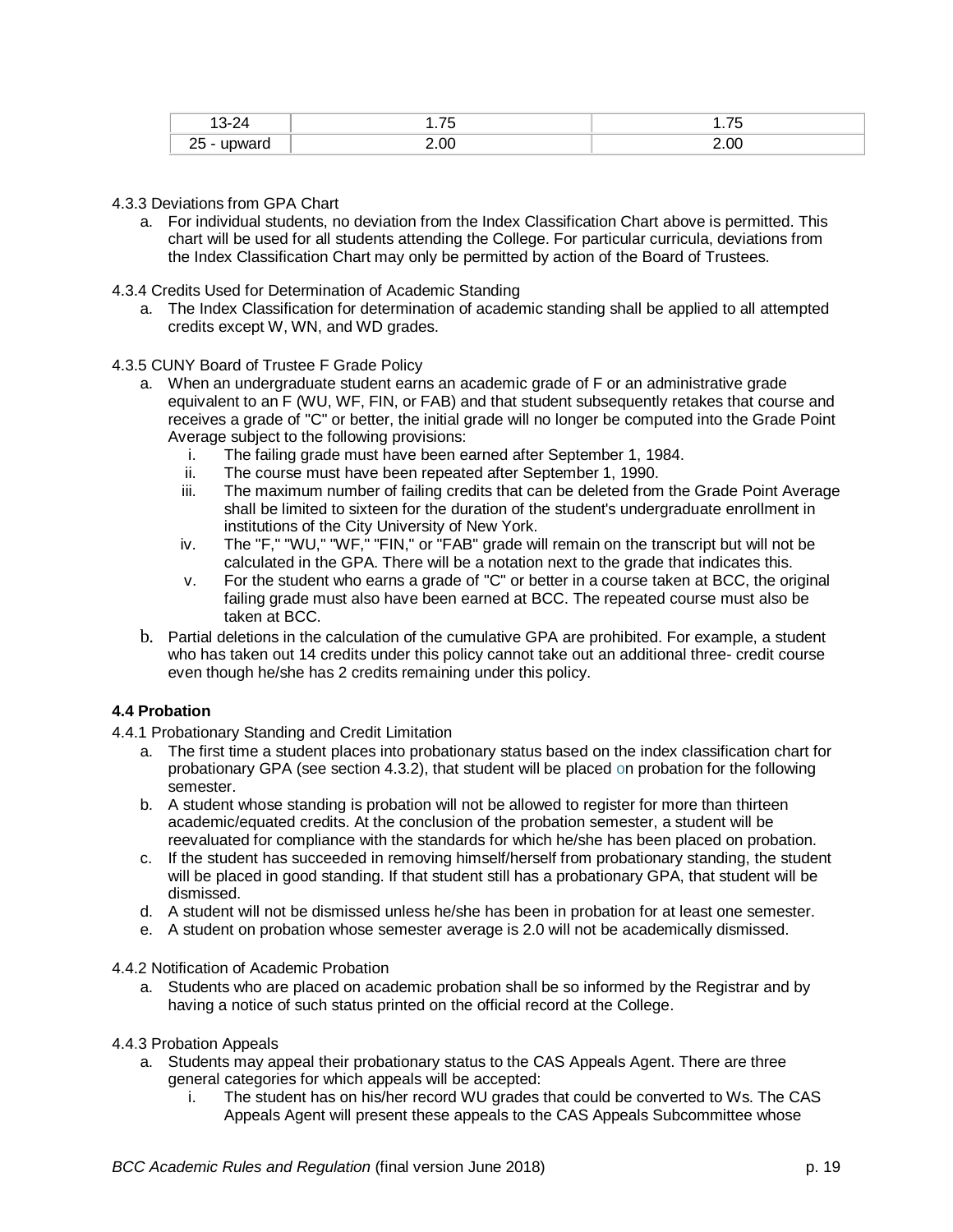| 13-24 | 1.75 | 1.75 |
| --- | --- | --- |
| 25 - upward | 2.00 | 2.00 |

4.3.3 Deviations from GPA Chart

a. For individual students, no deviation from the Index Classification Chart above is permitted. This chart will be used for all students attending the College. For particular curricula, deviations from the Index Classification Chart may only be permitted by action of the Board of Trustees.

4.3.4 Credits Used for Determination of Academic Standing

a. The Index Classification for determination of academic standing shall be applied to all attempted credits except W, WN, and WD grades.

4.3.5 CUNY Board of Trustee F Grade Policy

a. When an undergraduate student earns an academic grade of F or an administrative grade equivalent to an F (WU, WF, FIN, or FAB) and that student subsequently retakes that course and receives a grade of "C" or better, the initial grade will no longer be computed into the Grade Point Average subject to the following provisions:
   i. The failing grade must have been earned after September 1, 1984.
   ii. The course must have been repeated after September 1, 1990.
   iii. The maximum number of failing credits that can be deleted from the Grade Point Average shall be limited to sixteen for the duration of the student's undergraduate enrollment in institutions of the City University of New York.
   iv. The "F," "WU," "WF," "FIN," or "FAB" grade will remain on the transcript but will not be calculated in the GPA. There will be a notation next to the grade that indicates this.
   v. For the student who earns a grade of "C" or better in a course taken at BCC, the original failing grade must also have been earned at BCC. The repeated course must also be taken at BCC.

b. Partial deletions in the calculation of the cumulative GPA are prohibited. For example, a student who has taken out 14 credits under this policy cannot take out an additional three- credit course even though he/she has 2 credits remaining under this policy.

**4.4 Probation**

4.4.1 Probationary Standing and Credit Limitation

a. The first time a student places into probationary status based on the index classification chart for probationary GPA (see section 4.3.2), that student will be placed on probation for the following semester.
b. A student whose standing is probation will not be allowed to register for more than thirteen academic/equated credits. At the conclusion of the probation semester, a student will be reevaluated for compliance with the standards for which he/she has been placed on probation.
c. If the student has succeeded in removing himself/herself from probationary standing, the student will be placed in good standing. If that student still has a probationary GPA, that student will be dismissed.
d. A student will not be dismissed unless he/she has been in probation for at least one semester.
e. A student on probation whose semester average is 2.0 will not be academically dismissed.

4.4.2 Notification of Academic Probation

a. Students who are placed on academic probation shall be so informed by the Registrar and by having a notice of such status printed on the official record at the College.

4.4.3 Probation Appeals

a. Students may appeal their probationary status to the CAS Appeals Agent. There are three general categories for which appeals will be accepted:
   i. The student has on his/her record WU grades that could be converted to Ws. The CAS Appeals Agent will present these appeals to the CAS Appeals Subcommittee whose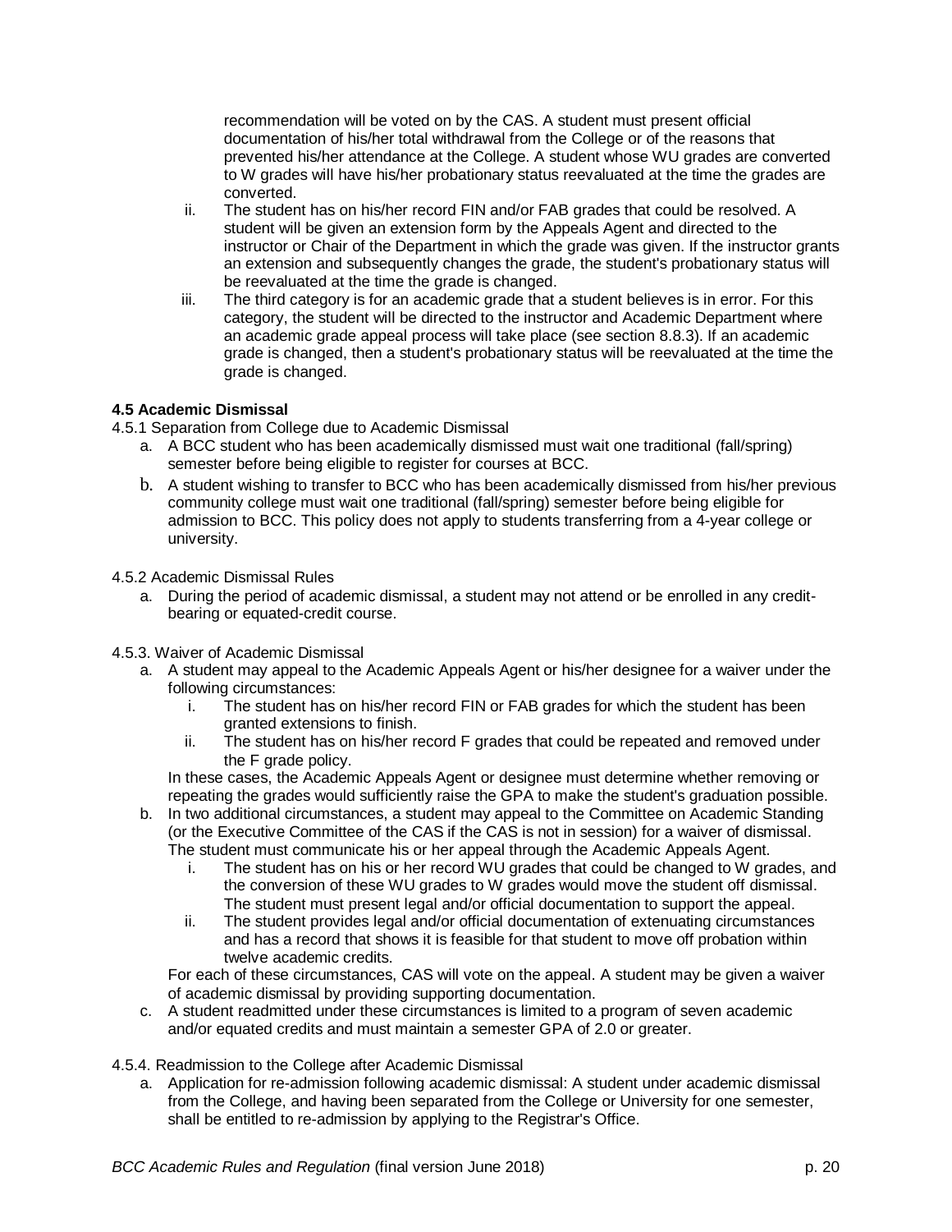recommendation will be voted on by the CAS. A student must present official documentation of his/her total withdrawal from the College or of the reasons that prevented his/her attendance at the College. A student whose WU grades are converted to W grades will have his/her probationary status reevaluated at the time the grades are converted.

ii. The student has on his/her record FIN and/or FAB grades that could be resolved. A student will be given an extension form by the Appeals Agent and directed to the instructor or Chair of the Department in which the grade was given. If the instructor grants an extension and subsequently changes the grade, the student's probationary status will be reevaluated at the time the grade is changed.

iii. The third category is for an academic grade that a student believes is in error. For this category, the student will be directed to the instructor and Academic Department where an academic grade appeal process will take place (see section 8.8.3). If an academic grade is changed, then a student's probationary status will be reevaluated at the time the grade is changed.

**4.5 Academic Dismissal**

4.5.1 Separation from College due to Academic Dismissal

a. A BCC student who has been academically dismissed must wait one traditional (fall/spring) semester before being eligible to register for courses at BCC.

b. A student wishing to transfer to BCC who has been academically dismissed from his/her previous community college must wait one traditional (fall/spring) semester before being eligible for admission to BCC. This policy does not apply to students transferring from a 4-year college or university.

4.5.2 Academic Dismissal Rules

a. During the period of academic dismissal, a student may not attend or be enrolled in any credit-bearing or equated-credit course.

4.5.3. Waiver of Academic Dismissal

a. A student may appeal to the Academic Appeals Agent or his/her designee for a waiver under the following circumstances:
   i. The student has on his/her record FIN or FAB grades for which the student has been granted extensions to finish.
   ii. The student has on his/her record F grades that could be repeated and removed under the F grade policy.

   In these cases, the Academic Appeals Agent or designee must determine whether removing or repeating the grades would sufficiently raise the GPA to make the student's graduation possible.

b. In two additional circumstances, a student may appeal to the Committee on Academic Standing (or the Executive Committee of the CAS if the CAS is not in session) for a waiver of dismissal. The student must communicate his or her appeal through the Academic Appeals Agent.
   i. The student has on his or her record WU grades that could be changed to W grades, and the conversion of these WU grades to W grades would move the student off dismissal. The student must present legal and/or official documentation to support the appeal.
   ii. The student provides legal and/or official documentation of extenuating circumstances and has a record that shows it is feasible for that student to move off probation within twelve academic credits.

   For each of these circumstances, CAS will vote on the appeal. A student may be given a waiver of academic dismissal by providing supporting documentation.

c. A student readmitted under these circumstances is limited to a program of seven academic and/or equated credits and must maintain a semester GPA of 2.0 or greater.

4.5.4. Readmission to the College after Academic Dismissal

a. Application for re-admission following academic dismissal: A student under academic dismissal from the College, and having been separated from the College or University for one semester, shall be entitled to re-admission by applying to the Registrar's Office.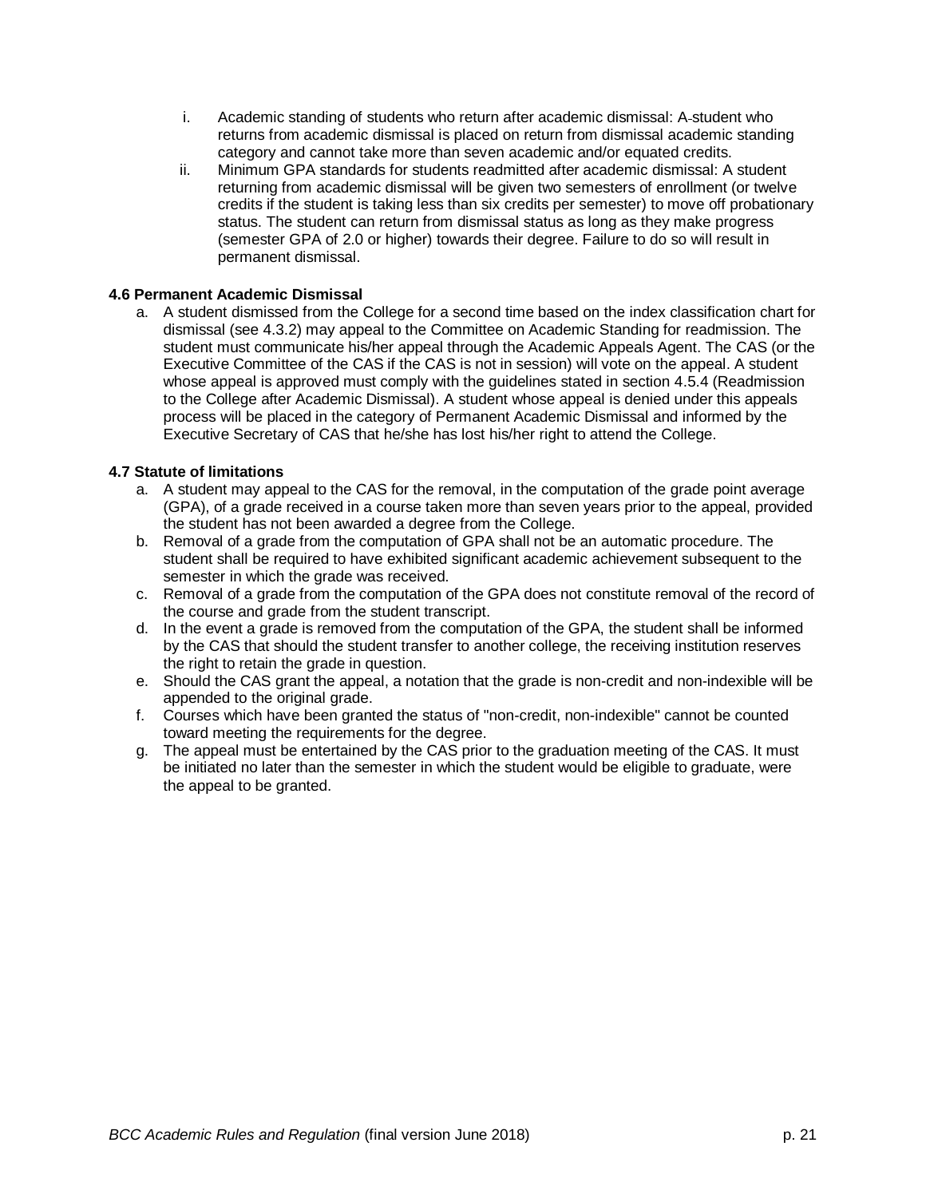i. Academic standing of students who return after academic dismissal: A student who returns from academic dismissal is placed on return from dismissal academic standing category and cannot take more than seven academic and/or equated credits.

ii. Minimum GPA standards for students readmitted after academic dismissal: A student returning from academic dismissal will be given two semesters of enrollment (or twelve credits if the student is taking less than six credits per semester) to move off probationary status. The student can return from dismissal status as long as they make progress (semester GPA of 2.0 or higher) towards their degree. Failure to do so will result in permanent dismissal.

**4.6 Permanent Academic Dismissal**

a. A student dismissed from the College for a second time based on the index classification chart for dismissal (see 4.3.2) may appeal to the Committee on Academic Standing for readmission. The student must communicate his/her appeal through the Academic Appeals Agent. The CAS (or the Executive Committee of the CAS if the CAS is not in session) will vote on the appeal. A student whose appeal is approved must comply with the guidelines stated in section 4.5.4 (Readmission to the College after Academic Dismissal). A student whose appeal is denied under this appeals process will be placed in the category of Permanent Academic Dismissal and informed by the Executive Secretary of CAS that he/she has lost his/her right to attend the College.

**4.7 Statute of limitations**

a. A student may appeal to the CAS for the removal, in the computation of the grade point average (GPA), of a grade received in a course taken more than seven years prior to the appeal, provided the student has not been awarded a degree from the College.
b. Removal of a grade from the computation of GPA shall not be an automatic procedure. The student shall be required to have exhibited significant academic achievement subsequent to the semester in which the grade was received.
c. Removal of a grade from the computation of the GPA does not constitute removal of the record of the course and grade from the student transcript.
d. In the event a grade is removed from the computation of the GPA, the student shall be informed by the CAS that should the student transfer to another college, the receiving institution reserves the right to retain the grade in question.
e. Should the CAS grant the appeal, a notation that the grade is non-credit and non-indexible will be appended to the original grade.
f. Courses which have been granted the status of "non-credit, non-indexible" cannot be counted toward meeting the requirements for the degree.
g. The appeal must be entertained by the CAS prior to the graduation meeting of the CAS. It must be initiated no later than the semester in which the student would be eligible to graduate, were the appeal to be granted.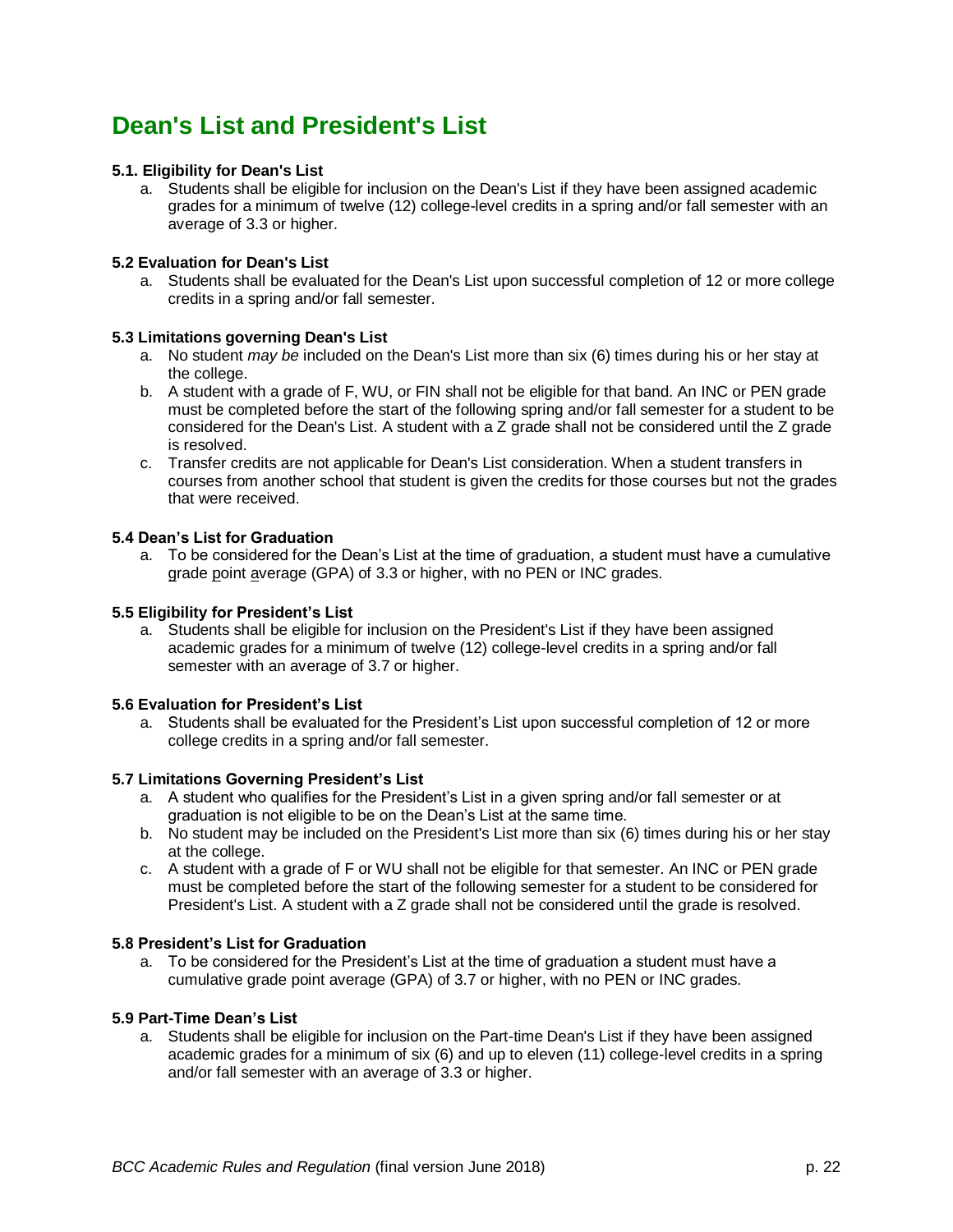# Dean's List and President's List

#### 5.1. Eligibility for Dean's List

a. Students shall be eligible for inclusion on the Dean's List if they have been assigned academic grades for a minimum of twelve (12) college-level credits in a spring and/or fall semester with an average of 3.3 or higher.

#### 5.2 Evaluation for Dean's List

a. Students shall be evaluated for the Dean's List upon successful completion of 12 or more college credits in a spring and/or fall semester.

#### 5.3 Limitations governing Dean's List

a. No student *may be* included on the Dean's List more than six (6) times during his or her stay at the college.
b. A student with a grade of F, WU, or FIN shall not be eligible for that band. An INC or PEN grade must be completed before the start of the following spring and/or fall semester for a student to be considered for the Dean's List. A student with a Z grade shall not be considered until the Z grade is resolved.
c. Transfer credits are not applicable for Dean's List consideration. When a student transfers in courses from another school that student is given the credits for those courses but not the grades that were received.

#### 5.4 Dean's List for Graduation

a. To be considered for the Dean's List at the time of graduation, a student must have a cumulative grade point average (GPA) of 3.3 or higher, with no PEN or INC grades.

#### 5.5 Eligibility for President's List

a. Students shall be eligible for inclusion on the President's List if they have been assigned academic grades for a minimum of twelve (12) college-level credits in a spring and/or fall semester with an average of 3.7 or higher.

#### 5.6 Evaluation for President's List

a. Students shall be evaluated for the President's List upon successful completion of 12 or more college credits in a spring and/or fall semester.

#### 5.7 Limitations Governing President's List

a. A student who qualifies for the President's List in a given spring and/or fall semester or at graduation is not eligible to be on the Dean's List at the same time.
b. No student may be included on the President's List more than six (6) times during his or her stay at the college.
c. A student with a grade of F or WU shall not be eligible for that semester. An INC or PEN grade must be completed before the start of the following semester for a student to be considered for President's List. A student with a Z grade shall not be considered until the grade is resolved.

#### 5.8 President's List for Graduation

a. To be considered for the President's List at the time of graduation a student must have a cumulative grade point average (GPA) of 3.7 or higher, with no PEN or INC grades.

#### 5.9 Part-Time Dean's List

a. Students shall be eligible for inclusion on the Part-time Dean's List if they have been assigned academic grades for a minimum of six (6) and up to eleven (11) college-level credits in a spring and/or fall semester with an average of 3.3 or higher.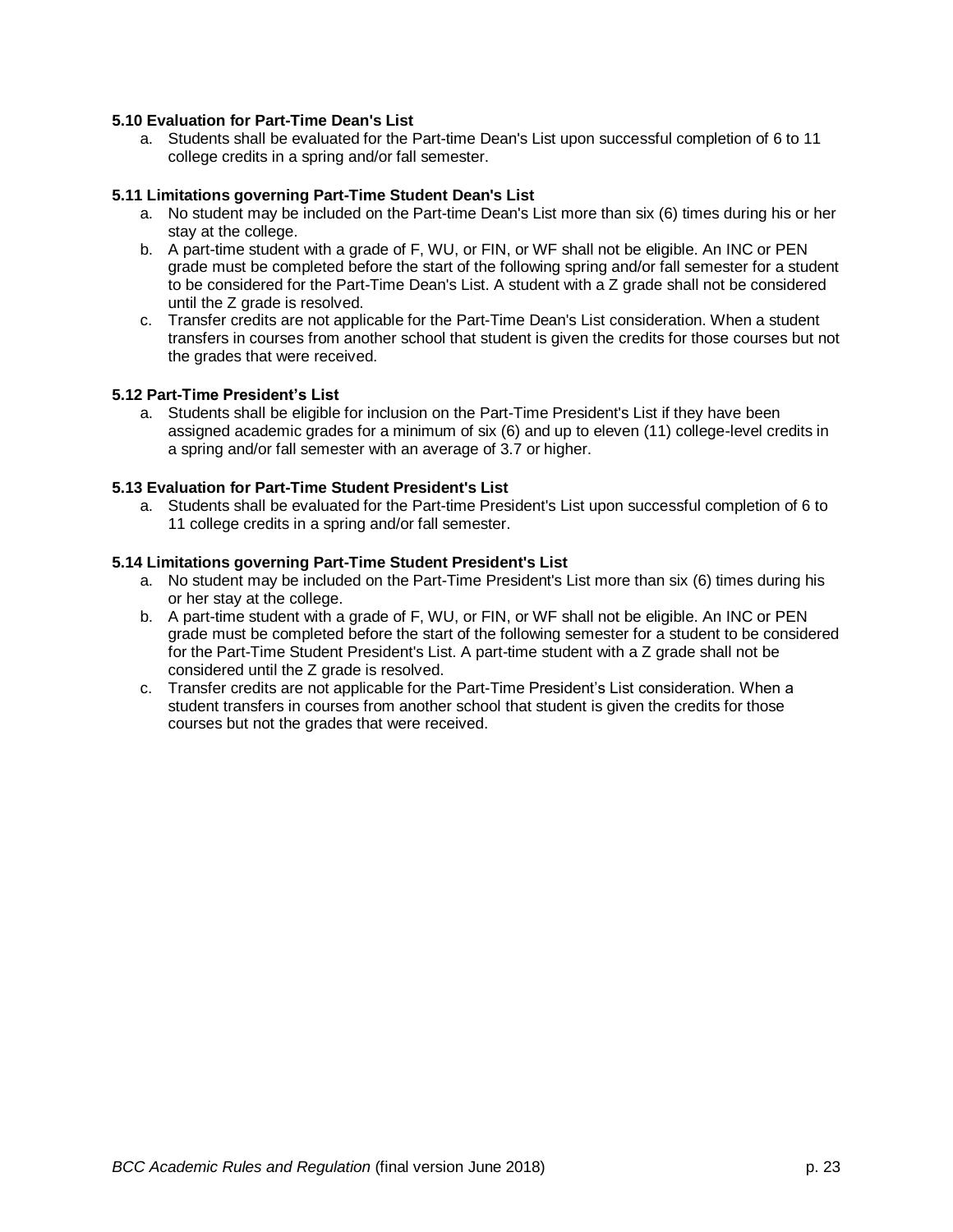**5.10 Evaluation for Part-Time Dean's List**

a. Students shall be evaluated for the Part-time Dean's List upon successful completion of 6 to 11 college credits in a spring and/or fall semester.

**5.11 Limitations governing Part-Time Student Dean's List**

a. No student may be included on the Part-time Dean's List more than six (6) times during his or her stay at the college.
b. A part-time student with a grade of F, WU, or FIN, or WF shall not be eligible. An INC or PEN grade must be completed before the start of the following spring and/or fall semester for a student to be considered for the Part-Time Dean's List. A student with a Z grade shall not be considered until the Z grade is resolved.
c. Transfer credits are not applicable for the Part-Time Dean's List consideration. When a student transfers in courses from another school that student is given the credits for those courses but not the grades that were received.

**5.12 Part-Time President's List**

a. Students shall be eligible for inclusion on the Part-Time President's List if they have been assigned academic grades for a minimum of six (6) and up to eleven (11) college-level credits in a spring and/or fall semester with an average of 3.7 or higher.

**5.13 Evaluation for Part-Time Student President's List**

a. Students shall be evaluated for the Part-time President's List upon successful completion of 6 to 11 college credits in a spring and/or fall semester.

**5.14 Limitations governing Part-Time Student President's List**

a. No student may be included on the Part-Time President's List more than six (6) times during his or her stay at the college.
b. A part-time student with a grade of F, WU, or FIN, or WF shall not be eligible. An INC or PEN grade must be completed before the start of the following semester for a student to be considered for the Part-Time Student President's List. A part-time student with a Z grade shall not be considered until the Z grade is resolved.
c. Transfer credits are not applicable for the Part-Time President's List consideration. When a student transfers in courses from another school that student is given the credits for those courses but not the grades that were received.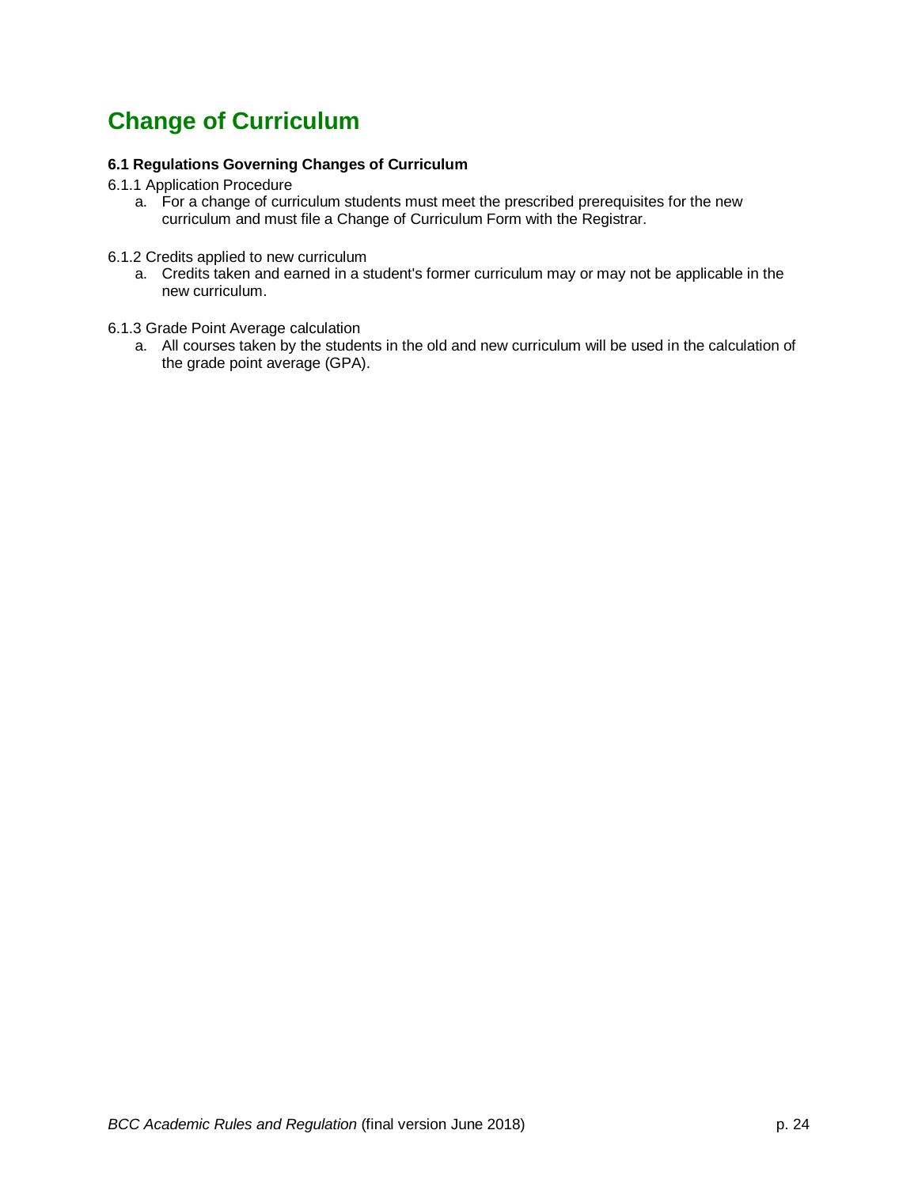# Change of Curriculum

### 6.1 Regulations Governing Changes of Curriculum

6.1.1 Application Procedure

a. For a change of curriculum students must meet the prescribed prerequisites for the new curriculum and must file a Change of Curriculum Form with the Registrar.

6.1.2 Credits applied to new curriculum

a. Credits taken and earned in a student's former curriculum may or may not be applicable in the new curriculum.

6.1.3 Grade Point Average calculation

a. All courses taken by the students in the old and new curriculum will be used in the calculation of the grade point average (GPA).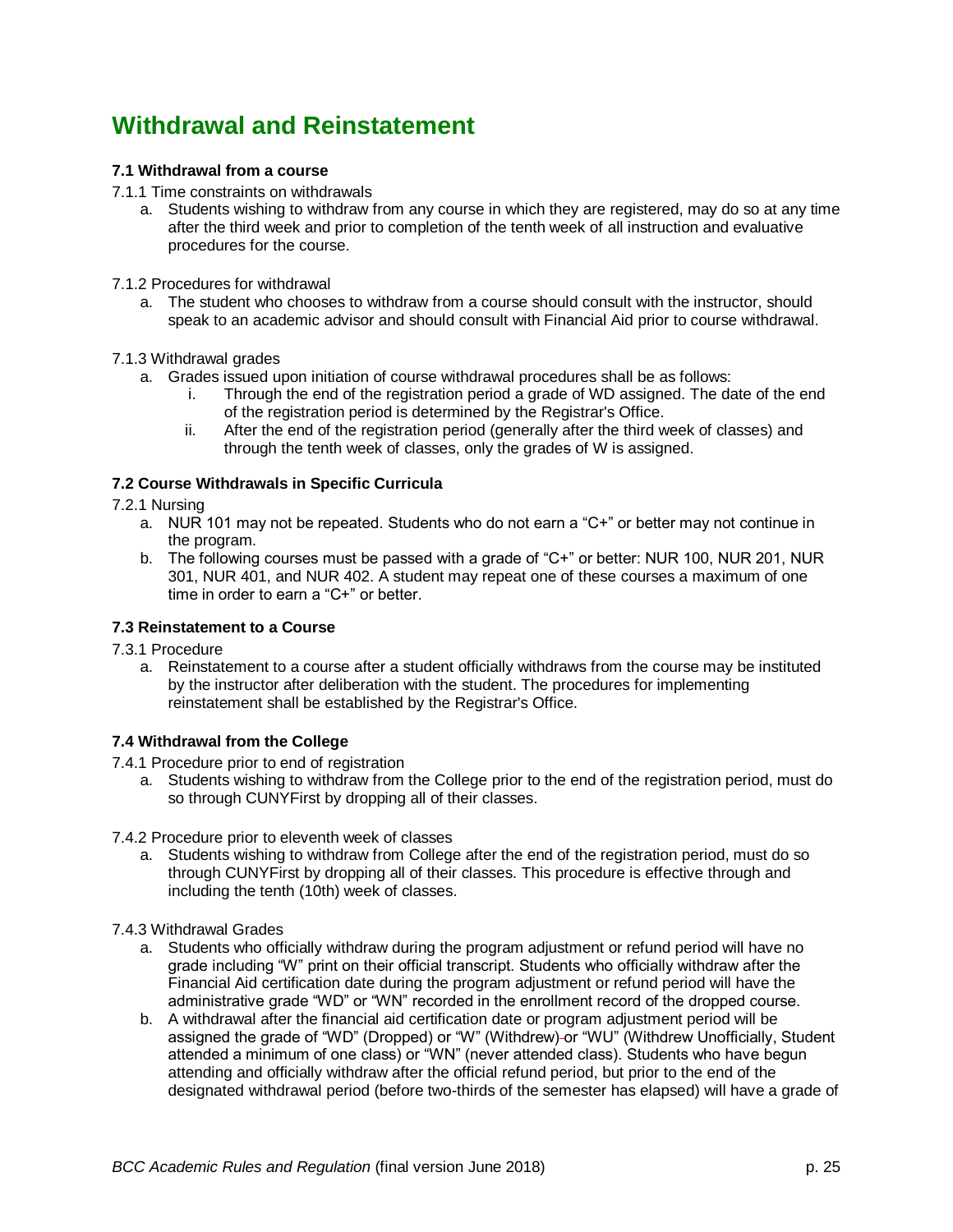# Withdrawal and Reinstatement

### 7.1 Withdrawal from a course

7.1.1 Time constraints on withdrawals

a. Students wishing to withdraw from any course in which they are registered, may do so at any time after the third week and prior to completion of the tenth week of all instruction and evaluative procedures for the course.

7.1.2 Procedures for withdrawal

a. The student who chooses to withdraw from a course should consult with the instructor, should speak to an academic advisor and should consult with Financial Aid prior to course withdrawal.

7.1.3 Withdrawal grades

a. Grades issued upon initiation of course withdrawal procedures shall be as follows:
   i. Through the end of the registration period a grade of WD assigned. The date of the end of the registration period is determined by the Registrar's Office.
   ii. After the end of the registration period (generally after the third week of classes) and through the tenth week of classes, only the grades of W is assigned.

### 7.2 Course Withdrawals in Specific Curricula

7.2.1 Nursing

a. NUR 101 may not be repeated. Students who do not earn a "C+" or better may not continue in the program.
b. The following courses must be passed with a grade of "C+" or better: NUR 100, NUR 201, NUR 301, NUR 401, and NUR 402. A student may repeat one of these courses a maximum of one time in order to earn a "C+" or better.

### 7.3 Reinstatement to a Course

7.3.1 Procedure

a. Reinstatement to a course after a student officially withdraws from the course may be instituted by the instructor after deliberation with the student. The procedures for implementing reinstatement shall be established by the Registrar's Office.

### 7.4 Withdrawal from the College

7.4.1 Procedure prior to end of registration

a. Students wishing to withdraw from the College prior to the end of the registration period, must do so through CUNYFirst by dropping all of their classes.

7.4.2 Procedure prior to eleventh week of classes

a. Students wishing to withdraw from College after the end of the registration period, must do so through CUNYFirst by dropping all of their classes. This procedure is effective through and including the tenth (10th) week of classes.

7.4.3 Withdrawal Grades

a. Students who officially withdraw during the program adjustment or refund period will have no grade including "W" print on their official transcript. Students who officially withdraw after the Financial Aid certification date during the program adjustment or refund period will have the administrative grade "WD" or "WN" recorded in the enrollment record of the dropped course.
b. A withdrawal after the financial aid certification date or program adjustment period will be assigned the grade of "WD" (Dropped) or "W" (Withdrew) or "WU" (Withdrew Unofficially, Student attended a minimum of one class) or "WN" (never attended class). Students who have begun attending and officially withdraw after the official refund period, but prior to the end of the designated withdrawal period (before two-thirds of the semester has elapsed) will have a grade of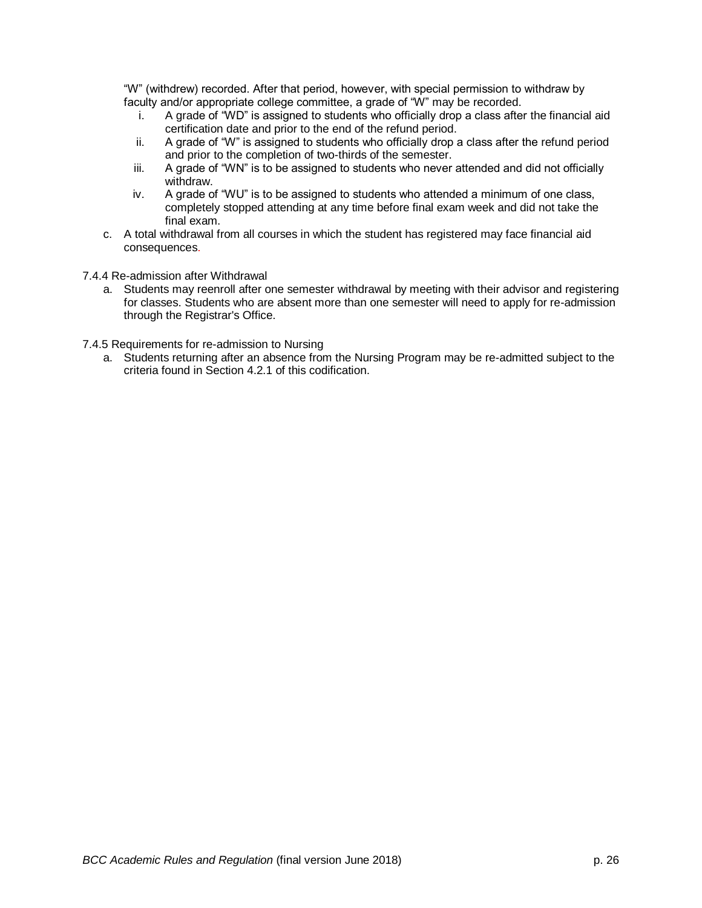"W" (withdrew) recorded. After that period, however, with special permission to withdraw by faculty and/or appropriate college committee, a grade of "W" may be recorded.

   i. A grade of "WD" is assigned to students who officially drop a class after the financial aid certification date and prior to the end of the refund period.
   ii. A grade of "W" is assigned to students who officially drop a class after the refund period and prior to the completion of two-thirds of the semester.
   iii. A grade of "WN" is to be assigned to students who never attended and did not officially withdraw.
   iv. A grade of "WU" is to be assigned to students who attended a minimum of one class, completely stopped attending at any time before final exam week and did not take the final exam.

c. A total withdrawal from all courses in which the student has registered may face financial aid consequences.

7.4.4 Re-admission after Withdrawal

a. Students may reenroll after one semester withdrawal by meeting with their advisor and registering for classes. Students who are absent more than one semester will need to apply for re-admission through the Registrar's Office.

7.4.5 Requirements for re-admission to Nursing

a. Students returning after an absence from the Nursing Program may be re-admitted subject to the criteria found in Section 4.2.1 of this codification.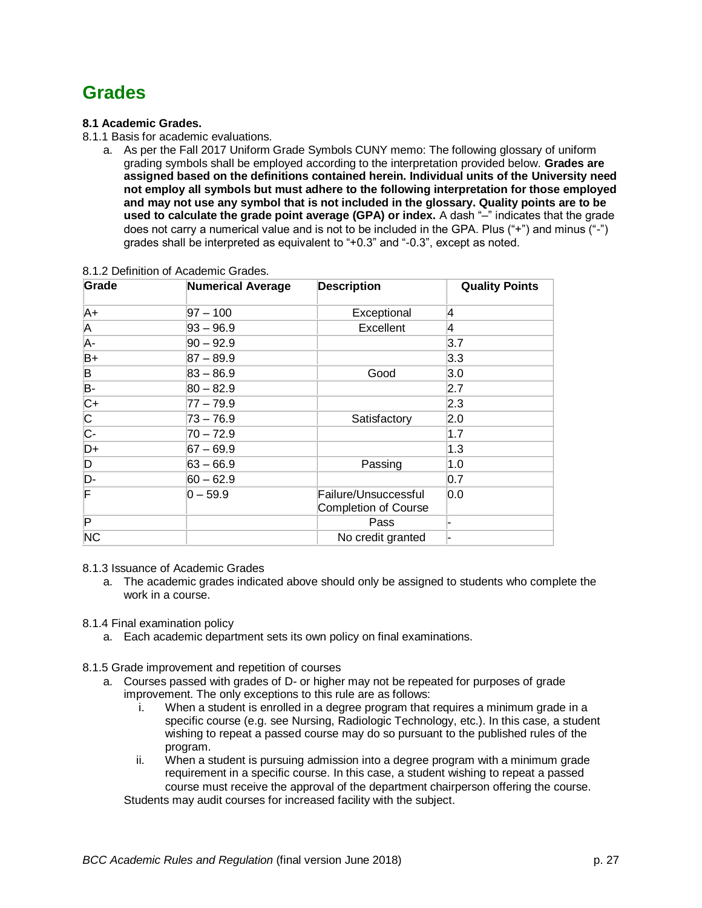# Grades

**8.1 Academic Grades.**

8.1.1 Basis for academic evaluations.

a. As per the Fall 2017 Uniform Grade Symbols CUNY memo: The following glossary of uniform grading symbols shall be employed according to the interpretation provided below. **Grades are assigned based on the definitions contained herein. Individual units of the University need not employ all symbols but must adhere to the following interpretation for those employed and may not use any symbol that is not included in the glossary. Quality points are to be used to calculate the grade point average (GPA) or index.** A dash "–" indicates that the grade does not carry a numerical value and is not to be included in the GPA. Plus ("+") and minus ("-") grades shall be interpreted as equivalent to "+0.3" and "-0.3", except as noted.

8.1.2 Definition of Academic Grades.

| Grade | Numerical Average | Description | Quality Points |
|---|---|---|---|
| A+ | 97 – 100 | Exceptional | 4 |
| A | 93 – 96.9 | Excellent | 4 |
| A- | 90 – 92.9 | | 3.7 |
| B+ | 87 – 89.9 | | 3.3 |
| B | 83 – 86.9 | Good | 3.0 |
| B- | 80 – 82.9 | | 2.7 |
| C+ | 77 – 79.9 | | 2.3 |
| C | 73 – 76.9 | Satisfactory | 2.0 |
| C- | 70 – 72.9 | | 1.7 |
| D+ | 67 – 69.9 | | 1.3 |
| D | 63 – 66.9 | Passing | 1.0 |
| D- | 60 – 62.9 | | 0.7 |
| F | 0 – 59.9 | Failure/Unsuccessful Completion of Course | 0.0 |
| P | | Pass | - |
| NC | | No credit granted | - |

8.1.3 Issuance of Academic Grades

a. The academic grades indicated above should only be assigned to students who complete the work in a course.

8.1.4 Final examination policy

a. Each academic department sets its own policy on final examinations.

8.1.5 Grade improvement and repetition of courses

a. Courses passed with grades of D- or higher may not be repeated for purposes of grade improvement. The only exceptions to this rule are as follows:
   i. When a student is enrolled in a degree program that requires a minimum grade in a specific course (e.g. see Nursing, Radiologic Technology, etc.). In this case, a student wishing to repeat a passed course may do so pursuant to the published rules of the program.
   ii. When a student is pursuing admission into a degree program with a minimum grade requirement in a specific course. In this case, a student wishing to repeat a passed course must receive the approval of the department chairperson offering the course.

   Students may audit courses for increased facility with the subject.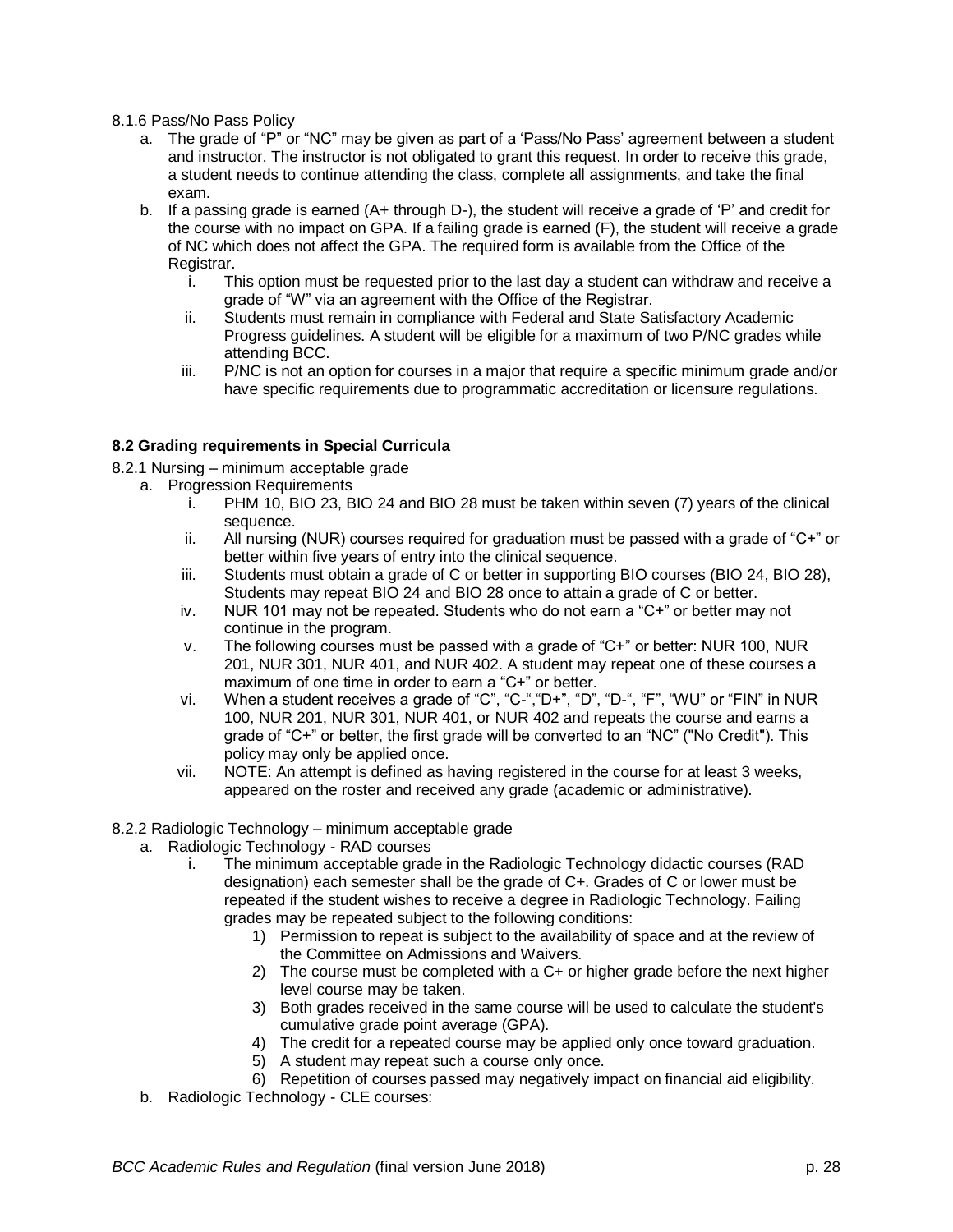8.1.6 Pass/No Pass Policy

a. The grade of "P" or "NC" may be given as part of a 'Pass/No Pass' agreement between a student and instructor. The instructor is not obligated to grant this request. In order to receive this grade, a student needs to continue attending the class, complete all assignments, and take the final exam.
b. If a passing grade is earned (A+ through D-), the student will receive a grade of 'P' and credit for the course with no impact on GPA. If a failing grade is earned (F), the student will receive a grade of NC which does not affect the GPA. The required form is available from the Office of the Registrar.
    i. This option must be requested prior to the last day a student can withdraw and receive a grade of "W" via an agreement with the Office of the Registrar.
    ii. Students must remain in compliance with Federal and State Satisfactory Academic Progress guidelines. A student will be eligible for a maximum of two P/NC grades while attending BCC.
    iii. P/NC is not an option for courses in a major that require a specific minimum grade and/or have specific requirements due to programmatic accreditation or licensure regulations.

**8.2 Grading requirements in Special Curricula**

8.2.1 Nursing – minimum acceptable grade

a. Progression Requirements
    i. PHM 10, BIO 23, BIO 24 and BIO 28 must be taken within seven (7) years of the clinical sequence.
    ii. All nursing (NUR) courses required for graduation must be passed with a grade of "C+" or better within five years of entry into the clinical sequence.
    iii. Students must obtain a grade of C or better in supporting BIO courses (BIO 24, BIO 28), Students may repeat BIO 24 and BIO 28 once to attain a grade of C or better.
    iv. NUR 101 may not be repeated. Students who do not earn a "C+" or better may not continue in the program.
    v. The following courses must be passed with a grade of "C+" or better: NUR 100, NUR 201, NUR 301, NUR 401, and NUR 402. A student may repeat one of these courses a maximum of one time in order to earn a "C+" or better.
    vi. When a student receives a grade of "C", "C-","D+", "D", "D-", "F", "WU" or "FIN" in NUR 100, NUR 201, NUR 301, NUR 401, or NUR 402 and repeats the course and earns a grade of "C+" or better, the first grade will be converted to an "NC" ("No Credit"). This policy may only be applied once.
    vii. NOTE: An attempt is defined as having registered in the course for at least 3 weeks, appeared on the roster and received any grade (academic or administrative).

8.2.2 Radiologic Technology – minimum acceptable grade

a. Radiologic Technology - RAD courses
    i. The minimum acceptable grade in the Radiologic Technology didactic courses (RAD designation) each semester shall be the grade of C+. Grades of C or lower must be repeated if the student wishes to receive a degree in Radiologic Technology. Failing grades may be repeated subject to the following conditions:
        1) Permission to repeat is subject to the availability of space and at the review of the Committee on Admissions and Waivers.
        2) The course must be completed with a C+ or higher grade before the next higher level course may be taken.
        3) Both grades received in the same course will be used to calculate the student's cumulative grade point average (GPA).
        4) The credit for a repeated course may be applied only once toward graduation.
        5) A student may repeat such a course only once.
        6) Repetition of courses passed may negatively impact on financial aid eligibility.
b. Radiologic Technology - CLE courses: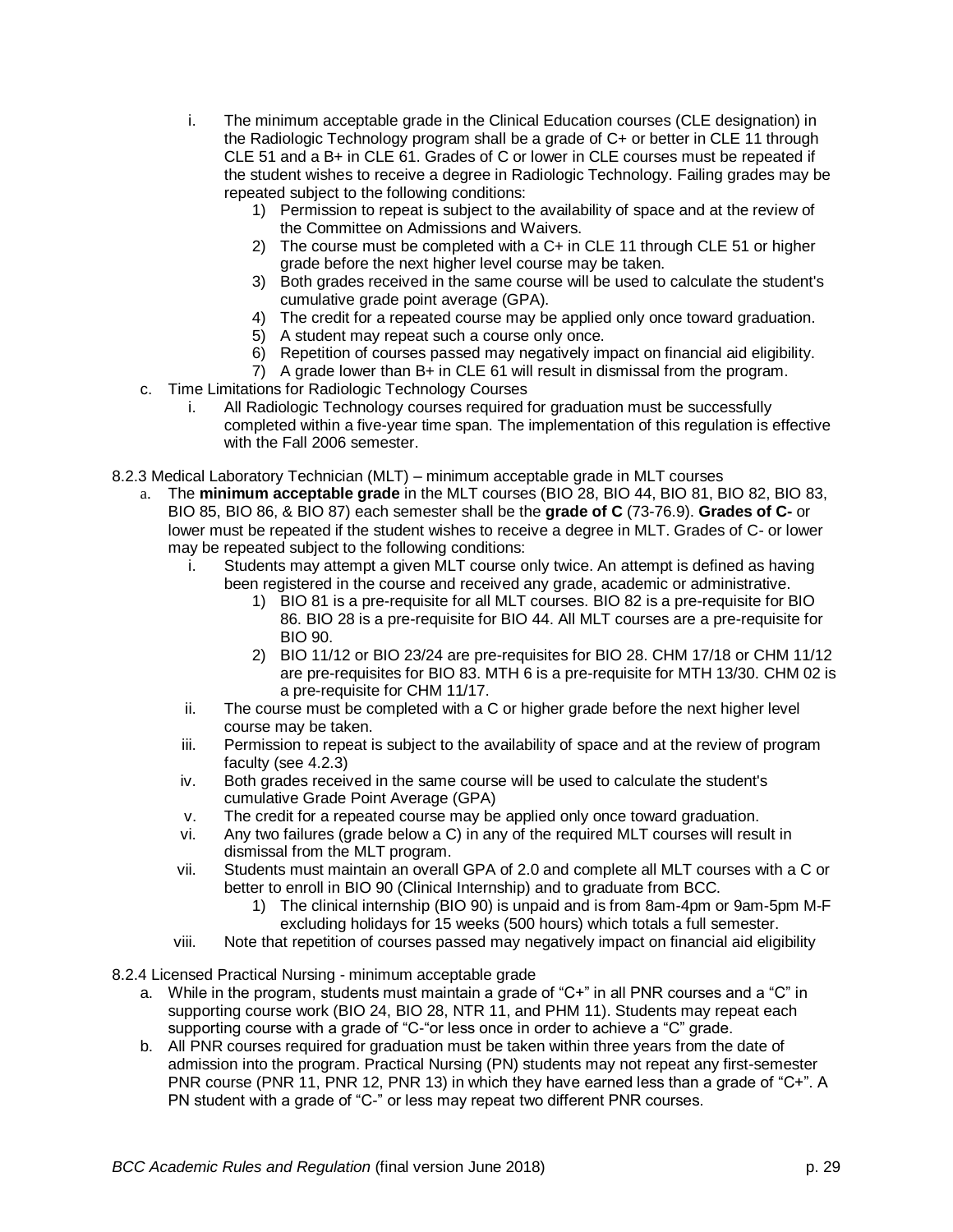i. The minimum acceptable grade in the Clinical Education courses (CLE designation) in the Radiologic Technology program shall be a grade of C+ or better in CLE 11 through CLE 51 and a B+ in CLE 61. Grades of C or lower in CLE courses must be repeated if the student wishes to receive a degree in Radiologic Technology. Failing grades may be repeated subject to the following conditions:
   1) Permission to repeat is subject to the availability of space and at the review of the Committee on Admissions and Waivers.
   2) The course must be completed with a C+ in CLE 11 through CLE 51 or higher grade before the next higher level course may be taken.
   3) Both grades received in the same course will be used to calculate the student's cumulative grade point average (GPA).
   4) The credit for a repeated course may be applied only once toward graduation.
   5) A student may repeat such a course only once.
   6) Repetition of courses passed may negatively impact on financial aid eligibility.
   7) A grade lower than B+ in CLE 61 will result in dismissal from the program.

c. Time Limitations for Radiologic Technology Courses
   i. All Radiologic Technology courses required for graduation must be successfully completed within a five-year time span. The implementation of this regulation is effective with the Fall 2006 semester.

8.2.3 Medical Laboratory Technician (MLT) – minimum acceptable grade in MLT courses

a. The **minimum acceptable grade** in the MLT courses (BIO 28, BIO 44, BIO 81, BIO 82, BIO 83, BIO 85, BIO 86, & BIO 87) each semester shall be the **grade of C** (73-76.9). **Grades of C-** or lower must be repeated if the student wishes to receive a degree in MLT. Grades of C- or lower may be repeated subject to the following conditions:
   i. Students may attempt a given MLT course only twice. An attempt is defined as having been registered in the course and received any grade, academic or administrative.
      1) BIO 81 is a pre-requisite for all MLT courses. BIO 82 is a pre-requisite for BIO 86. BIO 28 is a pre-requisite for BIO 44. All MLT courses are a pre-requisite for BIO 90.
      2) BIO 11/12 or BIO 23/24 are pre-requisites for BIO 28. CHM 17/18 or CHM 11/12 are pre-requisites for BIO 83. MTH 6 is a pre-requisite for MTH 13/30. CHM 02 is a pre-requisite for CHM 11/17.
   ii. The course must be completed with a C or higher grade before the next higher level course may be taken.
   iii. Permission to repeat is subject to the availability of space and at the review of program faculty (see 4.2.3)
   iv. Both grades received in the same course will be used to calculate the student's cumulative Grade Point Average (GPA)
   v. The credit for a repeated course may be applied only once toward graduation.
   vi. Any two failures (grade below a C) in any of the required MLT courses will result in dismissal from the MLT program.
   vii. Students must maintain an overall GPA of 2.0 and complete all MLT courses with a C or better to enroll in BIO 90 (Clinical Internship) and to graduate from BCC.
      1) The clinical internship (BIO 90) is unpaid and is from 8am-4pm or 9am-5pm M-F excluding holidays for 15 weeks (500 hours) which totals a full semester.
   viii. Note that repetition of courses passed may negatively impact on financial aid eligibility

8.2.4 Licensed Practical Nursing - minimum acceptable grade

a. While in the program, students must maintain a grade of "C+" in all PNR courses and a "C" in supporting course work (BIO 24, BIO 28, NTR 11, and PHM 11). Students may repeat each supporting course with a grade of "C-"or less once in order to achieve a "C" grade.
b. All PNR courses required for graduation must be taken within three years from the date of admission into the program. Practical Nursing (PN) students may not repeat any first-semester PNR course (PNR 11, PNR 12, PNR 13) in which they have earned less than a grade of "C+". A PN student with a grade of "C-" or less may repeat two different PNR courses.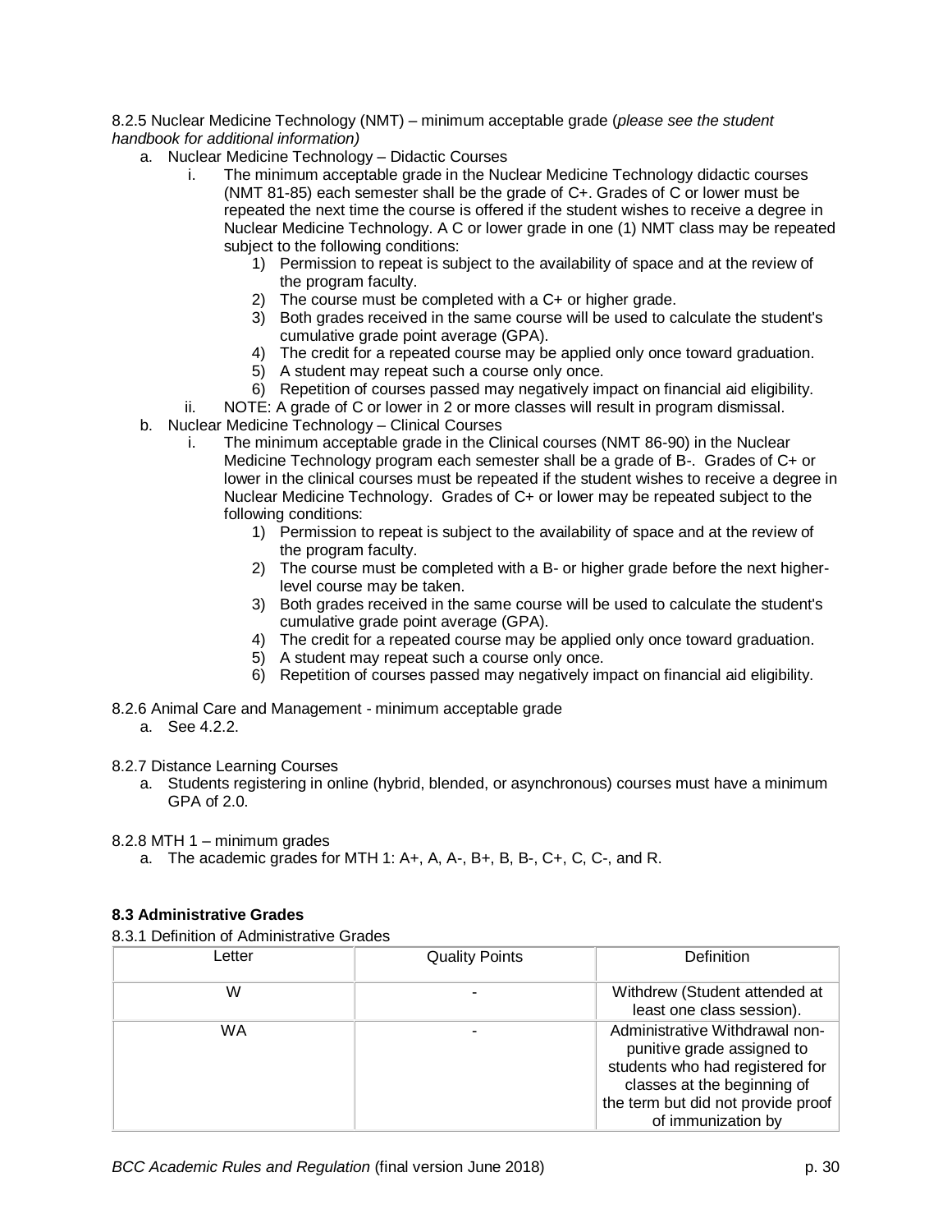8.2.5 Nuclear Medicine Technology (NMT) – minimum acceptable grade (*please see the student handbook for additional information)*

a. Nuclear Medicine Technology – Didactic Courses
    i. The minimum acceptable grade in the Nuclear Medicine Technology didactic courses (NMT 81-85) each semester shall be the grade of C+. Grades of C or lower must be repeated the next time the course is offered if the student wishes to receive a degree in Nuclear Medicine Technology. A C or lower grade in one (1) NMT class may be repeated subject to the following conditions:
        1) Permission to repeat is subject to the availability of space and at the review of the program faculty.
        2) The course must be completed with a C+ or higher grade.
        3) Both grades received in the same course will be used to calculate the student's cumulative grade point average (GPA).
        4) The credit for a repeated course may be applied only once toward graduation.
        5) A student may repeat such a course only once.
        6) Repetition of courses passed may negatively impact on financial aid eligibility.
    ii. NOTE: A grade of C or lower in 2 or more classes will result in program dismissal.
b. Nuclear Medicine Technology – Clinical Courses
    i. The minimum acceptable grade in the Clinical courses (NMT 86-90) in the Nuclear Medicine Technology program each semester shall be a grade of B-. Grades of C+ or lower in the clinical courses must be repeated if the student wishes to receive a degree in Nuclear Medicine Technology. Grades of C+ or lower may be repeated subject to the following conditions:
        1) Permission to repeat is subject to the availability of space and at the review of the program faculty.
        2) The course must be completed with a B- or higher grade before the next higher-level course may be taken.
        3) Both grades received in the same course will be used to calculate the student's cumulative grade point average (GPA).
        4) The credit for a repeated course may be applied only once toward graduation.
        5) A student may repeat such a course only once.
        6) Repetition of courses passed may negatively impact on financial aid eligibility.

8.2.6 Animal Care and Management - minimum acceptable grade

a. See 4.2.2.

8.2.7 Distance Learning Courses

a. Students registering in online (hybrid, blended, or asynchronous) courses must have a minimum GPA of 2.0.

8.2.8 MTH 1 – minimum grades

a. The academic grades for MTH 1: A+, A, A-, B+, B, B-, C+, C, C-, and R.

### 8.3 Administrative Grades

8.3.1 Definition of Administrative Grades

| Letter | Quality Points | Definition |
|---|---|---|
| W | - | Withdrew (Student attended at least one class session). |
| WA | - | Administrative Withdrawal non-punitive grade assigned to students who had registered for classes at the beginning of the term but did not provide proof of immunization by |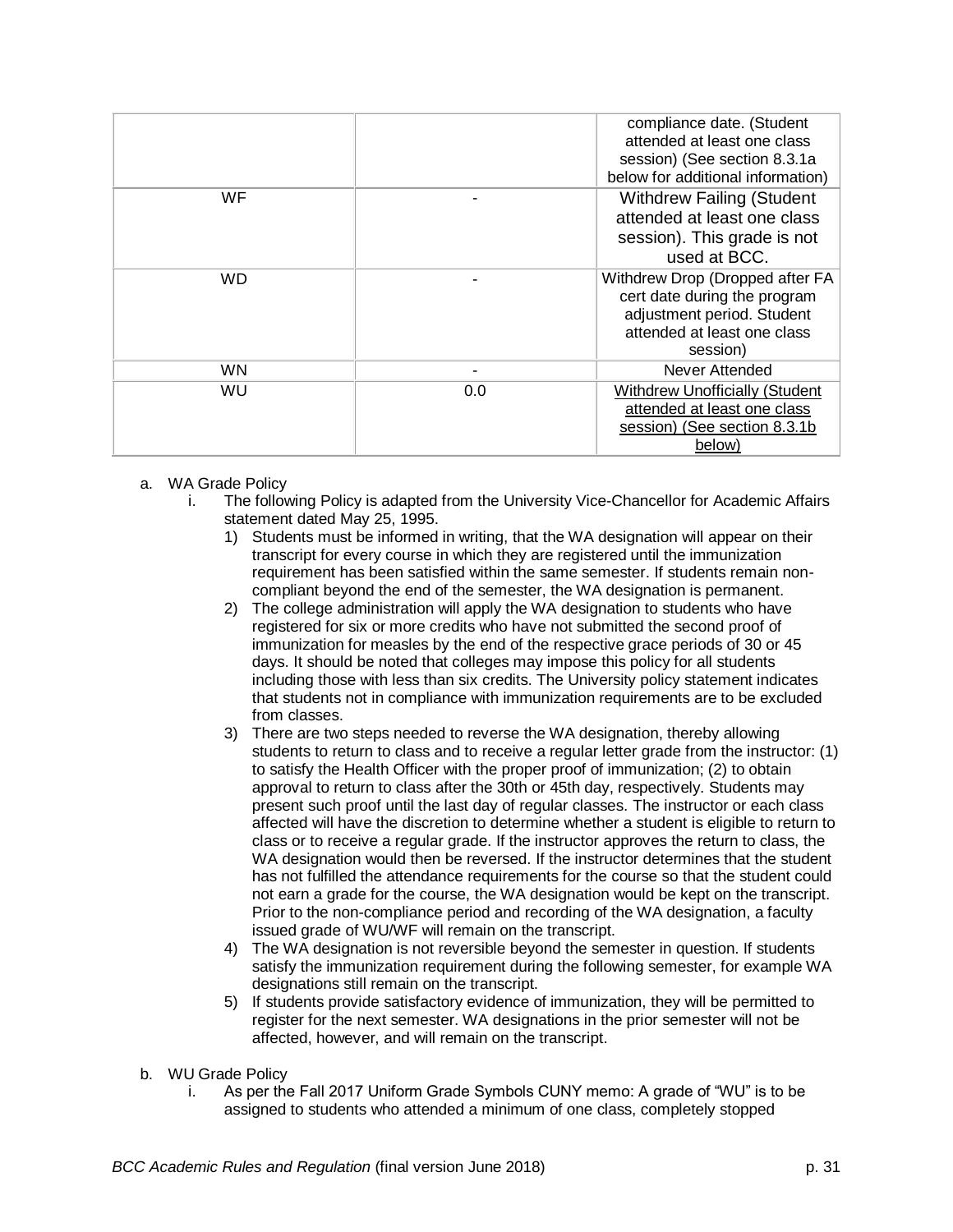| | | compliance date. (Student attended at least one class session) (See section 8.3.1a below for additional information) |
|---|---|---|
| WF | - | Withdrew Failing (Student attended at least one class session). This grade is not used at BCC. |
| WD | - | Withdrew Drop (Dropped after FA cert date during the program adjustment period. Student attended at least one class session) |
| WN | - | Never Attended |
| WU | 0.0 | Withdrew Unofficially (Student attended at least one class session) (See section 8.3.1b below) |

a. WA Grade Policy
   i. The following Policy is adapted from the University Vice-Chancellor for Academic Affairs statement dated May 25, 1995.
      1) Students must be informed in writing, that the WA designation will appear on their transcript for every course in which they are registered until the immunization requirement has been satisfied within the same semester. If students remain non-compliant beyond the end of the semester, the WA designation is permanent.
      2) The college administration will apply the WA designation to students who have registered for six or more credits who have not submitted the second proof of immunization for measles by the end of the respective grace periods of 30 or 45 days. It should be noted that colleges may impose this policy for all students including those with less than six credits. The University policy statement indicates that students not in compliance with immunization requirements are to be excluded from classes.
      3) There are two steps needed to reverse the WA designation, thereby allowing students to return to class and to receive a regular letter grade from the instructor: (1) to satisfy the Health Officer with the proper proof of immunization; (2) to obtain approval to return to class after the 30th or 45th day, respectively. Students may present such proof until the last day of regular classes. The instructor or each class affected will have the discretion to determine whether a student is eligible to return to class or to receive a regular grade. If the instructor approves the return to class, the WA designation would then be reversed. If the instructor determines that the student has not fulfilled the attendance requirements for the course so that the student could not earn a grade for the course, the WA designation would be kept on the transcript. Prior to the non-compliance period and recording of the WA designation, a faculty issued grade of WU/WF will remain on the transcript.
      4) The WA designation is not reversible beyond the semester in question. If students satisfy the immunization requirement during the following semester, for example WA designations still remain on the transcript.
      5) If students provide satisfactory evidence of immunization, they will be permitted to register for the next semester. WA designations in the prior semester will not be affected, however, and will remain on the transcript.

b. WU Grade Policy
   i. As per the Fall 2017 Uniform Grade Symbols CUNY memo: A grade of "WU" is to be assigned to students who attended a minimum of one class, completely stopped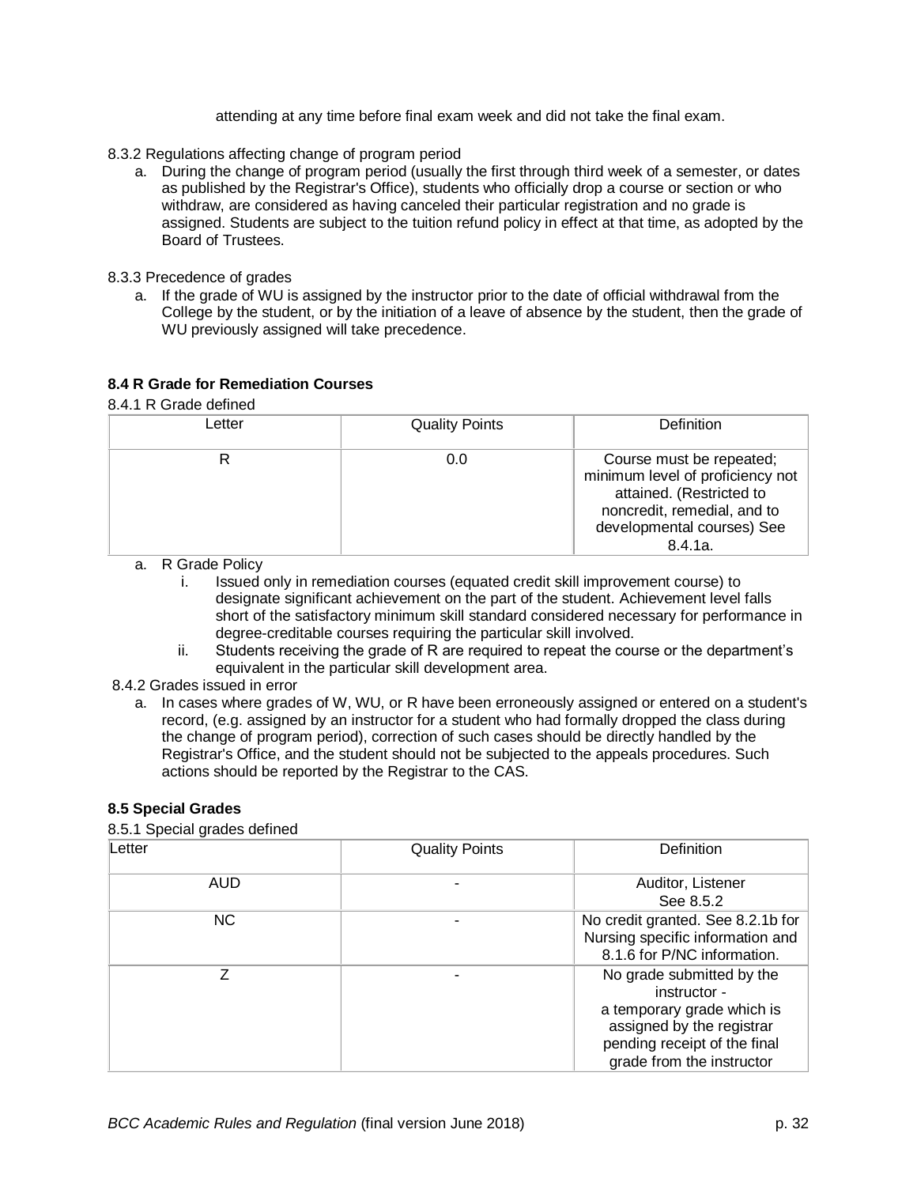attending at any time before final exam week and did not take the final exam.

8.3.2 Regulations affecting change of program period

a. During the change of program period (usually the first through third week of a semester, or dates as published by the Registrar's Office), students who officially drop a course or section or who withdraw, are considered as having canceled their particular registration and no grade is assigned. Students are subject to the tuition refund policy in effect at that time, as adopted by the Board of Trustees.

8.3.3 Precedence of grades

a. If the grade of WU is assigned by the instructor prior to the date of official withdrawal from the College by the student, or by the initiation of a leave of absence by the student, then the grade of WU previously assigned will take precedence.

**8.4 R Grade for Remediation Courses**

8.4.1 R Grade defined

| Letter | Quality Points | Definition |
|---|---|---|
| R | 0.0 | Course must be repeated; minimum level of proficiency not attained. (Restricted to noncredit, remedial, and to developmental courses) See 8.4.1a. |

a. R Grade Policy
   i. Issued only in remediation courses (equated credit skill improvement course) to designate significant achievement on the part of the student. Achievement level falls short of the satisfactory minimum skill standard considered necessary for performance in degree-creditable courses requiring the particular skill involved.
   ii. Students receiving the grade of R are required to repeat the course or the department's equivalent in the particular skill development area.

8.4.2 Grades issued in error

a. In cases where grades of W, WU, or R have been erroneously assigned or entered on a student's record, (e.g. assigned by an instructor for a student who had formally dropped the class during the change of program period), correction of such cases should be directly handled by the Registrar's Office, and the student should not be subjected to the appeals procedures. Such actions should be reported by the Registrar to the CAS.

**8.5 Special Grades**

8.5.1 Special grades defined

| Letter | Quality Points | Definition |
|---|---|---|
| AUD | - | Auditor, Listener See 8.5.2 |
| NC | - | No credit granted. See 8.2.1b for Nursing specific information and 8.1.6 for P/NC information. |
| Z | - | No grade submitted by the instructor - a temporary grade which is assigned by the registrar pending receipt of the final grade from the instructor |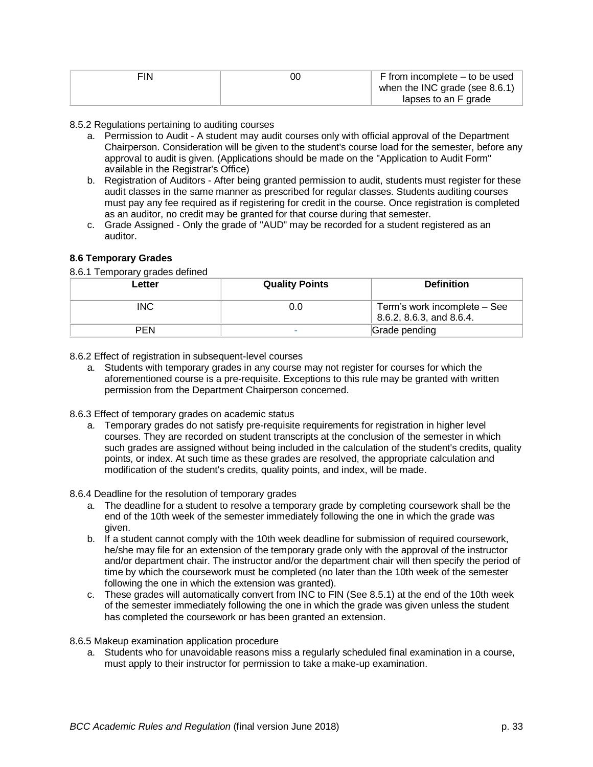| FIN | 00 | F from incomplete – to be used when the INC grade (see 8.6.1) lapses to an F grade |
|---|---|---|

8.5.2 Regulations pertaining to auditing courses

a. Permission to Audit - A student may audit courses only with official approval of the Department Chairperson. Consideration will be given to the student's course load for the semester, before any approval to audit is given. (Applications should be made on the "Application to Audit Form" available in the Registrar's Office)
b. Registration of Auditors - After being granted permission to audit, students must register for these audit classes in the same manner as prescribed for regular classes. Students auditing courses must pay any fee required as if registering for credit in the course. Once registration is completed as an auditor, no credit may be granted for that course during that semester.
c. Grade Assigned - Only the grade of "AUD" may be recorded for a student registered as an auditor.

**8.6 Temporary Grades**

8.6.1 Temporary grades defined

| Letter | Quality Points | Definition |
|---|---|---|
| INC | 0.0 | Term's work incomplete – See 8.6.2, 8.6.3, and 8.6.4. |
| PEN | - | Grade pending |

8.6.2 Effect of registration in subsequent-level courses

a. Students with temporary grades in any course may not register for courses for which the aforementioned course is a pre-requisite. Exceptions to this rule may be granted with written permission from the Department Chairperson concerned.

8.6.3 Effect of temporary grades on academic status

a. Temporary grades do not satisfy pre-requisite requirements for registration in higher level courses. They are recorded on student transcripts at the conclusion of the semester in which such grades are assigned without being included in the calculation of the student's credits, quality points, or index. At such time as these grades are resolved, the appropriate calculation and modification of the student's credits, quality points, and index, will be made.

8.6.4 Deadline for the resolution of temporary grades

a. The deadline for a student to resolve a temporary grade by completing coursework shall be the end of the 10th week of the semester immediately following the one in which the grade was given.
b. If a student cannot comply with the 10th week deadline for submission of required coursework, he/she may file for an extension of the temporary grade only with the approval of the instructor and/or department chair. The instructor and/or the department chair will then specify the period of time by which the coursework must be completed (no later than the 10th week of the semester following the one in which the extension was granted).
c. These grades will automatically convert from INC to FIN (See 8.5.1) at the end of the 10th week of the semester immediately following the one in which the grade was given unless the student has completed the coursework or has been granted an extension.

8.6.5 Makeup examination application procedure

a. Students who for unavoidable reasons miss a regularly scheduled final examination in a course, must apply to their instructor for permission to take a make-up examination.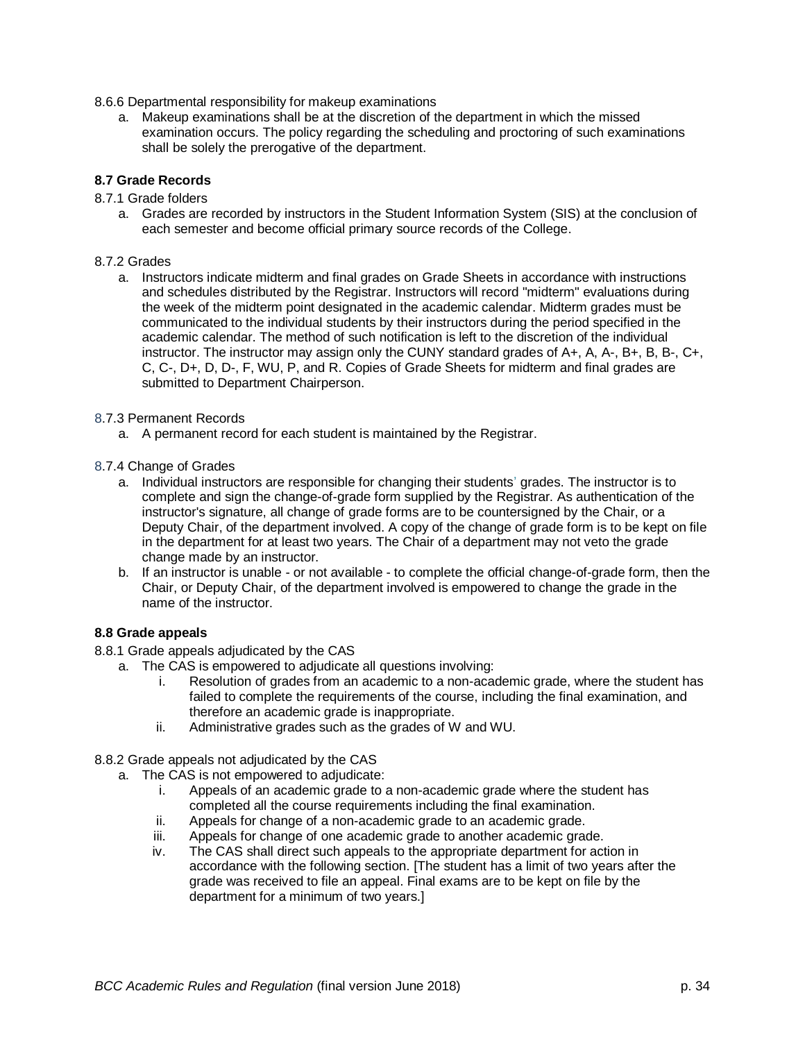8.6.6 Departmental responsibility for makeup examinations

a. Makeup examinations shall be at the discretion of the department in which the missed examination occurs. The policy regarding the scheduling and proctoring of such examinations shall be solely the prerogative of the department.

**8.7 Grade Records**

8.7.1 Grade folders

a. Grades are recorded by instructors in the Student Information System (SIS) at the conclusion of each semester and become official primary source records of the College.

8.7.2 Grades

a. Instructors indicate midterm and final grades on Grade Sheets in accordance with instructions and schedules distributed by the Registrar. Instructors will record "midterm" evaluations during the week of the midterm point designated in the academic calendar. Midterm grades must be communicated to the individual students by their instructors during the period specified in the academic calendar. The method of such notification is left to the discretion of the individual instructor. The instructor may assign only the CUNY standard grades of A+, A, A-, B+, B, B-, C+, C, C-, D+, D, D-, F, WU, P, and R. Copies of Grade Sheets for midterm and final grades are submitted to Department Chairperson.

8.7.3 Permanent Records

a. A permanent record for each student is maintained by the Registrar.

8.7.4 Change of Grades

a. Individual instructors are responsible for changing their students' grades. The instructor is to complete and sign the change-of-grade form supplied by the Registrar. As authentication of the instructor's signature, all change of grade forms are to be countersigned by the Chair, or a Deputy Chair, of the department involved. A copy of the change of grade form is to be kept on file in the department for at least two years. The Chair of a department may not veto the grade change made by an instructor.
b. If an instructor is unable - or not available - to complete the official change-of-grade form, then the Chair, or Deputy Chair, of the department involved is empowered to change the grade in the name of the instructor.

**8.8 Grade appeals**

8.8.1 Grade appeals adjudicated by the CAS

a. The CAS is empowered to adjudicate all questions involving:
   i. Resolution of grades from an academic to a non-academic grade, where the student has failed to complete the requirements of the course, including the final examination, and therefore an academic grade is inappropriate.
   ii. Administrative grades such as the grades of W and WU.

8.8.2 Grade appeals not adjudicated by the CAS

a. The CAS is not empowered to adjudicate:
   i. Appeals of an academic grade to a non-academic grade where the student has completed all the course requirements including the final examination.
   ii. Appeals for change of a non-academic grade to an academic grade.
   iii. Appeals for change of one academic grade to another academic grade.
   iv. The CAS shall direct such appeals to the appropriate department for action in accordance with the following section. [The student has a limit of two years after the grade was received to file an appeal. Final exams are to be kept on file by the department for a minimum of two years.]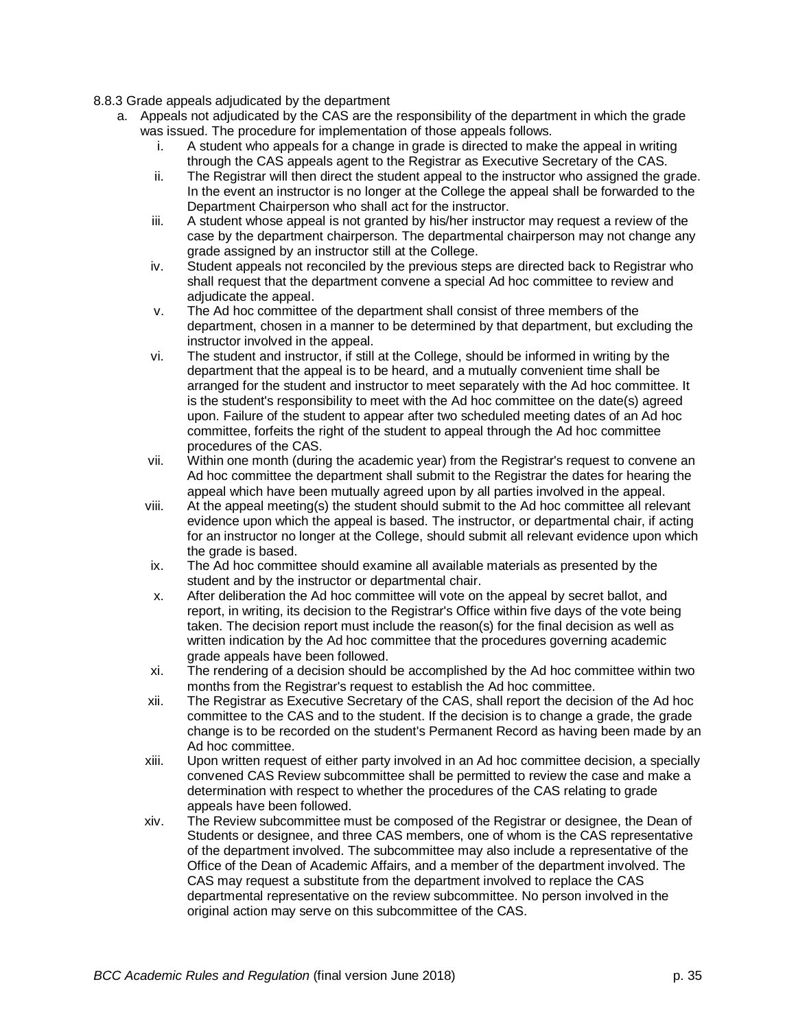8.8.3 Grade appeals adjudicated by the department

a. Appeals not adjudicated by the CAS are the responsibility of the department in which the grade was issued. The procedure for implementation of those appeals follows.
    i. A student who appeals for a change in grade is directed to make the appeal in writing through the CAS appeals agent to the Registrar as Executive Secretary of the CAS.
    ii. The Registrar will then direct the student appeal to the instructor who assigned the grade. In the event an instructor is no longer at the College the appeal shall be forwarded to the Department Chairperson who shall act for the instructor.
    iii. A student whose appeal is not granted by his/her instructor may request a review of the case by the department chairperson. The departmental chairperson may not change any grade assigned by an instructor still at the College.
    iv. Student appeals not reconciled by the previous steps are directed back to Registrar who shall request that the department convene a special Ad hoc committee to review and adjudicate the appeal.
    v. The Ad hoc committee of the department shall consist of three members of the department, chosen in a manner to be determined by that department, but excluding the instructor involved in the appeal.
    vi. The student and instructor, if still at the College, should be informed in writing by the department that the appeal is to be heard, and a mutually convenient time shall be arranged for the student and instructor to meet separately with the Ad hoc committee. It is the student's responsibility to meet with the Ad hoc committee on the date(s) agreed upon. Failure of the student to appear after two scheduled meeting dates of an Ad hoc committee, forfeits the right of the student to appeal through the Ad hoc committee procedures of the CAS.
    vii. Within one month (during the academic year) from the Registrar's request to convene an Ad hoc committee the department shall submit to the Registrar the dates for hearing the appeal which have been mutually agreed upon by all parties involved in the appeal.
    viii. At the appeal meeting(s) the student should submit to the Ad hoc committee all relevant evidence upon which the appeal is based. The instructor, or departmental chair, if acting for an instructor no longer at the College, should submit all relevant evidence upon which the grade is based.
    ix. The Ad hoc committee should examine all available materials as presented by the student and by the instructor or departmental chair.
    x. After deliberation the Ad hoc committee will vote on the appeal by secret ballot, and report, in writing, its decision to the Registrar's Office within five days of the vote being taken. The decision report must include the reason(s) for the final decision as well as written indication by the Ad hoc committee that the procedures governing academic grade appeals have been followed.
    xi. The rendering of a decision should be accomplished by the Ad hoc committee within two months from the Registrar's request to establish the Ad hoc committee.
    xii. The Registrar as Executive Secretary of the CAS, shall report the decision of the Ad hoc committee to the CAS and to the student. If the decision is to change a grade, the grade change is to be recorded on the student's Permanent Record as having been made by an Ad hoc committee.
    xiii. Upon written request of either party involved in an Ad hoc committee decision, a specially convened CAS Review subcommittee shall be permitted to review the case and make a determination with respect to whether the procedures of the CAS relating to grade appeals have been followed.
    xiv. The Review subcommittee must be composed of the Registrar or designee, the Dean of Students or designee, and three CAS members, one of whom is the CAS representative of the department involved. The subcommittee may also include a representative of the Office of the Dean of Academic Affairs, and a member of the department involved. The CAS may request a substitute from the department involved to replace the CAS departmental representative on the review subcommittee. No person involved in the original action may serve on this subcommittee of the CAS.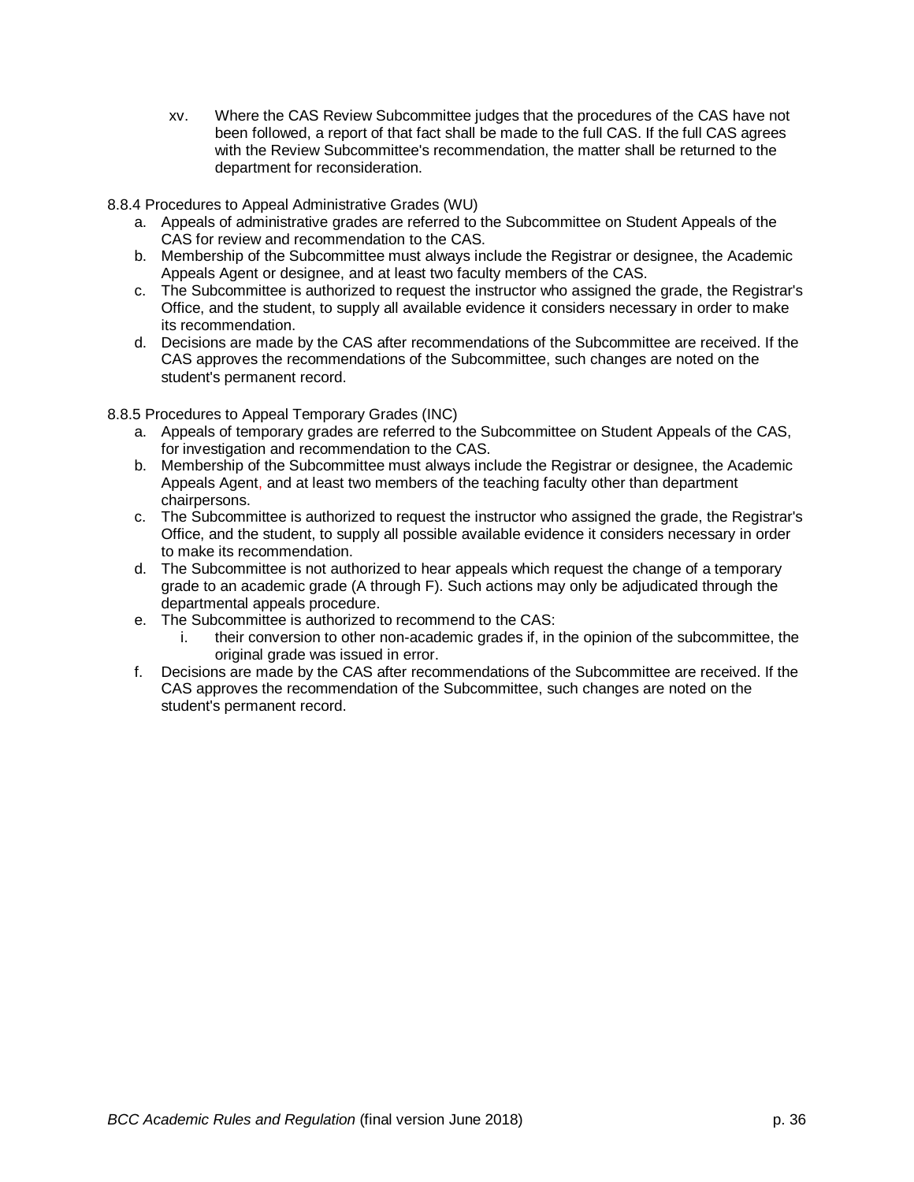xv. Where the CAS Review Subcommittee judges that the procedures of the CAS have not been followed, a report of that fact shall be made to the full CAS. If the full CAS agrees with the Review Subcommittee's recommendation, the matter shall be returned to the department for reconsideration.

8.8.4 Procedures to Appeal Administrative Grades (WU)

a. Appeals of administrative grades are referred to the Subcommittee on Student Appeals of the CAS for review and recommendation to the CAS.
b. Membership of the Subcommittee must always include the Registrar or designee, the Academic Appeals Agent or designee, and at least two faculty members of the CAS.
c. The Subcommittee is authorized to request the instructor who assigned the grade, the Registrar's Office, and the student, to supply all available evidence it considers necessary in order to make its recommendation.
d. Decisions are made by the CAS after recommendations of the Subcommittee are received. If the CAS approves the recommendations of the Subcommittee, such changes are noted on the student's permanent record.

8.8.5 Procedures to Appeal Temporary Grades (INC)

a. Appeals of temporary grades are referred to the Subcommittee on Student Appeals of the CAS, for investigation and recommendation to the CAS.
b. Membership of the Subcommittee must always include the Registrar or designee, the Academic Appeals Agent, and at least two members of the teaching faculty other than department chairpersons.
c. The Subcommittee is authorized to request the instructor who assigned the grade, the Registrar's Office, and the student, to supply all possible available evidence it considers necessary in order to make its recommendation.
d. The Subcommittee is not authorized to hear appeals which request the change of a temporary grade to an academic grade (A through F). Such actions may only be adjudicated through the departmental appeals procedure.
e. The Subcommittee is authorized to recommend to the CAS:
    i. their conversion to other non-academic grades if, in the opinion of the subcommittee, the original grade was issued in error.
f. Decisions are made by the CAS after recommendations of the Subcommittee are received. If the CAS approves the recommendation of the Subcommittee, such changes are noted on the student's permanent record.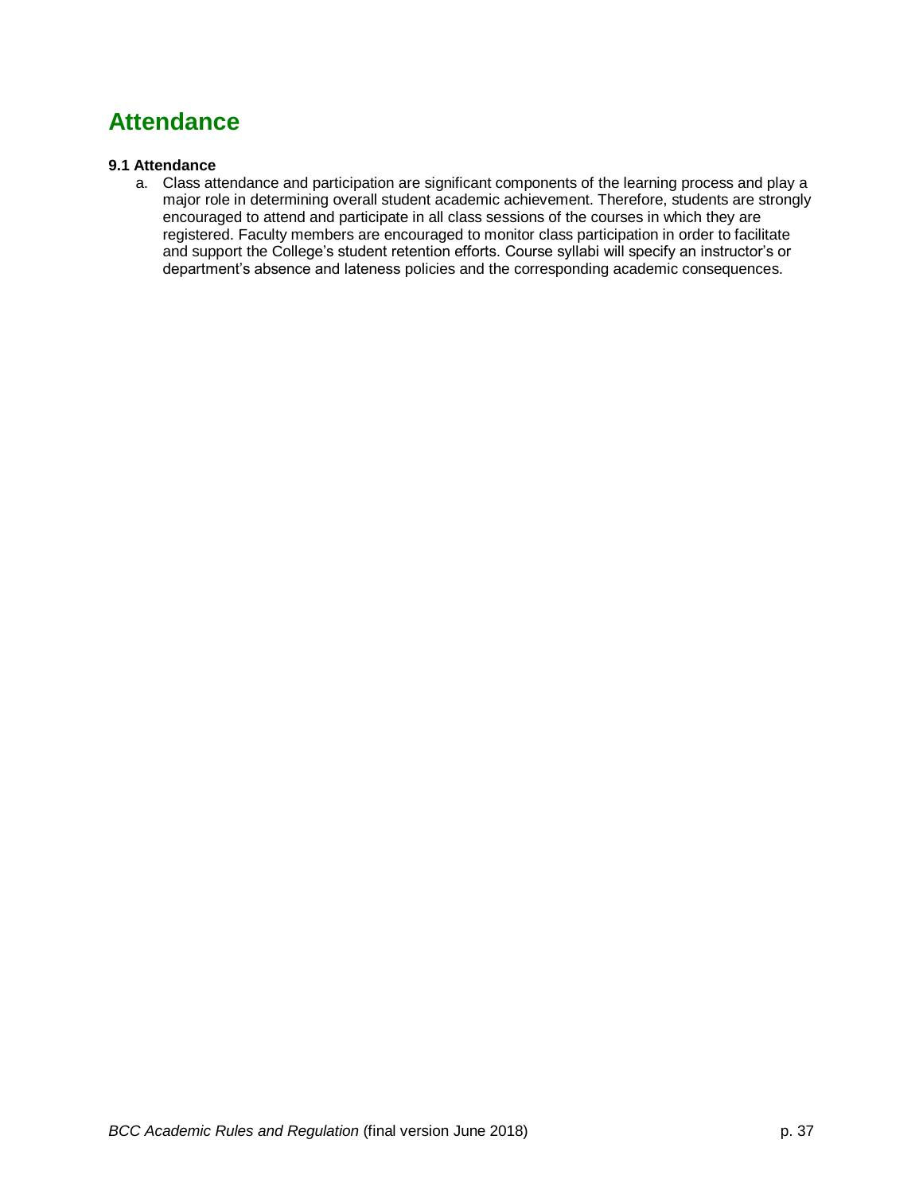# Attendance

**9.1 Attendance**

a. Class attendance and participation are significant components of the learning process and play a major role in determining overall student academic achievement. Therefore, students are strongly encouraged to attend and participate in all class sessions of the courses in which they are registered. Faculty members are encouraged to monitor class participation in order to facilitate and support the College's student retention efforts. Course syllabi will specify an instructor's or department's absence and lateness policies and the corresponding academic consequences.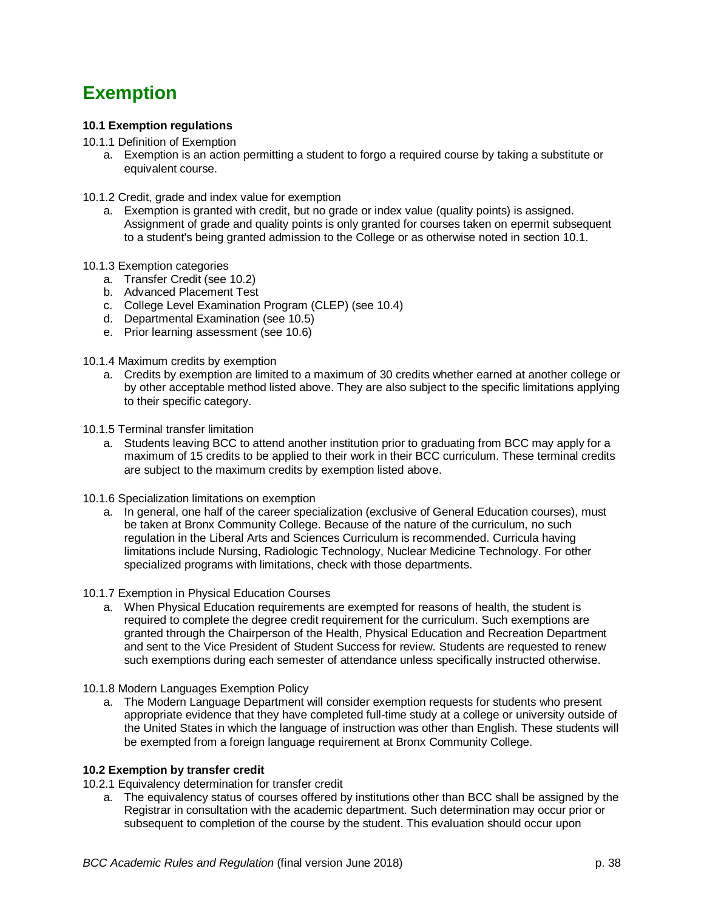# Exemption

### 10.1 Exemption regulations

10.1.1 Definition of Exemption

a. Exemption is an action permitting a student to forgo a required course by taking a substitute or equivalent course.

10.1.2 Credit, grade and index value for exemption

a. Exemption is granted with credit, but no grade or index value (quality points) is assigned. Assignment of grade and quality points is only granted for courses taken on epermit subsequent to a student's being granted admission to the College or as otherwise noted in section 10.1.

10.1.3 Exemption categories

a. Transfer Credit (see 10.2)
b. Advanced Placement Test
c. College Level Examination Program (CLEP) (see 10.4)
d. Departmental Examination (see 10.5)
e. Prior learning assessment (see 10.6)

10.1.4 Maximum credits by exemption

a. Credits by exemption are limited to a maximum of 30 credits whether earned at another college or by other acceptable method listed above. They are also subject to the specific limitations applying to their specific category.

10.1.5 Terminal transfer limitation

a. Students leaving BCC to attend another institution prior to graduating from BCC may apply for a maximum of 15 credits to be applied to their work in their BCC curriculum. These terminal credits are subject to the maximum credits by exemption listed above.

10.1.6 Specialization limitations on exemption

a. In general, one half of the career specialization (exclusive of General Education courses), must be taken at Bronx Community College. Because of the nature of the curriculum, no such regulation in the Liberal Arts and Sciences Curriculum is recommended. Curricula having limitations include Nursing, Radiologic Technology, Nuclear Medicine Technology. For other specialized programs with limitations, check with those departments.

10.1.7 Exemption in Physical Education Courses

a. When Physical Education requirements are exempted for reasons of health, the student is required to complete the degree credit requirement for the curriculum. Such exemptions are granted through the Chairperson of the Health, Physical Education and Recreation Department and sent to the Vice President of Student Success for review. Students are requested to renew such exemptions during each semester of attendance unless specifically instructed otherwise.

10.1.8 Modern Languages Exemption Policy

a. The Modern Language Department will consider exemption requests for students who present appropriate evidence that they have completed full-time study at a college or university outside of the United States in which the language of instruction was other than English. These students will be exempted from a foreign language requirement at Bronx Community College.

### 10.2 Exemption by transfer credit

10.2.1 Equivalency determination for transfer credit

a. The equivalency status of courses offered by institutions other than BCC shall be assigned by the Registrar in consultation with the academic department. Such determination may occur prior or subsequent to completion of the course by the student. This evaluation should occur upon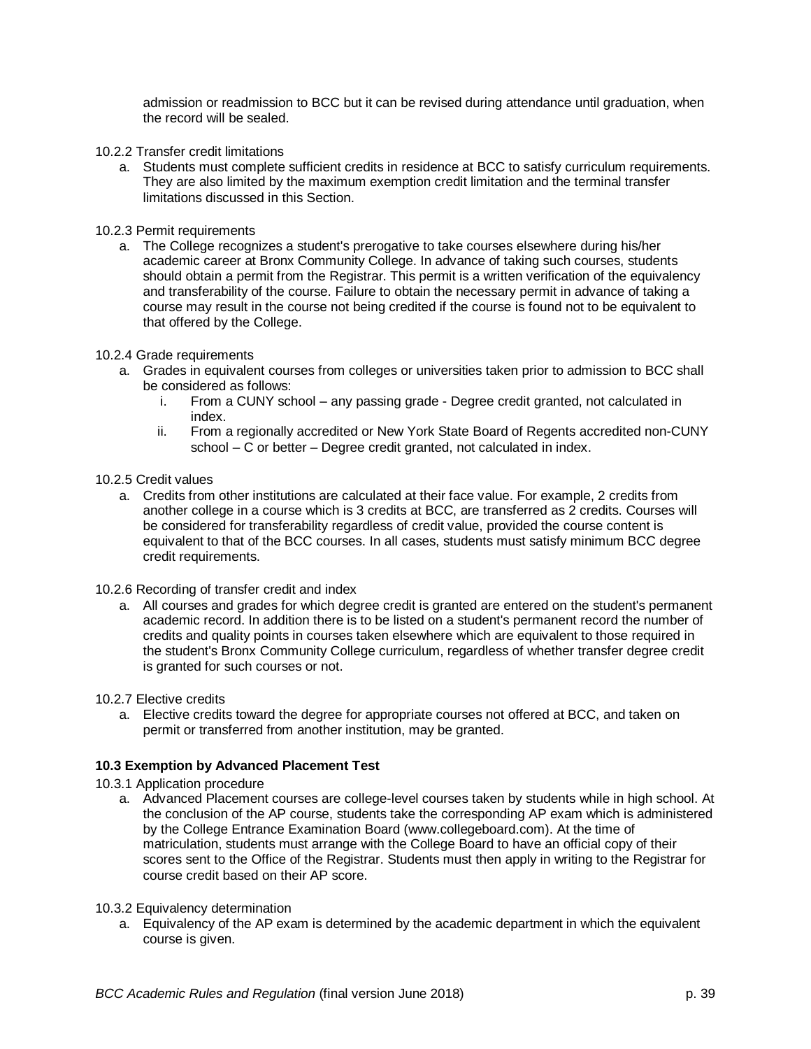admission or readmission to BCC but it can be revised during attendance until graduation, when the record will be sealed.

10.2.2 Transfer credit limitations

a. Students must complete sufficient credits in residence at BCC to satisfy curriculum requirements. They are also limited by the maximum exemption credit limitation and the terminal transfer limitations discussed in this Section.

10.2.3 Permit requirements

a. The College recognizes a student's prerogative to take courses elsewhere during his/her academic career at Bronx Community College. In advance of taking such courses, students should obtain a permit from the Registrar. This permit is a written verification of the equivalency and transferability of the course. Failure to obtain the necessary permit in advance of taking a course may result in the course not being credited if the course is found not to be equivalent to that offered by the College.

10.2.4 Grade requirements

a. Grades in equivalent courses from colleges or universities taken prior to admission to BCC shall be considered as follows:
   i. From a CUNY school – any passing grade - Degree credit granted, not calculated in index.
   ii. From a regionally accredited or New York State Board of Regents accredited non-CUNY school – C or better – Degree credit granted, not calculated in index.

10.2.5 Credit values

a. Credits from other institutions are calculated at their face value. For example, 2 credits from another college in a course which is 3 credits at BCC, are transferred as 2 credits. Courses will be considered for transferability regardless of credit value, provided the course content is equivalent to that of the BCC courses. In all cases, students must satisfy minimum BCC degree credit requirements.

10.2.6 Recording of transfer credit and index

a. All courses and grades for which degree credit is granted are entered on the student's permanent academic record. In addition there is to be listed on a student's permanent record the number of credits and quality points in courses taken elsewhere which are equivalent to those required in the student's Bronx Community College curriculum, regardless of whether transfer degree credit is granted for such courses or not.

10.2.7 Elective credits

a. Elective credits toward the degree for appropriate courses not offered at BCC, and taken on permit or transferred from another institution, may be granted.

**10.3 Exemption by Advanced Placement Test**

10.3.1 Application procedure

a. Advanced Placement courses are college-level courses taken by students while in high school. At the conclusion of the AP course, students take the corresponding AP exam which is administered by the College Entrance Examination Board (www.collegeboard.com). At the time of matriculation, students must arrange with the College Board to have an official copy of their scores sent to the Office of the Registrar. Students must then apply in writing to the Registrar for course credit based on their AP score.

10.3.2 Equivalency determination

a. Equivalency of the AP exam is determined by the academic department in which the equivalent course is given.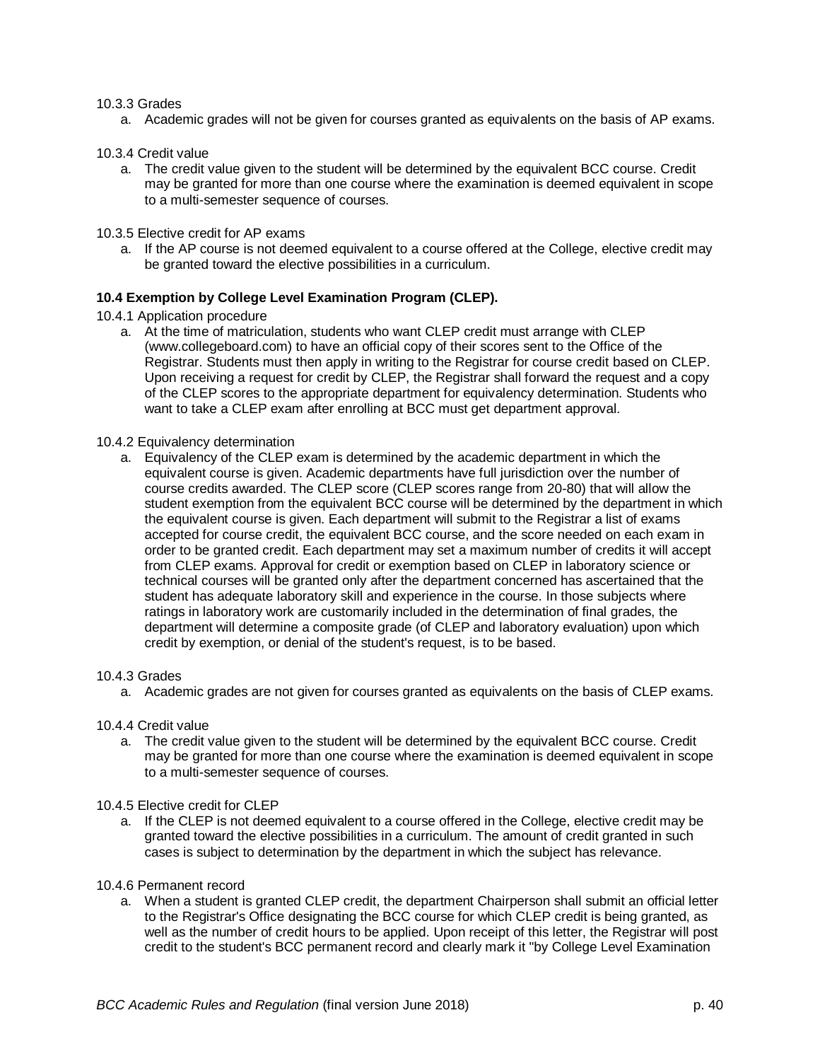10.3.3 Grades

a. Academic grades will not be given for courses granted as equivalents on the basis of AP exams.

10.3.4 Credit value

a. The credit value given to the student will be determined by the equivalent BCC course. Credit may be granted for more than one course where the examination is deemed equivalent in scope to a multi-semester sequence of courses.

10.3.5 Elective credit for AP exams

a. If the AP course is not deemed equivalent to a course offered at the College, elective credit may be granted toward the elective possibilities in a curriculum.

**10.4 Exemption by College Level Examination Program (CLEP).**

10.4.1 Application procedure

a. At the time of matriculation, students who want CLEP credit must arrange with CLEP (www.collegeboard.com) to have an official copy of their scores sent to the Office of the Registrar. Students must then apply in writing to the Registrar for course credit based on CLEP. Upon receiving a request for credit by CLEP, the Registrar shall forward the request and a copy of the CLEP scores to the appropriate department for equivalency determination. Students who want to take a CLEP exam after enrolling at BCC must get department approval.

10.4.2 Equivalency determination

a. Equivalency of the CLEP exam is determined by the academic department in which the equivalent course is given. Academic departments have full jurisdiction over the number of course credits awarded. The CLEP score (CLEP scores range from 20-80) that will allow the student exemption from the equivalent BCC course will be determined by the department in which the equivalent course is given. Each department will submit to the Registrar a list of exams accepted for course credit, the equivalent BCC course, and the score needed on each exam in order to be granted credit. Each department may set a maximum number of credits it will accept from CLEP exams. Approval for credit or exemption based on CLEP in laboratory science or technical courses will be granted only after the department concerned has ascertained that the student has adequate laboratory skill and experience in the course. In those subjects where ratings in laboratory work are customarily included in the determination of final grades, the department will determine a composite grade (of CLEP and laboratory evaluation) upon which credit by exemption, or denial of the student's request, is to be based.

10.4.3 Grades

a. Academic grades are not given for courses granted as equivalents on the basis of CLEP exams.

10.4.4 Credit value

a. The credit value given to the student will be determined by the equivalent BCC course. Credit may be granted for more than one course where the examination is deemed equivalent in scope to a multi-semester sequence of courses.

10.4.5 Elective credit for CLEP

a. If the CLEP is not deemed equivalent to a course offered in the College, elective credit may be granted toward the elective possibilities in a curriculum. The amount of credit granted in such cases is subject to determination by the department in which the subject has relevance.

10.4.6 Permanent record

a. When a student is granted CLEP credit, the department Chairperson shall submit an official letter to the Registrar's Office designating the BCC course for which CLEP credit is being granted, as well as the number of credit hours to be applied. Upon receipt of this letter, the Registrar will post credit to the student's BCC permanent record and clearly mark it "by College Level Examination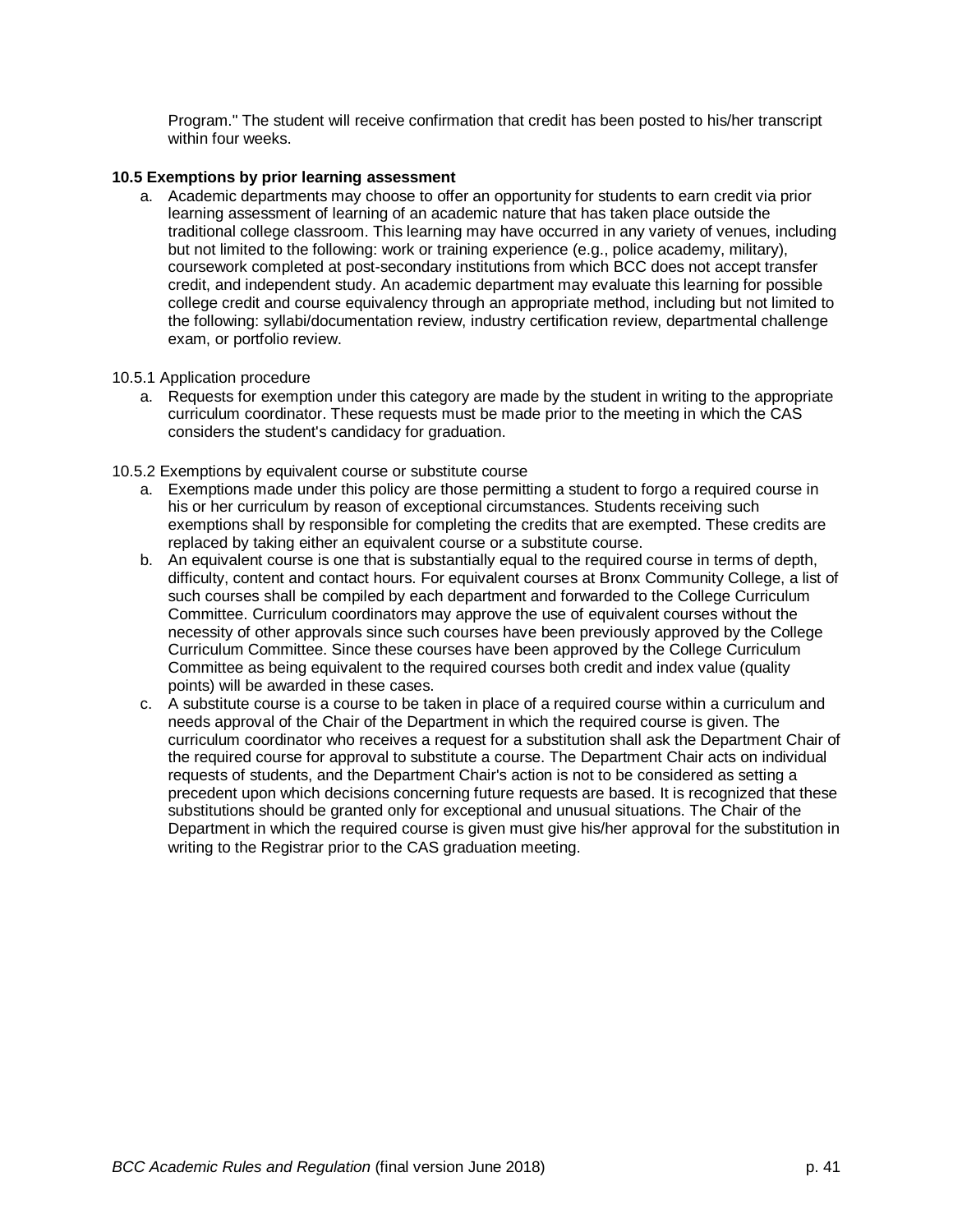Program." The student will receive confirmation that credit has been posted to his/her transcript within four weeks.

**10.5 Exemptions by prior learning assessment**

a. Academic departments may choose to offer an opportunity for students to earn credit via prior learning assessment of learning of an academic nature that has taken place outside the traditional college classroom. This learning may have occurred in any variety of venues, including but not limited to the following: work or training experience (e.g., police academy, military), coursework completed at post-secondary institutions from which BCC does not accept transfer credit, and independent study. An academic department may evaluate this learning for possible college credit and course equivalency through an appropriate method, including but not limited to the following: syllabi/documentation review, industry certification review, departmental challenge exam, or portfolio review.

10.5.1 Application procedure

a. Requests for exemption under this category are made by the student in writing to the appropriate curriculum coordinator. These requests must be made prior to the meeting in which the CAS considers the student's candidacy for graduation.

10.5.2 Exemptions by equivalent course or substitute course

a. Exemptions made under this policy are those permitting a student to forgo a required course in his or her curriculum by reason of exceptional circumstances. Students receiving such exemptions shall by responsible for completing the credits that are exempted. These credits are replaced by taking either an equivalent course or a substitute course.
b. An equivalent course is one that is substantially equal to the required course in terms of depth, difficulty, content and contact hours. For equivalent courses at Bronx Community College, a list of such courses shall be compiled by each department and forwarded to the College Curriculum Committee. Curriculum coordinators may approve the use of equivalent courses without the necessity of other approvals since such courses have been previously approved by the College Curriculum Committee. Since these courses have been approved by the College Curriculum Committee as being equivalent to the required courses both credit and index value (quality points) will be awarded in these cases.
c. A substitute course is a course to be taken in place of a required course within a curriculum and needs approval of the Chair of the Department in which the required course is given. The curriculum coordinator who receives a request for a substitution shall ask the Department Chair of the required course for approval to substitute a course. The Department Chair acts on individual requests of students, and the Department Chair's action is not to be considered as setting a precedent upon which decisions concerning future requests are based. It is recognized that these substitutions should be granted only for exceptional and unusual situations. The Chair of the Department in which the required course is given must give his/her approval for the substitution in writing to the Registrar prior to the CAS graduation meeting.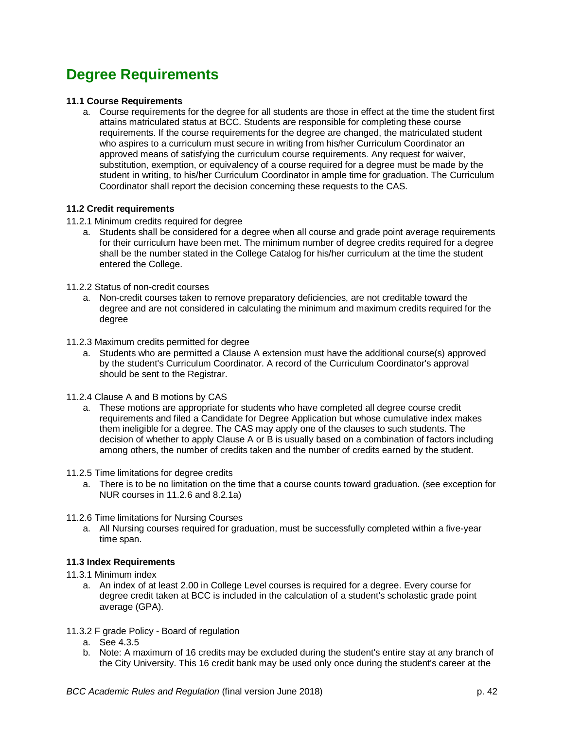# Degree Requirements

### 11.1 Course Requirements

a. Course requirements for the degree for all students are those in effect at the time the student first attains matriculated status at BCC. Students are responsible for completing these course requirements. If the course requirements for the degree are changed, the matriculated student who aspires to a curriculum must secure in writing from his/her Curriculum Coordinator an approved means of satisfying the curriculum course requirements. Any request for waiver, substitution, exemption, or equivalency of a course required for a degree must be made by the student in writing, to his/her Curriculum Coordinator in ample time for graduation. The Curriculum Coordinator shall report the decision concerning these requests to the CAS.

### 11.2 Credit requirements

11.2.1 Minimum credits required for degree

a. Students shall be considered for a degree when all course and grade point average requirements for their curriculum have been met. The minimum number of degree credits required for a degree shall be the number stated in the College Catalog for his/her curriculum at the time the student entered the College.

11.2.2 Status of non-credit courses

a. Non-credit courses taken to remove preparatory deficiencies, are not creditable toward the degree and are not considered in calculating the minimum and maximum credits required for the degree

11.2.3 Maximum credits permitted for degree

a. Students who are permitted a Clause A extension must have the additional course(s) approved by the student's Curriculum Coordinator. A record of the Curriculum Coordinator's approval should be sent to the Registrar.

11.2.4 Clause A and B motions by CAS

a. These motions are appropriate for students who have completed all degree course credit requirements and filed a Candidate for Degree Application but whose cumulative index makes them ineligible for a degree. The CAS may apply one of the clauses to such students. The decision of whether to apply Clause A or B is usually based on a combination of factors including among others, the number of credits taken and the number of credits earned by the student.

11.2.5 Time limitations for degree credits

a. There is to be no limitation on the time that a course counts toward graduation. (see exception for NUR courses in 11.2.6 and 8.2.1a)

11.2.6 Time limitations for Nursing Courses

a. All Nursing courses required for graduation, must be successfully completed within a five-year time span.

### 11.3 Index Requirements

11.3.1 Minimum index

a. An index of at least 2.00 in College Level courses is required for a degree. Every course for degree credit taken at BCC is included in the calculation of a student's scholastic grade point average (GPA).

11.3.2 F grade Policy - Board of regulation

a. See 4.3.5
b. Note: A maximum of 16 credits may be excluded during the student's entire stay at any branch of the City University. This 16 credit bank may be used only once during the student's career at the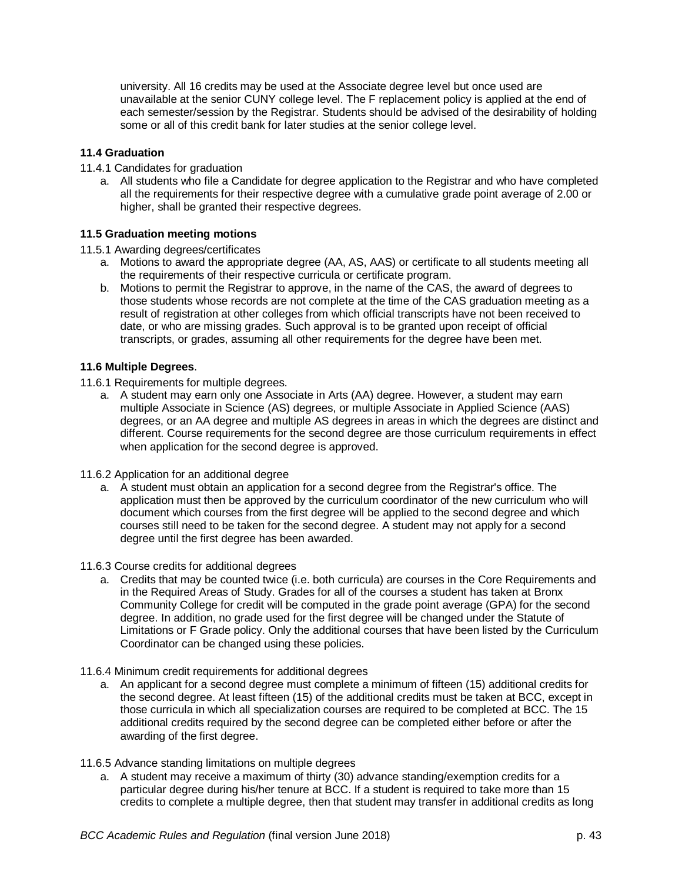university. All 16 credits may be used at the Associate degree level but once used are unavailable at the senior CUNY college level. The F replacement policy is applied at the end of each semester/session by the Registrar. Students should be advised of the desirability of holding some or all of this credit bank for later studies at the senior college level.

**11.4 Graduation**

11.4.1 Candidates for graduation

a. All students who file a Candidate for degree application to the Registrar and who have completed all the requirements for their respective degree with a cumulative grade point average of 2.00 or higher, shall be granted their respective degrees.

**11.5 Graduation meeting motions**

11.5.1 Awarding degrees/certificates

a. Motions to award the appropriate degree (AA, AS, AAS) or certificate to all students meeting all the requirements of their respective curricula or certificate program.
b. Motions to permit the Registrar to approve, in the name of the CAS, the award of degrees to those students whose records are not complete at the time of the CAS graduation meeting as a result of registration at other colleges from which official transcripts have not been received to date, or who are missing grades. Such approval is to be granted upon receipt of official transcripts, or grades, assuming all other requirements for the degree have been met.

**11.6 Multiple Degrees**.

11.6.1 Requirements for multiple degrees.

a. A student may earn only one Associate in Arts (AA) degree. However, a student may earn multiple Associate in Science (AS) degrees, or multiple Associate in Applied Science (AAS) degrees, or an AA degree and multiple AS degrees in areas in which the degrees are distinct and different. Course requirements for the second degree are those curriculum requirements in effect when application for the second degree is approved.

11.6.2 Application for an additional degree

a. A student must obtain an application for a second degree from the Registrar's office. The application must then be approved by the curriculum coordinator of the new curriculum who will document which courses from the first degree will be applied to the second degree and which courses still need to be taken for the second degree. A student may not apply for a second degree until the first degree has been awarded.

11.6.3 Course credits for additional degrees

a. Credits that may be counted twice (i.e. both curricula) are courses in the Core Requirements and in the Required Areas of Study. Grades for all of the courses a student has taken at Bronx Community College for credit will be computed in the grade point average (GPA) for the second degree. In addition, no grade used for the first degree will be changed under the Statute of Limitations or F Grade policy. Only the additional courses that have been listed by the Curriculum Coordinator can be changed using these policies.

11.6.4 Minimum credit requirements for additional degrees

a. An applicant for a second degree must complete a minimum of fifteen (15) additional credits for the second degree. At least fifteen (15) of the additional credits must be taken at BCC, except in those curricula in which all specialization courses are required to be completed at BCC. The 15 additional credits required by the second degree can be completed either before or after the awarding of the first degree.

11.6.5 Advance standing limitations on multiple degrees

a. A student may receive a maximum of thirty (30) advance standing/exemption credits for a particular degree during his/her tenure at BCC. If a student is required to take more than 15 credits to complete a multiple degree, then that student may transfer in additional credits as long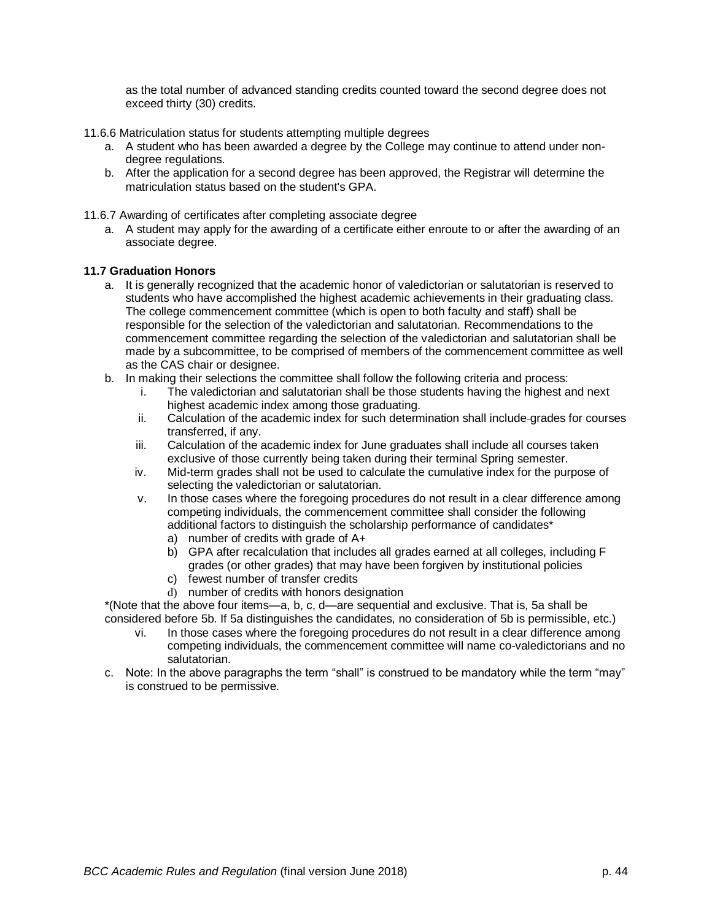as the total number of advanced standing credits counted toward the second degree does not exceed thirty (30) credits.

11.6.6 Matriculation status for students attempting multiple degrees

a. A student who has been awarded a degree by the College may continue to attend under non-degree regulations.
b. After the application for a second degree has been approved, the Registrar will determine the matriculation status based on the student's GPA.

11.6.7 Awarding of certificates after completing associate degree

a. A student may apply for the awarding of a certificate either enroute to or after the awarding of an associate degree.

**11.7 Graduation Honors**

a. It is generally recognized that the academic honor of valedictorian or salutatorian is reserved to students who have accomplished the highest academic achievements in their graduating class. The college commencement committee (which is open to both faculty and staff) shall be responsible for the selection of the valedictorian and salutatorian. Recommendations to the commencement committee regarding the selection of the valedictorian and salutatorian shall be made by a subcommittee, to be comprised of members of the commencement committee as well as the CAS chair or designee.
b. In making their selections the committee shall follow the following criteria and process:
    i. The valedictorian and salutatorian shall be those students having the highest and next highest academic index among those graduating.
    ii. Calculation of the academic index for such determination shall include grades for courses transferred, if any.
    iii. Calculation of the academic index for June graduates shall include all courses taken exclusive of those currently being taken during their terminal Spring semester.
    iv. Mid-term grades shall not be used to calculate the cumulative index for the purpose of selecting the valedictorian or salutatorian.
    v. In those cases where the foregoing procedures do not result in a clear difference among competing individuals, the commencement committee shall consider the following additional factors to distinguish the scholarship performance of candidates*
        a) number of credits with grade of A+
        b) GPA after recalculation that includes all grades earned at all colleges, including F grades (or other grades) that may have been forgiven by institutional policies
        c) fewest number of transfer credits
        d) number of credits with honors designation

    *(Note that the above four items—a, b, c, d—are sequential and exclusive. That is, 5a shall be considered before 5b. If 5a distinguishes the candidates, no consideration of 5b is permissible, etc.)

    vi. In those cases where the foregoing procedures do not result in a clear difference among competing individuals, the commencement committee will name co-valedictorians and no salutatorian.
c. Note: In the above paragraphs the term "shall" is construed to be mandatory while the term "may" is construed to be permissive.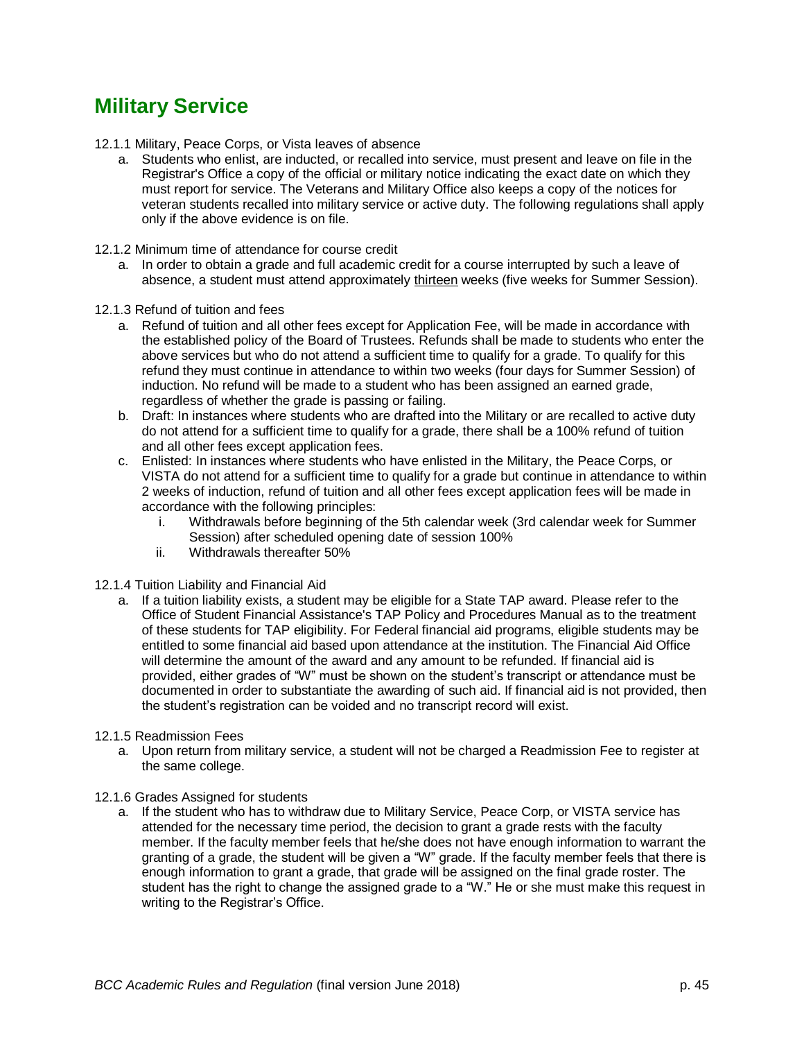# Military Service

12.1.1 Military, Peace Corps, or Vista leaves of absence

a. Students who enlist, are inducted, or recalled into service, must present and leave on file in the Registrar's Office a copy of the official or military notice indicating the exact date on which they must report for service. The Veterans and Military Office also keeps a copy of the notices for veteran students recalled into military service or active duty. The following regulations shall apply only if the above evidence is on file.

12.1.2 Minimum time of attendance for course credit

a. In order to obtain a grade and full academic credit for a course interrupted by such a leave of absence, a student must attend approximately <u>thirteen</u> weeks (five weeks for Summer Session).

12.1.3 Refund of tuition and fees

a. Refund of tuition and all other fees except for Application Fee, will be made in accordance with the established policy of the Board of Trustees. Refunds shall be made to students who enter the above services but who do not attend a sufficient time to qualify for a grade. To qualify for this refund they must continue in attendance to within two weeks (four days for Summer Session) of induction. No refund will be made to a student who has been assigned an earned grade, regardless of whether the grade is passing or failing.
b. Draft: In instances where students who are drafted into the Military or are recalled to active duty do not attend for a sufficient time to qualify for a grade, there shall be a 100% refund of tuition and all other fees except application fees.
c. Enlisted: In instances where students who have enlisted in the Military, the Peace Corps, or VISTA do not attend for a sufficient time to qualify for a grade but continue in attendance to within 2 weeks of induction, refund of tuition and all other fees except application fees will be made in accordance with the following principles:
    i. Withdrawals before beginning of the 5th calendar week (3rd calendar week for Summer Session) after scheduled opening date of session 100%
    ii. Withdrawals thereafter 50%

12.1.4 Tuition Liability and Financial Aid

a. If a tuition liability exists, a student may be eligible for a State TAP award. Please refer to the Office of Student Financial Assistance's TAP Policy and Procedures Manual as to the treatment of these students for TAP eligibility. For Federal financial aid programs, eligible students may be entitled to some financial aid based upon attendance at the institution. The Financial Aid Office will determine the amount of the award and any amount to be refunded. If financial aid is provided, either grades of "W" must be shown on the student's transcript or attendance must be documented in order to substantiate the awarding of such aid. If financial aid is not provided, then the student's registration can be voided and no transcript record will exist.

12.1.5 Readmission Fees

a. Upon return from military service, a student will not be charged a Readmission Fee to register at the same college.

12.1.6 Grades Assigned for students

a. If the student who has to withdraw due to Military Service, Peace Corp, or VISTA service has attended for the necessary time period, the decision to grant a grade rests with the faculty member. If the faculty member feels that he/she does not have enough information to warrant the granting of a grade, the student will be given a "W" grade. If the faculty member feels that there is enough information to grant a grade, that grade will be assigned on the final grade roster. The student has the right to change the assigned grade to a "W." He or she must make this request in writing to the Registrar's Office.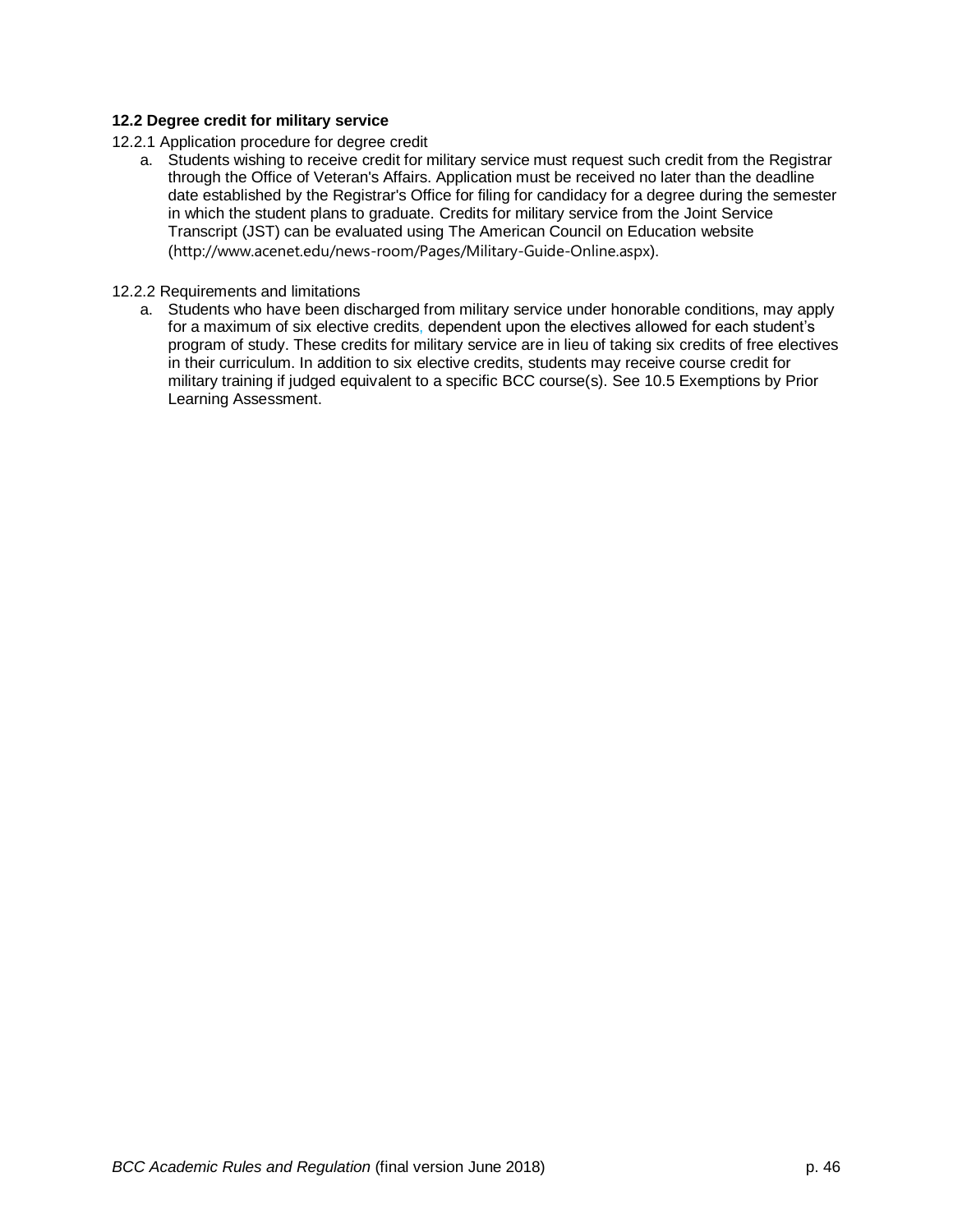**12.2 Degree credit for military service**

12.2.1 Application procedure for degree credit

a. Students wishing to receive credit for military service must request such credit from the Registrar through the Office of Veteran's Affairs. Application must be received no later than the deadline date established by the Registrar's Office for filing for candidacy for a degree during the semester in which the student plans to graduate. Credits for military service from the Joint Service Transcript (JST) can be evaluated using The American Council on Education website (http://www.acenet.edu/news-room/Pages/Military-Guide-Online.aspx).

12.2.2 Requirements and limitations

a. Students who have been discharged from military service under honorable conditions, may apply for a maximum of six elective credits, dependent upon the electives allowed for each student's program of study. These credits for military service are in lieu of taking six credits of free electives in their curriculum. In addition to six elective credits, students may receive course credit for military training if judged equivalent to a specific BCC course(s). See 10.5 Exemptions by Prior Learning Assessment.